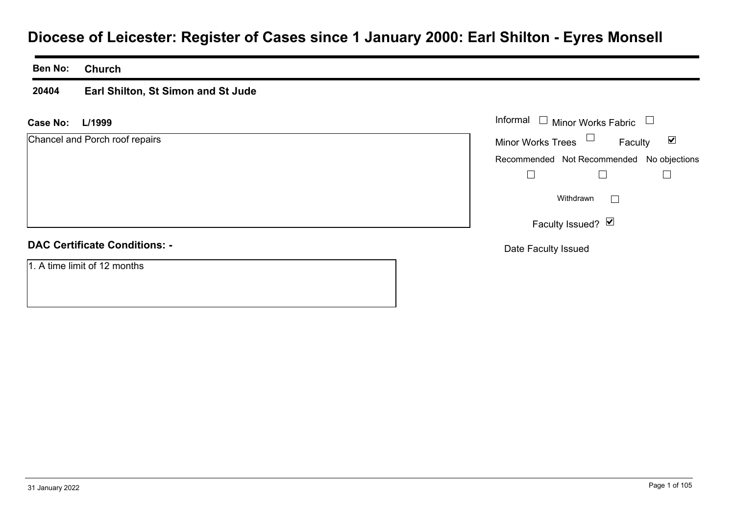# Diocese of Leicester: Register of Cases since 1 January 2000: Earl Shilton - Eyres Monsell

**Ben No:** **Church**

**20404** **Earl Shilton, St Simon and St Jude**

**Case No:** **L/1999**

Chancel and Porch roof repairs

Informal ☐ Minor Works Fabric ☐

Minor Works Trees ☐ Faculty ☑

Recommended ☐ Not Recommended ☐ No objections ☐

Withdrawn ☐

Faculty Issued? ☑

Date Faculty Issued

**DAC Certificate Conditions: -**

1. A time limit of 12 months

31 January 2022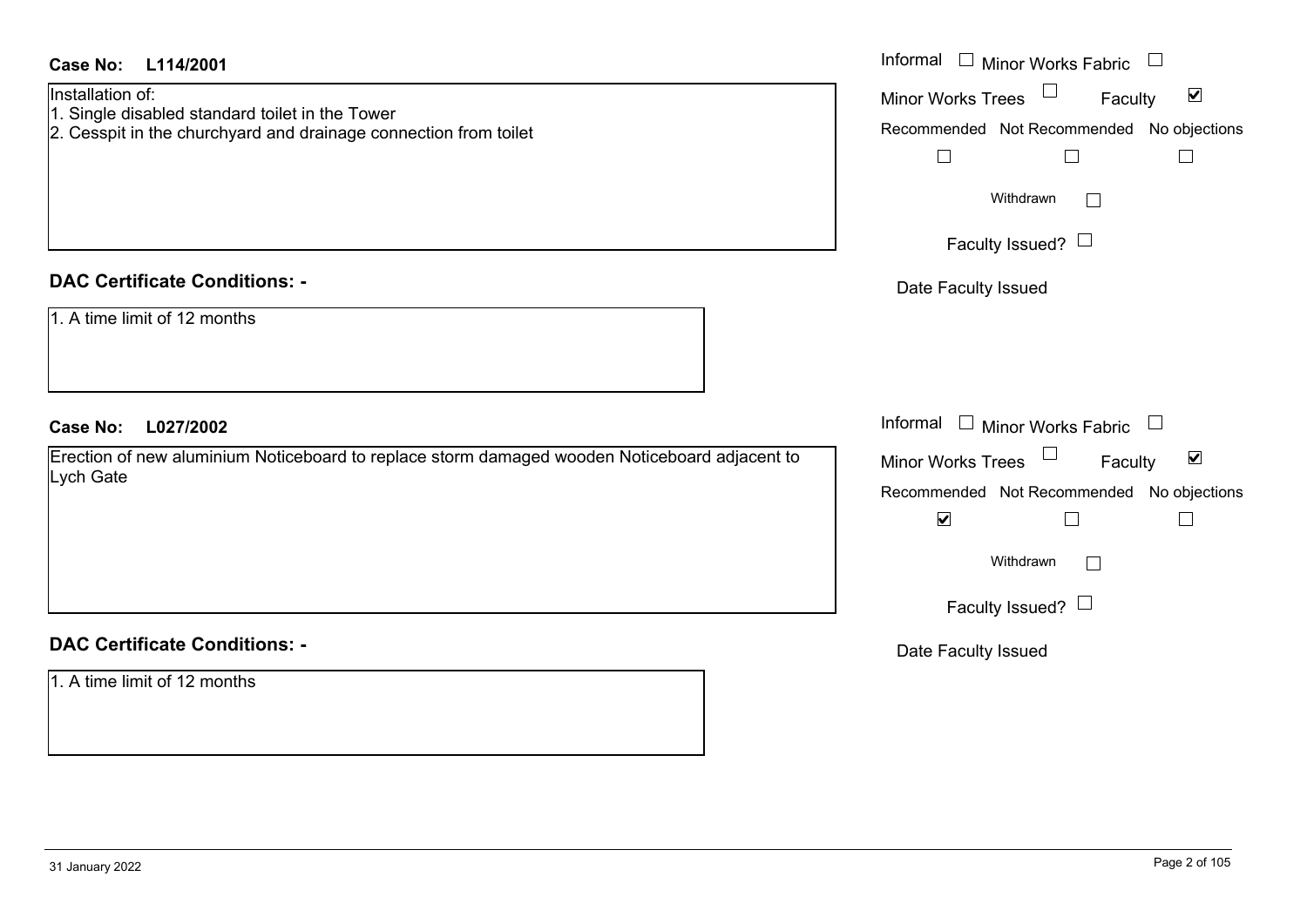**Case No: L114/2001**

Installation of:
1. Single disabled standard toilet in the Tower
2. Cesspit in the churchyard and drainage connection from toilet

Informal ☐ Minor Works Fabric ☐
Minor Works Trees ☐ Faculty ☑
Recommended ☐ Not Recommended ☐ No objections ☐
Withdrawn ☐
Faculty Issued? ☐
Date Faculty Issued

**DAC Certificate Conditions: -**

1. A time limit of 12 months

**Case No: L027/2002**

Erection of new aluminium Noticeboard to replace storm damaged wooden Noticeboard adjacent to Lych Gate

Informal ☐ Minor Works Fabric ☐
Minor Works Trees ☐ Faculty ☑
Recommended ☑ Not Recommended ☐ No objections ☐
Withdrawn ☐
Faculty Issued? ☐
Date Faculty Issued

**DAC Certificate Conditions: -**

1. A time limit of 12 months

31 January 2022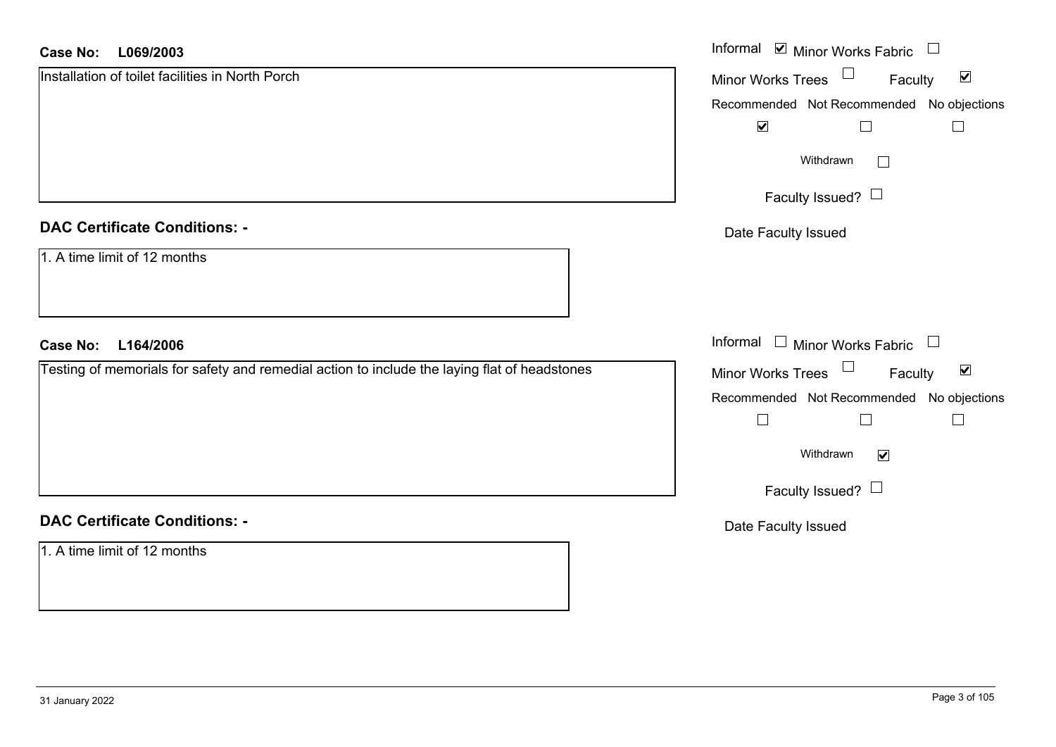**Case No:** **L069/2003**

Installation of toilet facilities in North Porch

Informal ☑ Minor Works Fabric ☐

Minor Works Trees ☐ Faculty ☑

Recommended ☑ Not Recommended ☐ No objections ☐

Withdrawn ☐

Faculty Issued? ☐

Date Faculty Issued

**DAC Certificate Conditions: -**

1. A time limit of 12 months

**Case No:** **L164/2006**

Testing of memorials for safety and remedial action to include the laying flat of headstones

Informal ☐ Minor Works Fabric ☐

Minor Works Trees ☐ Faculty ☑

Recommended ☐ Not Recommended ☐ No objections ☐

Withdrawn ☑

Faculty Issued? ☐

Date Faculty Issued

**DAC Certificate Conditions: -**

1. A time limit of 12 months

31 January 2022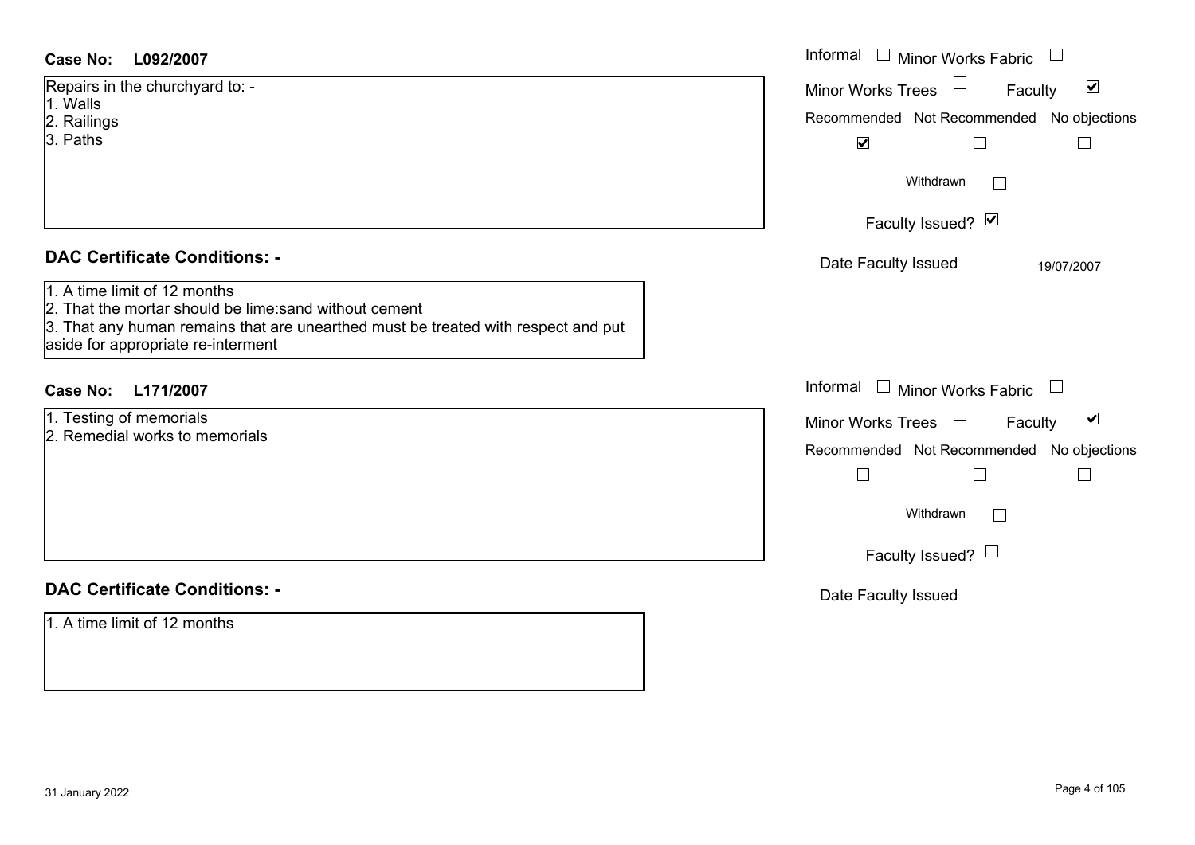**Case No: L092/2007**

Repairs in the churchyard to: -
1. Walls
2. Railings
3. Paths

Informal ☐ Minor Works Fabric ☐
Minor Works Trees ☐ Faculty ☑
Recommended ☑ Not Recommended ☐ No objections ☐
Withdrawn ☐
Faculty Issued? ☑
Date Faculty Issued 19/07/2007

**DAC Certificate Conditions: -**

1. A time limit of 12 months
2. That the mortar should be lime:sand without cement
3. That any human remains that are unearthed must be treated with respect and put aside for appropriate re-interment

**Case No: L171/2007**

1. Testing of memorials
2. Remedial works to memorials

Informal ☐ Minor Works Fabric ☐
Minor Works Trees ☐ Faculty ☑
Recommended ☐ Not Recommended ☐ No objections ☐
Withdrawn ☐
Faculty Issued? ☐
Date Faculty Issued

**DAC Certificate Conditions: -**

1. A time limit of 12 months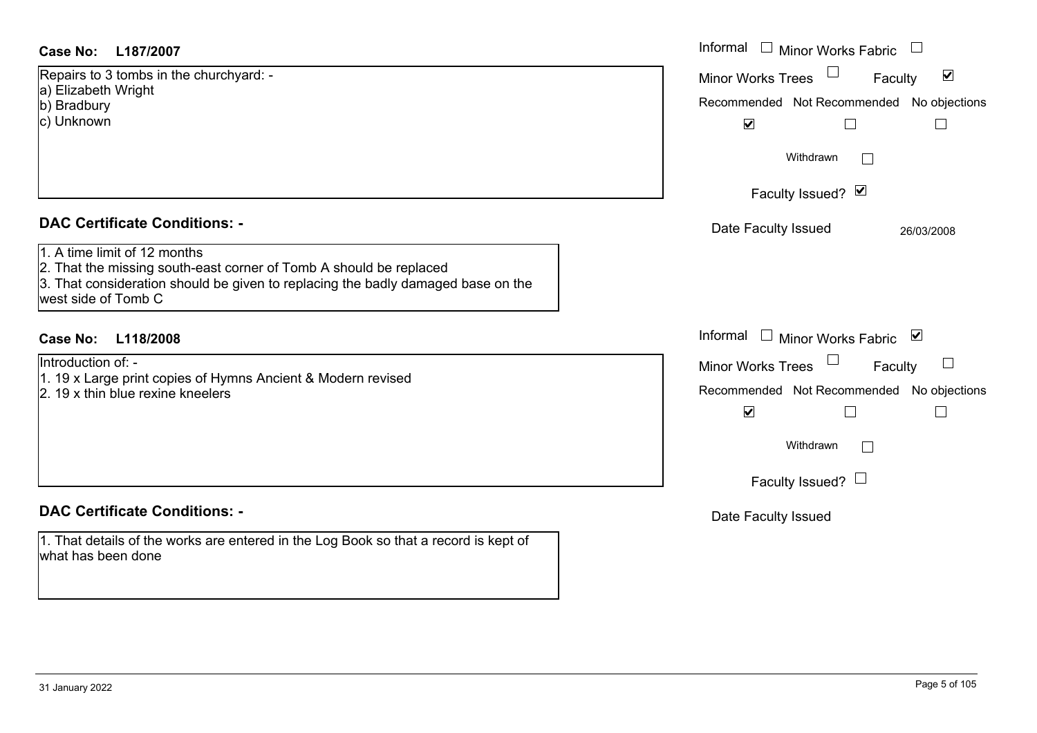**Case No: L187/2007**

Repairs to 3 tombs in the churchyard: -
a) Elizabeth Wright
b) Bradbury
c) Unknown

Informal ☐ Minor Works Fabric ☐
Minor Works Trees ☐ Faculty ☑

| Recommended | Not Recommended | No objections |
|---|---|---|
| ☑ | ☐ | ☐ |

Withdrawn ☐

Faculty Issued? ☑

Date Faculty Issued 26/03/2008

**DAC Certificate Conditions: -**

1. A time limit of 12 months
2. That the missing south-east corner of Tomb A should be replaced
3. That consideration should be given to replacing the badly damaged base on the west side of Tomb C

**Case No: L118/2008**

Introduction of: -
1. 19 x Large print copies of Hymns Ancient & Modern revised
2. 19 x thin blue rexine kneelers

Informal ☐ Minor Works Fabric ☑
Minor Works Trees ☐ Faculty ☐

| Recommended | Not Recommended | No objections |
|---|---|---|
| ☑ | ☐ | ☐ |

Withdrawn ☐

Faculty Issued? ☐

Date Faculty Issued

**DAC Certificate Conditions: -**

1. That details of the works are entered in the Log Book so that a record is kept of what has been done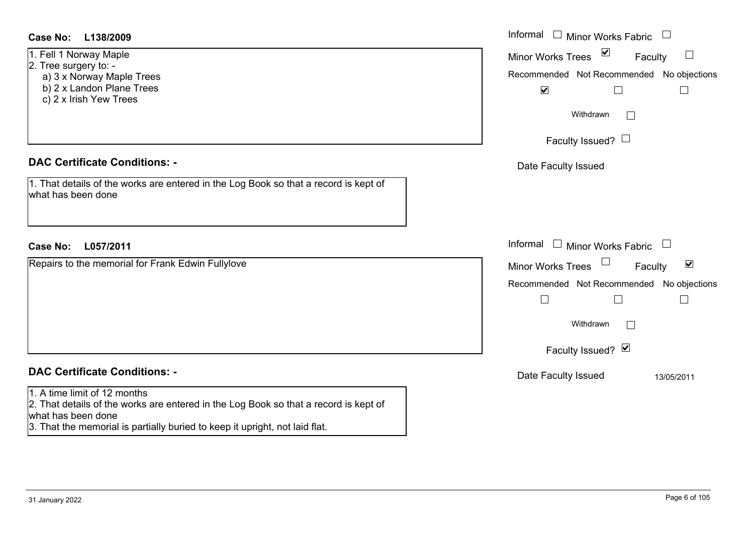**Case No: L138/2009**

1. Fell 1 Norway Maple
2. Tree surgery to: -
   a) 3 x Norway Maple Trees
   b) 2 x Landon Plane Trees
   c) 2 x Irish Yew Trees

Informal ☐ Minor Works Fabric ☐

Minor Works Trees ☑ Faculty ☐

Recommended ☑ Not Recommended ☐ No objections ☐

Withdrawn ☐

Faculty Issued? ☐

Date Faculty Issued

**DAC Certificate Conditions: -**

1. That details of the works are entered in the Log Book so that a record is kept of what has been done

**Case No: L057/2011**

Repairs to the memorial for Frank Edwin Fullylove

Informal ☐ Minor Works Fabric ☐

Minor Works Trees ☐ Faculty ☑

Recommended ☐ Not Recommended ☐ No objections ☐

Withdrawn ☐

Faculty Issued? ☑

Date Faculty Issued 13/05/2011

**DAC Certificate Conditions: -**

1. A time limit of 12 months
2. That details of the works are entered in the Log Book so that a record is kept of what has been done
3. That the memorial is partially buried to keep it upright, not laid flat.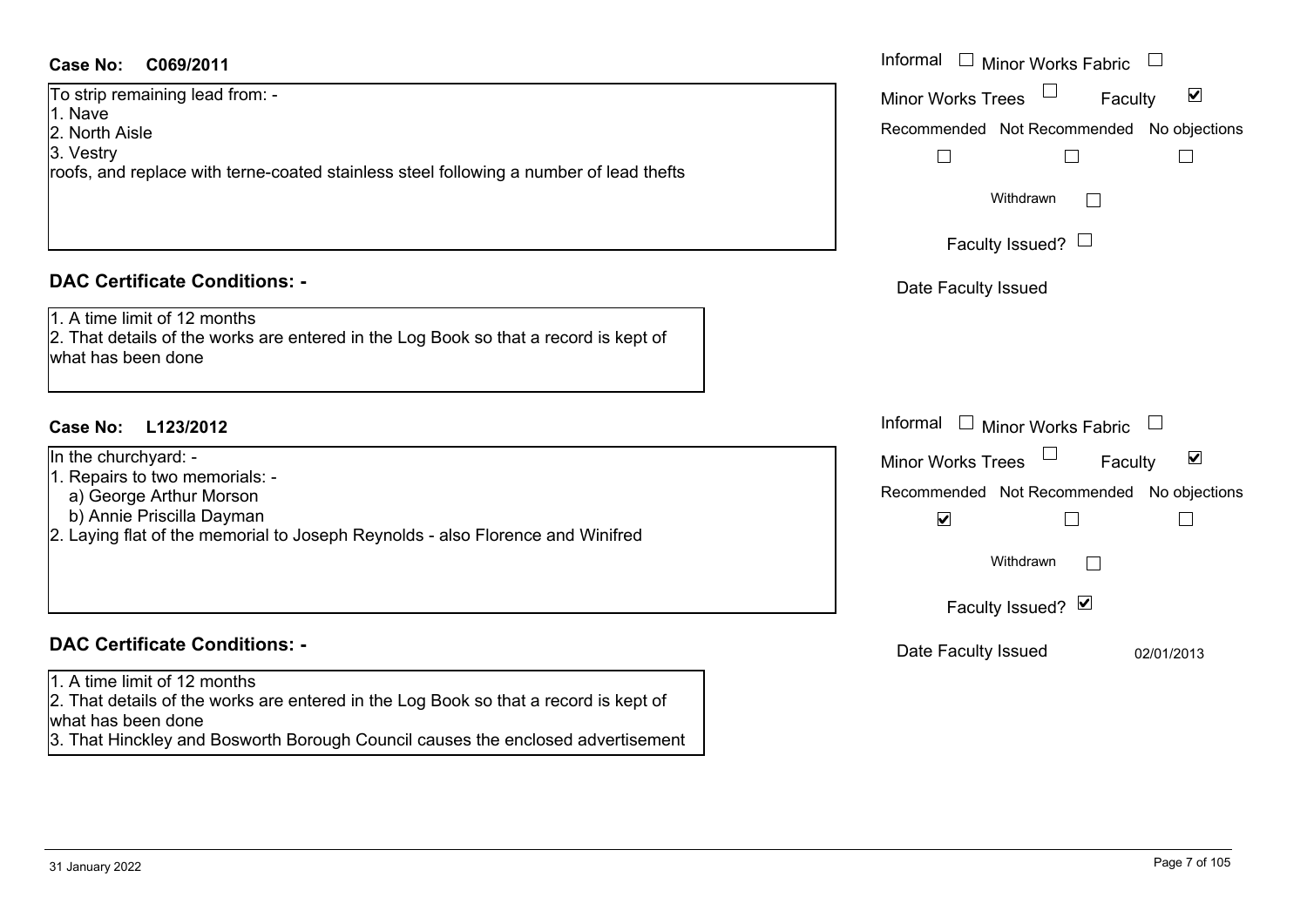**Case No: C069/2011**

To strip remaining lead from: -
1. Nave
2. North Aisle
3. Vestry
roofs, and replace with terne-coated stainless steel following a number of lead thefts

Informal ☐ Minor Works Fabric ☐
Minor Works Trees ☐ Faculty ☑
Recommended ☐ Not Recommended ☐ No objections ☐
Withdrawn ☐
Faculty Issued? ☐
Date Faculty Issued

## DAC Certificate Conditions: -

1. A time limit of 12 months
2. That details of the works are entered in the Log Book so that a record is kept of what has been done

**Case No: L123/2012**

In the churchyard: -
1. Repairs to two memorials: -
   a) George Arthur Morson
   b) Annie Priscilla Dayman
2. Laying flat of the memorial to Joseph Reynolds - also Florence and Winifred

Informal ☐ Minor Works Fabric ☐
Minor Works Trees ☐ Faculty ☑
Recommended ☑ Not Recommended ☐ No objections ☐
Withdrawn ☐
Faculty Issued? ☑
Date Faculty Issued 02/01/2013

## DAC Certificate Conditions: -

1. A time limit of 12 months
2. That details of the works are entered in the Log Book so that a record is kept of what has been done
3. That Hinckley and Bosworth Borough Council causes the enclosed advertisement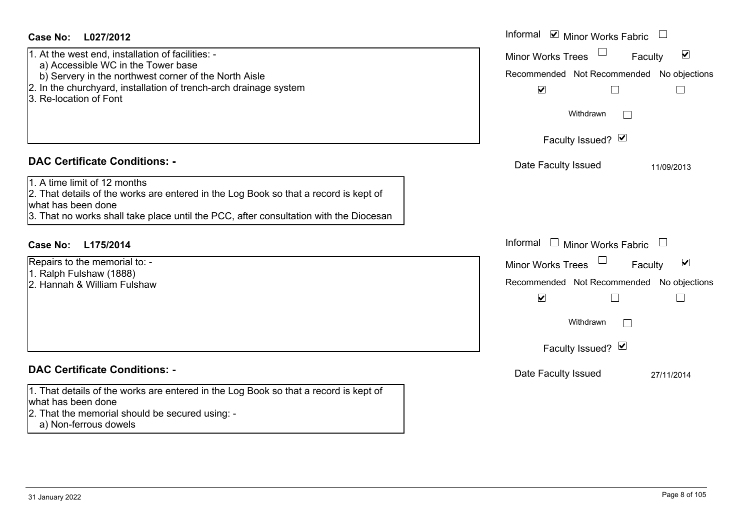**Case No: L027/2012**

1. At the west end, installation of facilities: -
   a) Accessible WC in the Tower base
   b) Servery in the northwest corner of the North Aisle
2. In the churchyard, installation of trench-arch drainage system
3. Re-location of Font

Informal ☑ Minor Works Fabric ☐
Minor Works Trees ☐ Faculty ☑

| Recommended | Not Recommended | No objections |
|---|---|---|
| ☑ | ☐ | ☐ |

Withdrawn ☐

Faculty Issued? ☑

Date Faculty Issued 11/09/2013

**DAC Certificate Conditions: -**

1. A time limit of 12 months
2. That details of the works are entered in the Log Book so that a record is kept of what has been done
3. That no works shall take place until the PCC, after consultation with the Diocesan

**Case No: L175/2014**

Repairs to the memorial to: -
1. Ralph Fulshaw (1888)
2. Hannah & William Fulshaw

Informal ☐ Minor Works Fabric ☐
Minor Works Trees ☐ Faculty ☑

| Recommended | Not Recommended | No objections |
|---|---|---|
| ☑ | ☐ | ☐ |

Withdrawn ☐

Faculty Issued? ☑

Date Faculty Issued 27/11/2014

**DAC Certificate Conditions: -**

1. That details of the works are entered in the Log Book so that a record is kept of what has been done
2. That the memorial should be secured using: -
   a) Non-ferrous dowels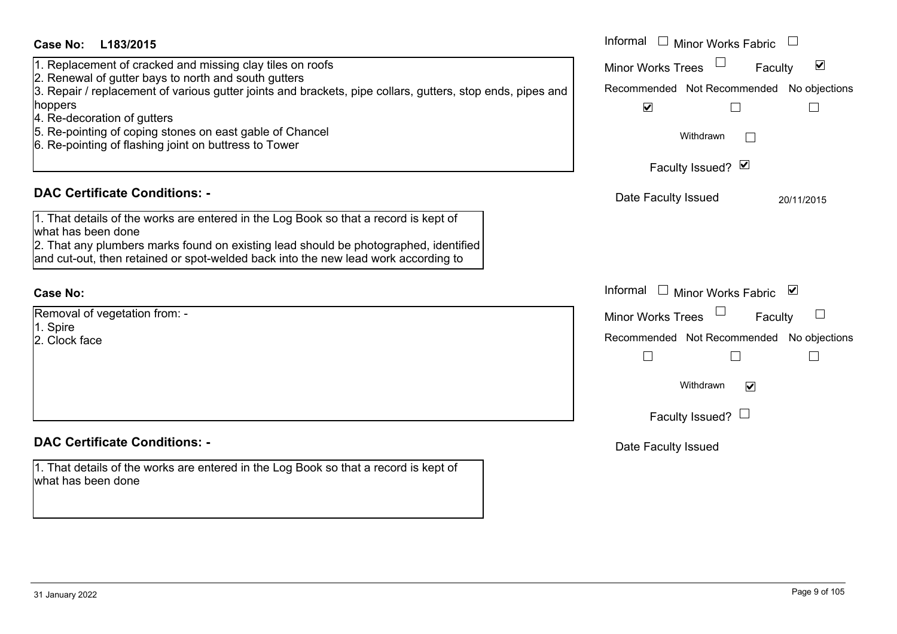**Case No: L183/2015**

1. Replacement of cracked and missing clay tiles on roofs
2. Renewal of gutter bays to north and south gutters
3. Repair / replacement of various gutter joints and brackets, pipe collars, gutters, stop ends, pipes and hoppers
4. Re-decoration of gutters
5. Re-pointing of coping stones on east gable of Chancel
6. Re-pointing of flashing joint on buttress to Tower

Informal ☐ Minor Works Fabric ☐
Minor Works Trees ☐ Faculty ☑
Recommended ☑ Not Recommended ☐ No objections ☐
Withdrawn ☐
Faculty Issued? ☑
Date Faculty Issued 20/11/2015

## DAC Certificate Conditions: -

1. That details of the works are entered in the Log Book so that a record is kept of what has been done
2. That any plumbers marks found on existing lead should be photographed, identified and cut-out, then retained or spot-welded back into the new lead work according to

**Case No:**

Removal of vegetation from: -
1. Spire
2. Clock face

Informal ☐ Minor Works Fabric ☑
Minor Works Trees ☐ Faculty ☐
Recommended ☐ Not Recommended ☐ No objections ☐
Withdrawn ☑
Faculty Issued? ☐
Date Faculty Issued

## DAC Certificate Conditions: -

1. That details of the works are entered in the Log Book so that a record is kept of what has been done

31 January 2022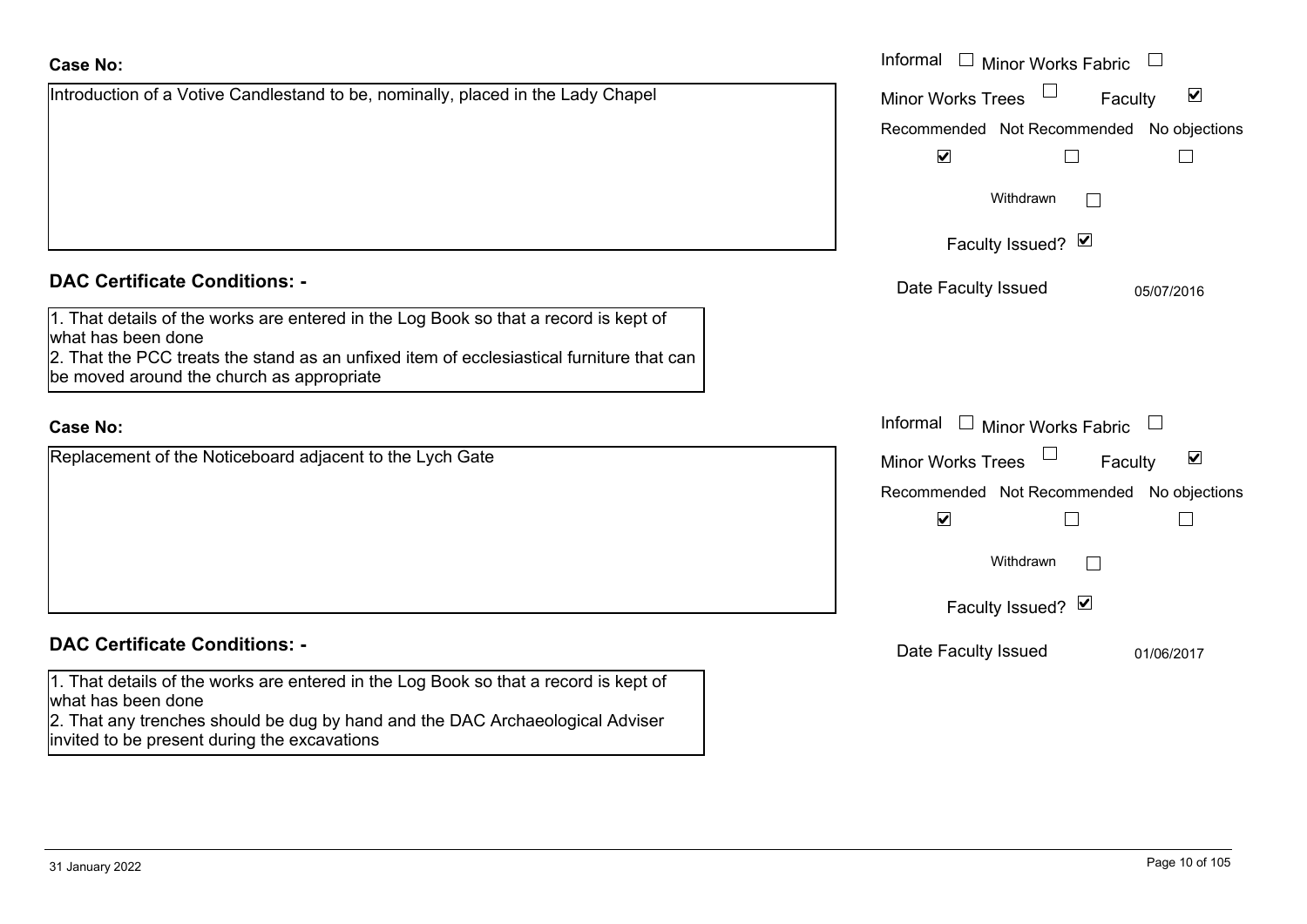**Case No:**

Introduction of a Votive Candlestand to be, nominally, placed in the Lady Chapel

Informal ☐ Minor Works Fabric ☐

Minor Works Trees ☐ Faculty ☑

Recommended ☑ Not Recommended ☐ No objections ☐

Withdrawn ☐

Faculty Issued? ☑

Date Faculty Issued 05/07/2016

**DAC Certificate Conditions: -**

1. That details of the works are entered in the Log Book so that a record is kept of what has been done
2. That the PCC treats the stand as an unfixed item of ecclesiastical furniture that can be moved around the church as appropriate

**Case No:**

Replacement of the Noticeboard adjacent to the Lych Gate

Informal ☐ Minor Works Fabric ☐

Minor Works Trees ☐ Faculty ☑

Recommended ☑ Not Recommended ☐ No objections ☐

Withdrawn ☐

Faculty Issued? ☑

Date Faculty Issued 01/06/2017

**DAC Certificate Conditions: -**

1. That details of the works are entered in the Log Book so that a record is kept of what has been done
2. That any trenches should be dug by hand and the DAC Archaeological Adviser invited to be present during the excavations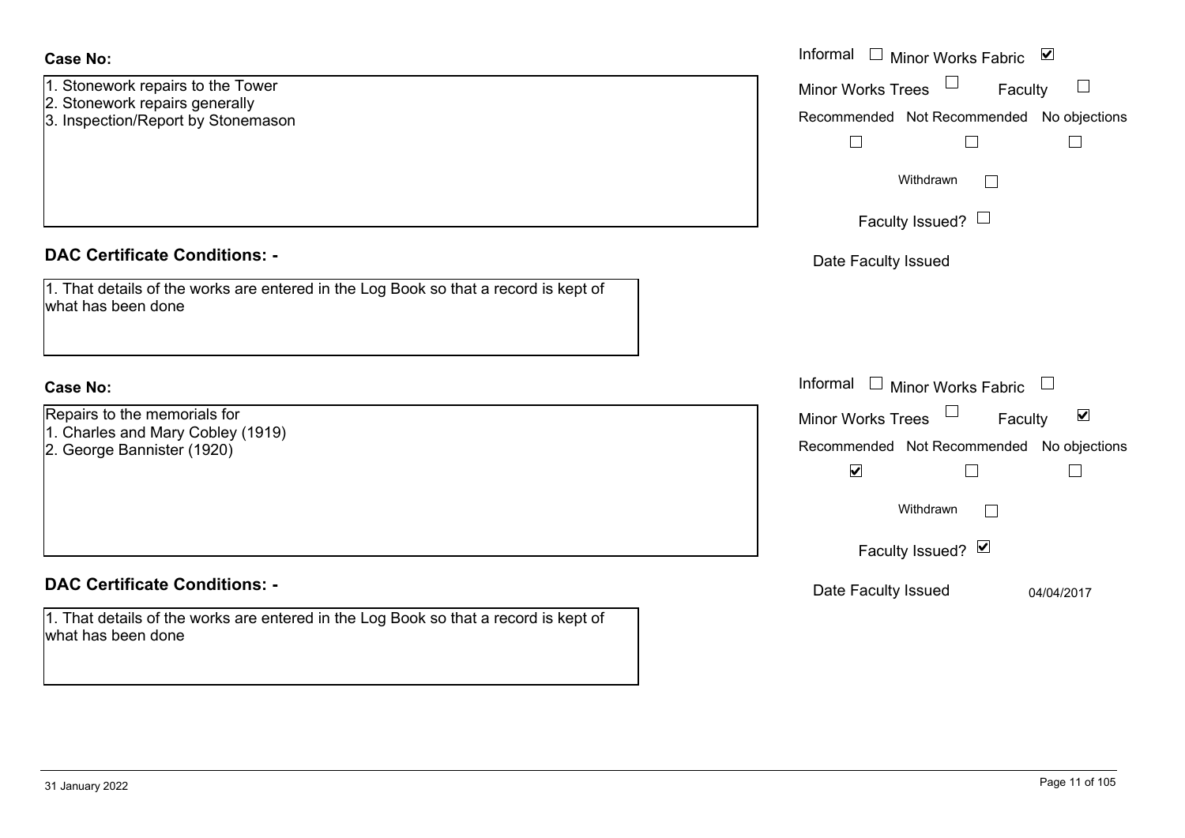**Case No:**

1. Stonework repairs to the Tower
2. Stonework repairs generally
3. Inspection/Report by Stonemason

Informal ☐ Minor Works Fabric ☑

Minor Works Trees ☐ Faculty ☐

Recommended ☐ Not Recommended ☐ No objections ☐

Withdrawn ☐

Faculty Issued? ☐

Date Faculty Issued

**DAC Certificate Conditions: -**

1. That details of the works are entered in the Log Book so that a record is kept of what has been done

**Case No:**

Repairs to the memorials for
1. Charles and Mary Cobley (1919)
2. George Bannister (1920)

Informal ☐ Minor Works Fabric ☐

Minor Works Trees ☐ Faculty ☑

Recommended ☑ Not Recommended ☐ No objections ☐

Withdrawn ☐

Faculty Issued? ☑

Date Faculty Issued 04/04/2017

**DAC Certificate Conditions: -**

1. That details of the works are entered in the Log Book so that a record is kept of what has been done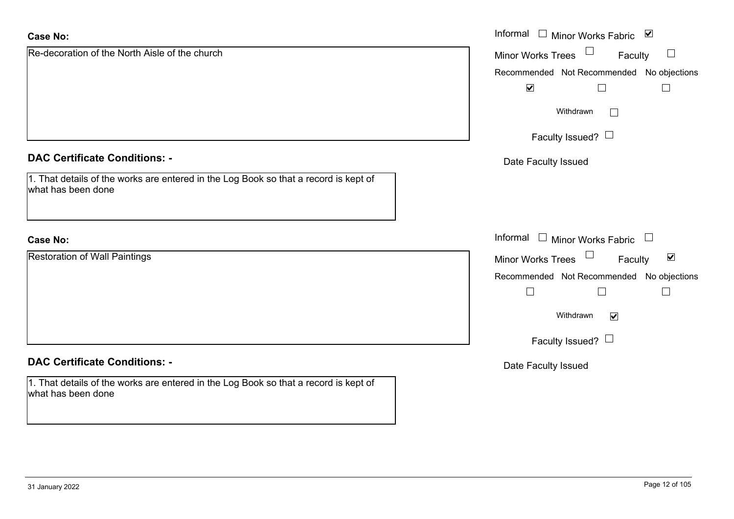**Case No:**

Re-decoration of the North Aisle of the church

Informal ☐ Minor Works Fabric ☑

Minor Works Trees ☐ Faculty ☐

Recommended ☑ Not Recommended ☐ No objections ☐

Withdrawn ☐

Faculty Issued? ☐

Date Faculty Issued

**DAC Certificate Conditions: -**

1. That details of the works are entered in the Log Book so that a record is kept of what has been done

**Case No:**

Restoration of Wall Paintings

Informal ☐ Minor Works Fabric ☐

Minor Works Trees ☐ Faculty ☑

Recommended ☐ Not Recommended ☐ No objections ☐

Withdrawn ☑

Faculty Issued? ☐

Date Faculty Issued

**DAC Certificate Conditions: -**

1. That details of the works are entered in the Log Book so that a record is kept of what has been done

31 January 2022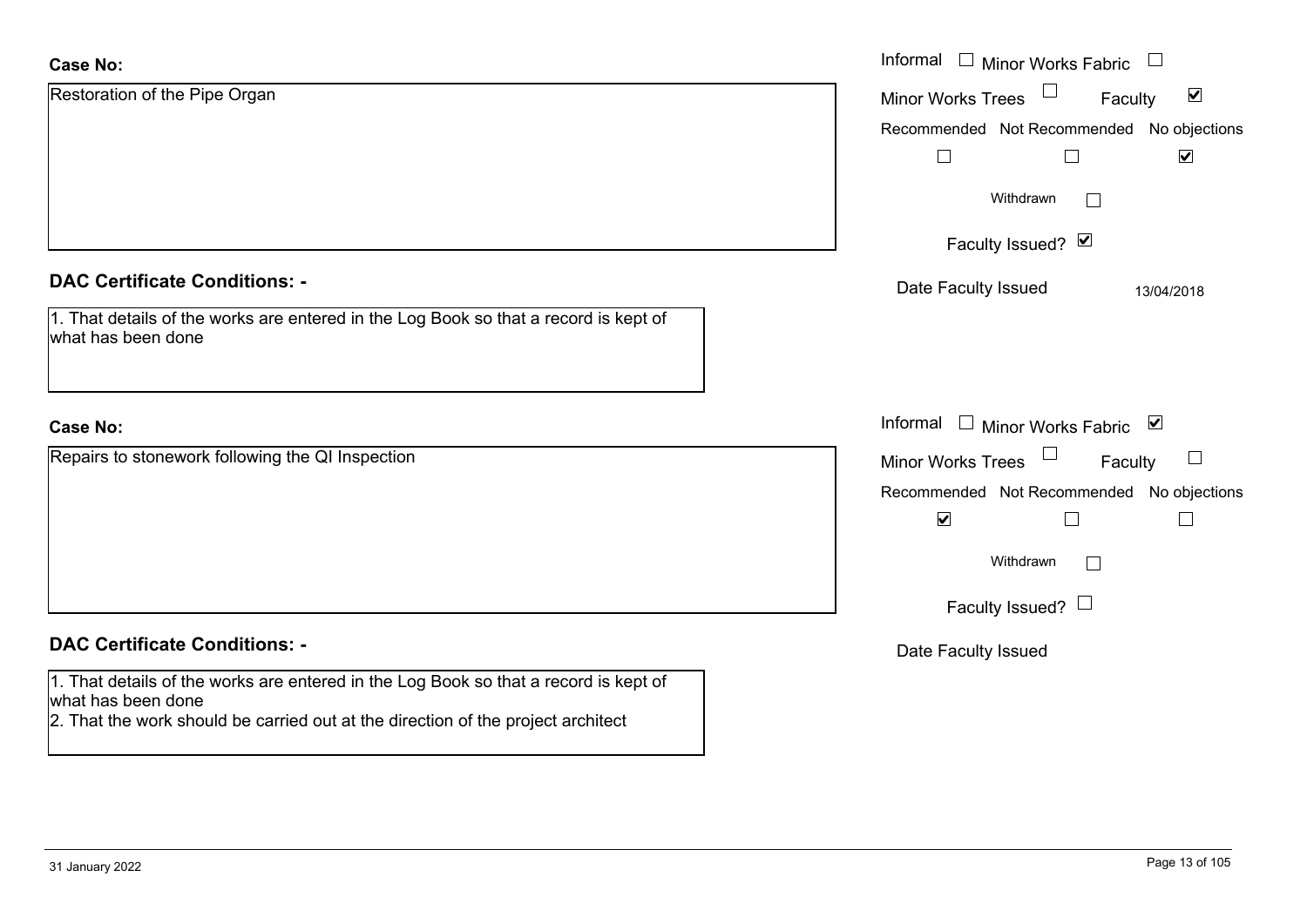**Case No:**

Restoration of the Pipe Organ

Informal ☐ Minor Works Fabric ☐

Minor Works Trees ☐ Faculty ☑

| Recommended | Not Recommended | No objections |
|---|---|---|
| ☐ | ☐ | ☑ |

Withdrawn ☐

Faculty Issued? ☑

Date Faculty Issued 13/04/2018

**DAC Certificate Conditions: -**

1. That details of the works are entered in the Log Book so that a record is kept of what has been done

**Case No:**

Repairs to stonework following the QI Inspection

Informal ☐ Minor Works Fabric ☑

Minor Works Trees ☐ Faculty ☐

| Recommended | Not Recommended | No objections |
|---|---|---|
| ☑ | ☐ | ☐ |

Withdrawn ☐

Faculty Issued? ☐

Date Faculty Issued

**DAC Certificate Conditions: -**

1. That details of the works are entered in the Log Book so that a record is kept of what has been done
2. That the work should be carried out at the direction of the project architect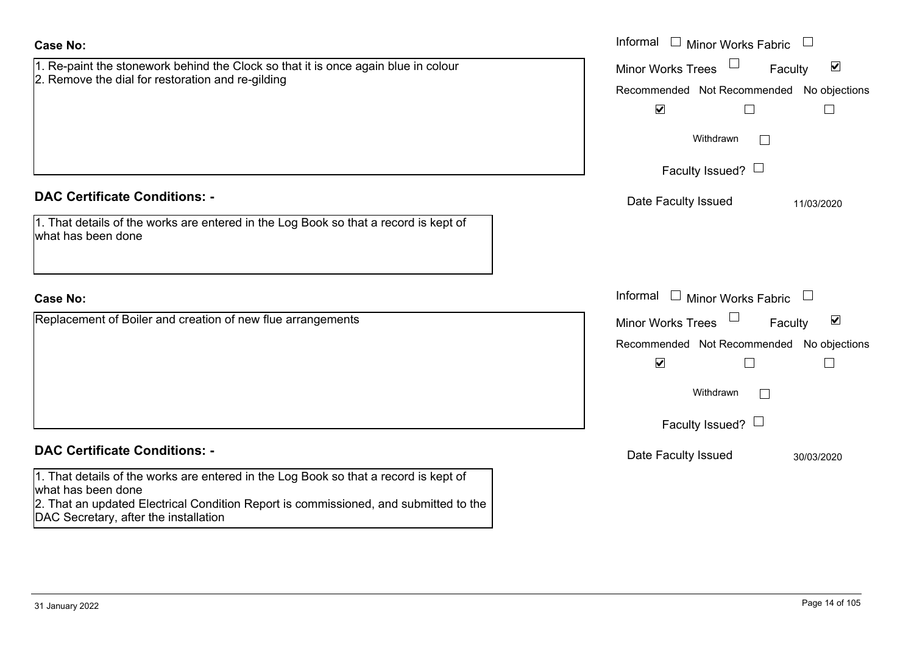**Case No:**

1. Re-paint the stonework behind the Clock so that it is once again blue in colour
2. Remove the dial for restoration and re-gilding

Informal ☐ Minor Works Fabric ☐
Minor Works Trees ☐ Faculty ☑
Recommended ☑ Not Recommended ☐ No objections ☐
Withdrawn ☐
Faculty Issued? ☐
Date Faculty Issued 11/03/2020

**DAC Certificate Conditions: -**

1. That details of the works are entered in the Log Book so that a record is kept of what has been done

**Case No:**

Replacement of Boiler and creation of new flue arrangements

Informal ☐ Minor Works Fabric ☐
Minor Works Trees ☐ Faculty ☑
Recommended ☑ Not Recommended ☐ No objections ☐
Withdrawn ☐
Faculty Issued? ☐
Date Faculty Issued 30/03/2020

**DAC Certificate Conditions: -**

1. That details of the works are entered in the Log Book so that a record is kept of what has been done
2. That an updated Electrical Condition Report is commissioned, and submitted to the DAC Secretary, after the installation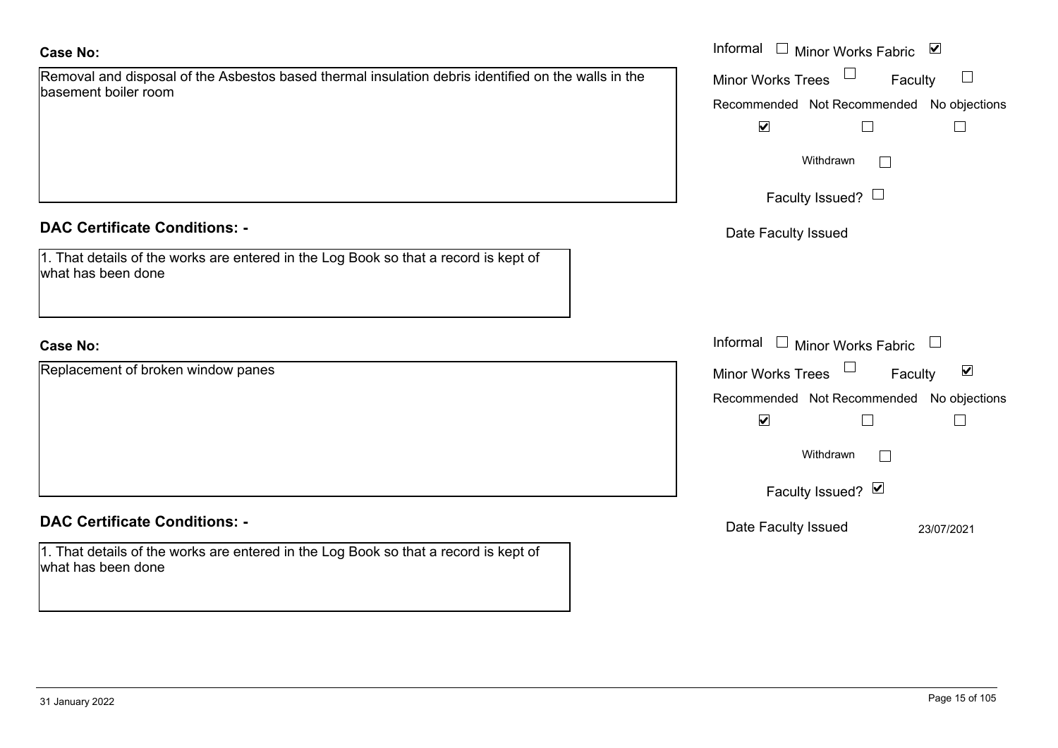**Case No:**

Removal and disposal of the Asbestos based thermal insulation debris identified on the walls in the basement boiler room

Informal ☐ Minor Works Fabric ☑
Minor Works Trees ☐ Faculty ☐
Recommended ☑ Not Recommended ☐ No objections ☐
Withdrawn ☐
Faculty Issued? ☐
Date Faculty Issued

**DAC Certificate Conditions: -**

1. That details of the works are entered in the Log Book so that a record is kept of what has been done

**Case No:**

Replacement of broken window panes

Informal ☐ Minor Works Fabric ☐
Minor Works Trees ☐ Faculty ☑
Recommended ☑ Not Recommended ☐ No objections ☐
Withdrawn ☐
Faculty Issued? ☑
Date Faculty Issued 23/07/2021

**DAC Certificate Conditions: -**

1. That details of the works are entered in the Log Book so that a record is kept of what has been done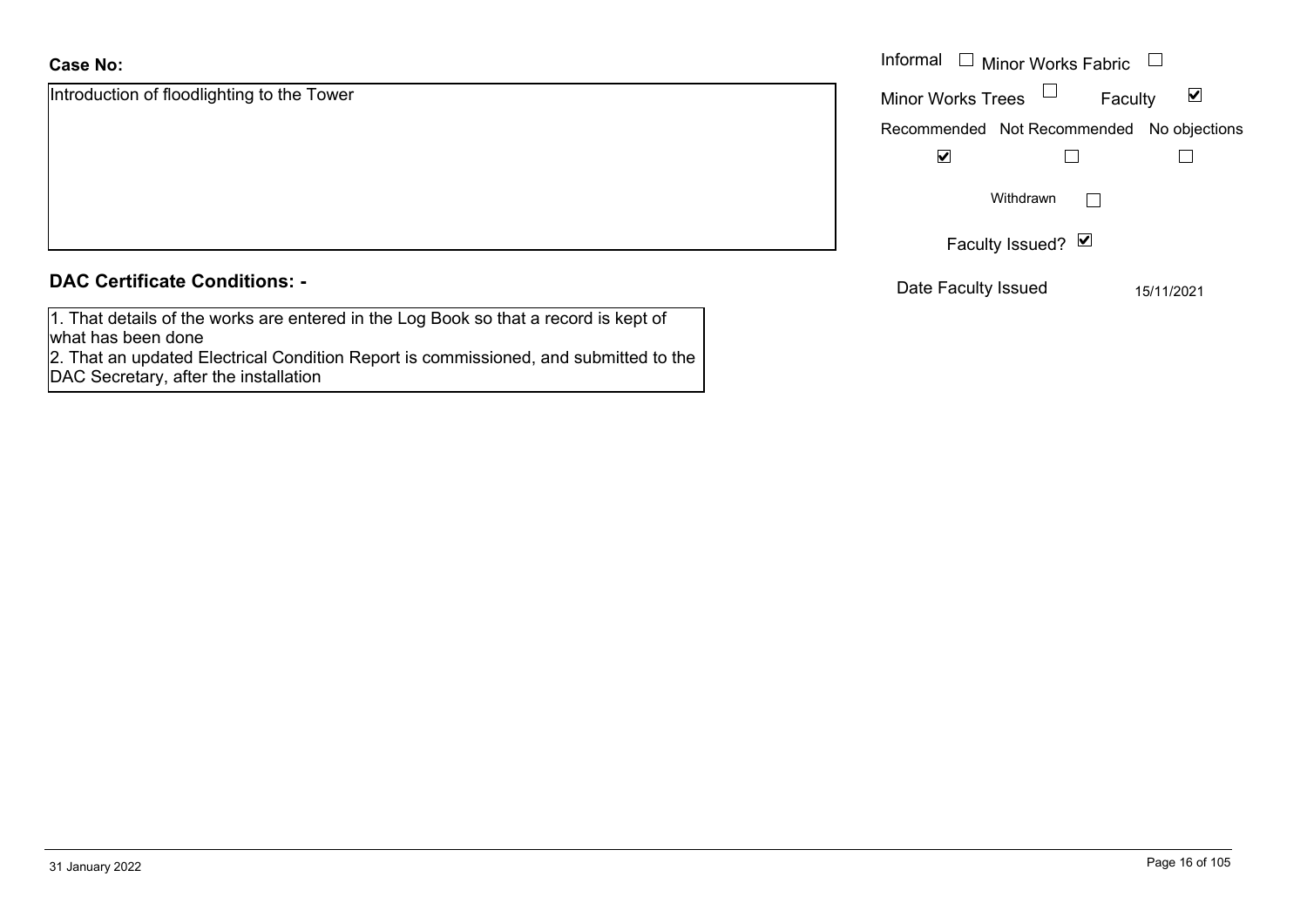**Case No:**

Introduction of floodlighting to the Tower

Informal ☐ Minor Works Fabric ☐

Minor Works Trees ☐ Faculty ☑

Recommended ☑ Not Recommended ☐ No objections ☐

Withdrawn ☐

Faculty Issued? ☑

Date Faculty Issued 15/11/2021

**DAC Certificate Conditions: -**

1. That details of the works are entered in the Log Book so that a record is kept of what has been done
2. That an updated Electrical Condition Report is commissioned, and submitted to the DAC Secretary, after the installation

31 January 2022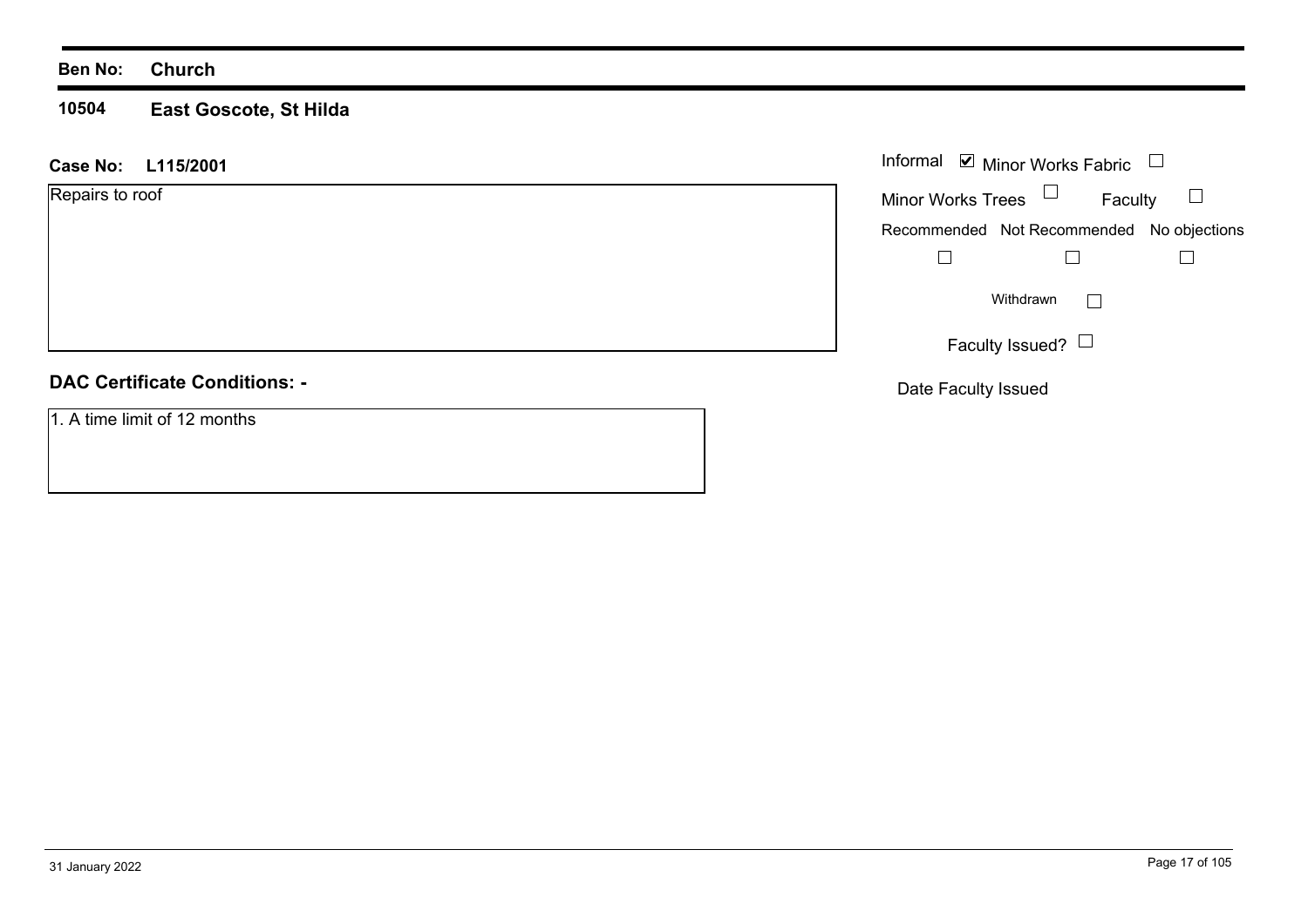**Ben No:** **Church**

**10504** **East Goscote, St Hilda**

**Case No:** **L115/2001**

Repairs to roof

Informal ☑ Minor Works Fabric ☐

Minor Works Trees ☐ Faculty ☐

Recommended ☐ Not Recommended ☐ No objections ☐

Withdrawn ☐

Faculty Issued? ☐

Date Faculty Issued

**DAC Certificate Conditions: -**

1. A time limit of 12 months

31 January 2022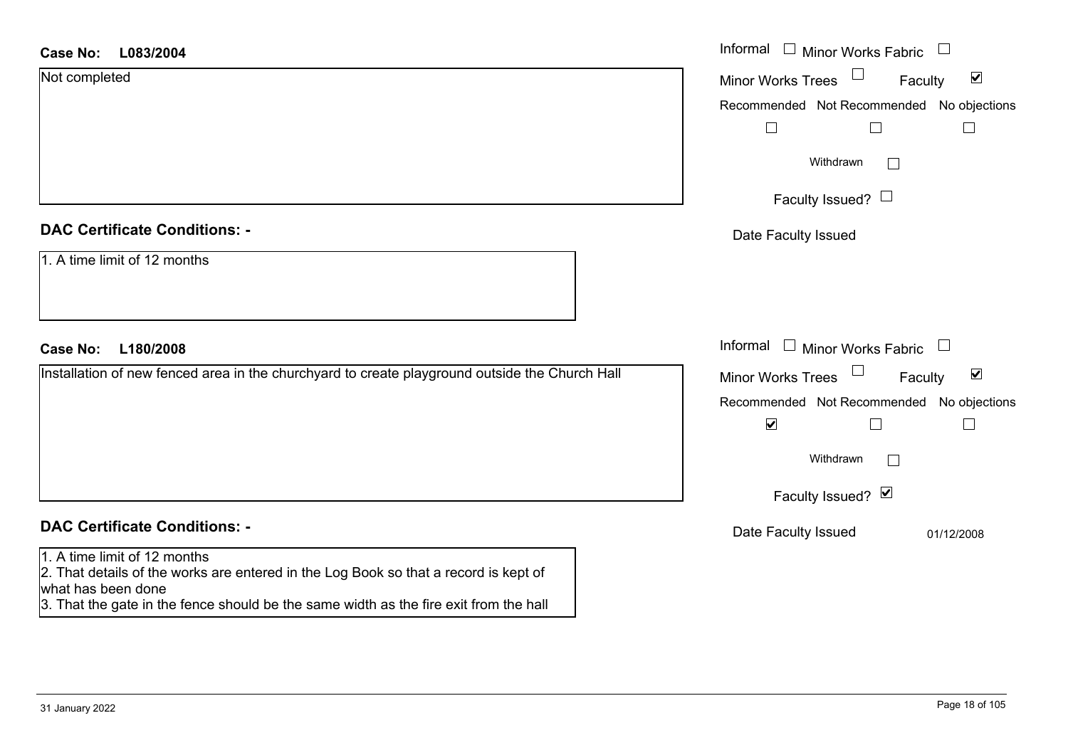**Case No:** **L083/2004**

Not completed

Informal ☐ Minor Works Fabric ☐

Minor Works Trees ☐ Faculty ☑

Recommended ☐ Not Recommended ☐ No objections ☐

Withdrawn ☐

Faculty Issued? ☐

Date Faculty Issued

**DAC Certificate Conditions: -**

1. A time limit of 12 months

**Case No:** **L180/2008**

Installation of new fenced area in the churchyard to create playground outside the Church Hall

Informal ☐ Minor Works Fabric ☐

Minor Works Trees ☐ Faculty ☑

Recommended ☑ Not Recommended ☐ No objections ☐

Withdrawn ☐

Faculty Issued? ☑

Date Faculty Issued 01/12/2008

**DAC Certificate Conditions: -**

1. A time limit of 12 months
2. That details of the works are entered in the Log Book so that a record is kept of what has been done
3. That the gate in the fence should be the same width as the fire exit from the hall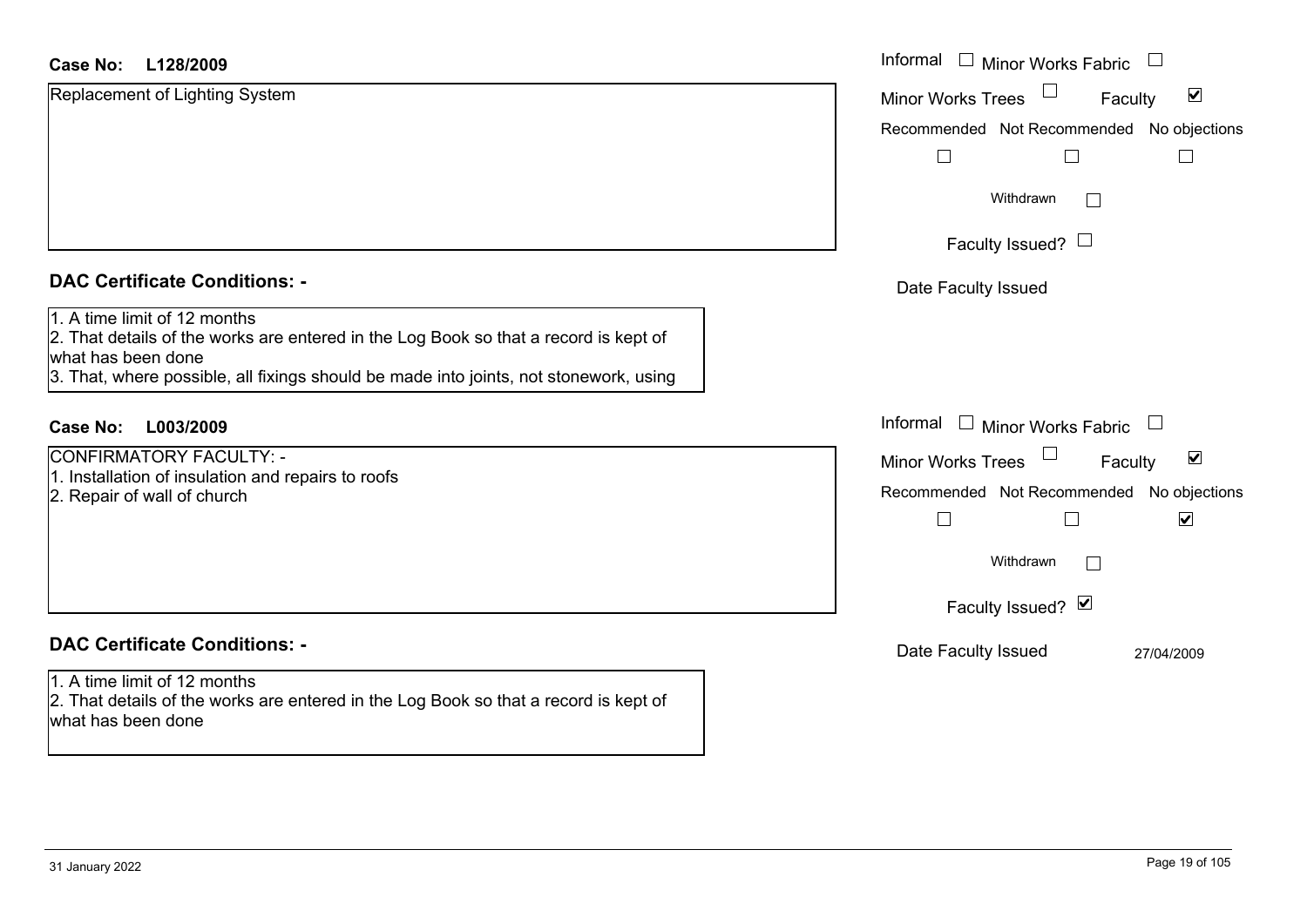**Case No: L128/2009**

Replacement of Lighting System

Informal ☐ Minor Works Fabric ☐
Minor Works Trees ☐ Faculty ☑
Recommended ☐ Not Recommended ☐ No objections ☐
Withdrawn ☐
Faculty Issued? ☐
Date Faculty Issued

**DAC Certificate Conditions: -**

1. A time limit of 12 months
2. That details of the works are entered in the Log Book so that a record is kept of what has been done
3. That, where possible, all fixings should be made into joints, not stonework, using

**Case No: L003/2009**

CONFIRMATORY FACULTY: -
1. Installation of insulation and repairs to roofs
2. Repair of wall of church

Informal ☐ Minor Works Fabric ☐
Minor Works Trees ☐ Faculty ☑
Recommended ☐ Not Recommended ☐ No objections ☑
Withdrawn ☐
Faculty Issued? ☑
Date Faculty Issued 27/04/2009

**DAC Certificate Conditions: -**

1. A time limit of 12 months
2. That details of the works are entered in the Log Book so that a record is kept of what has been done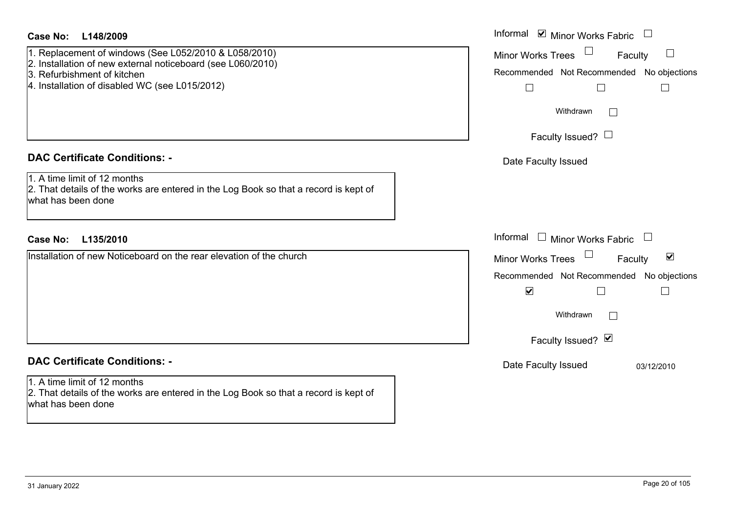**Case No: L148/2009**

1. Replacement of windows (See L052/2010 & L058/2010)
2. Installation of new external noticeboard (see L060/2010)
3. Refurbishment of kitchen
4. Installation of disabled WC (see L015/2012)

Informal ☑ Minor Works Fabric ☐
Minor Works Trees ☐ Faculty ☐

| Recommended | Not Recommended | No objections |
|---|---|---|
| ☐ | ☐ | ☐ |

Withdrawn ☐

Faculty Issued? ☐

Date Faculty Issued

## DAC Certificate Conditions: -

1. A time limit of 12 months
2. That details of the works are entered in the Log Book so that a record is kept of what has been done

**Case No: L135/2010**

Installation of new Noticeboard on the rear elevation of the church

Informal ☐ Minor Works Fabric ☐
Minor Works Trees ☐ Faculty ☑

| Recommended | Not Recommended | No objections |
|---|---|---|
| ☑ | ☐ | ☐ |

Withdrawn ☐

Faculty Issued? ☑

Date Faculty Issued 03/12/2010

## DAC Certificate Conditions: -

1. A time limit of 12 months
2. That details of the works are entered in the Log Book so that a record is kept of what has been done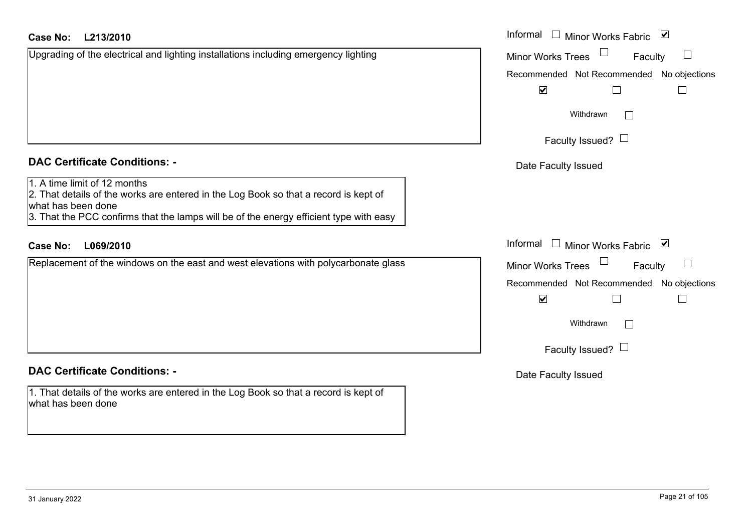**Case No: L213/2010**

Upgrading of the electrical and lighting installations including emergency lighting

Informal ☐ Minor Works Fabric ☑

Minor Works Trees ☐ Faculty ☐

Recommended ☑ Not Recommended ☐ No objections ☐

Withdrawn ☐

Faculty Issued? ☐

Date Faculty Issued

**DAC Certificate Conditions: -**

1. A time limit of 12 months
2. That details of the works are entered in the Log Book so that a record is kept of what has been done
3. That the PCC confirms that the lamps will be of the energy efficient type with easy

**Case No: L069/2010**

Replacement of the windows on the east and west elevations with polycarbonate glass

Informal ☐ Minor Works Fabric ☑

Minor Works Trees ☐ Faculty ☐

Recommended ☑ Not Recommended ☐ No objections ☐

Withdrawn ☐

Faculty Issued? ☐

Date Faculty Issued

**DAC Certificate Conditions: -**

1. That details of the works are entered in the Log Book so that a record is kept of what has been done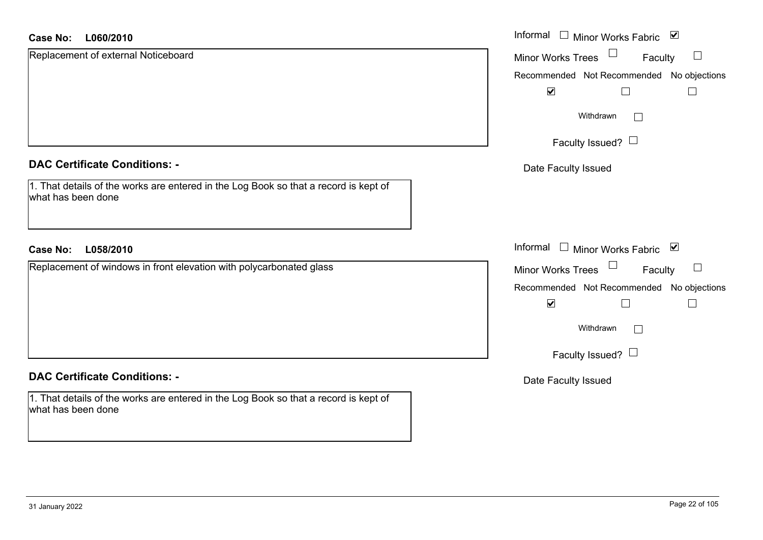**Case No: L060/2010**

Replacement of external Noticeboard

Informal ☐ Minor Works Fabric ☑
Minor Works Trees ☐ Faculty ☐

| Recommended | Not Recommended | No objections |
|---|---|---|
| ☑ | ☐ | ☐ |

Withdrawn ☐

Faculty Issued? ☐

Date Faculty Issued

**DAC Certificate Conditions: -**

1. That details of the works are entered in the Log Book so that a record is kept of what has been done

**Case No: L058/2010**

Replacement of windows in front elevation with polycarbonated glass

Informal ☐ Minor Works Fabric ☑
Minor Works Trees ☐ Faculty ☐

| Recommended | Not Recommended | No objections |
|---|---|---|
| ☑ | ☐ | ☐ |

Withdrawn ☐

Faculty Issued? ☐

Date Faculty Issued

**DAC Certificate Conditions: -**

1. That details of the works are entered in the Log Book so that a record is kept of what has been done

31 January 2022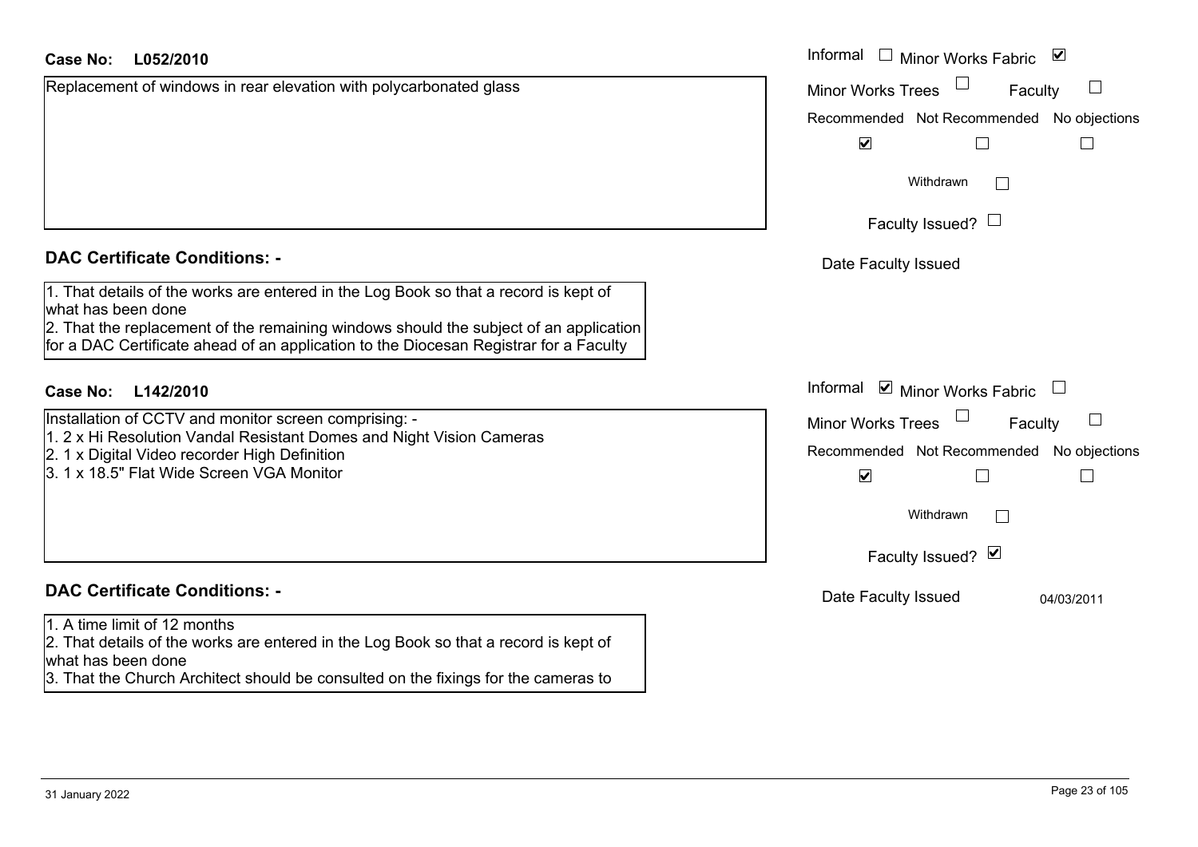**Case No: L052/2010**

Replacement of windows in rear elevation with polycarbonated glass

Informal ☐ Minor Works Fabric ☑
Minor Works Trees ☐ Faculty ☐

Recommended ☑ Not Recommended ☐ No objections ☐

Withdrawn ☐

Faculty Issued? ☐

Date Faculty Issued

**DAC Certificate Conditions: -**

1. That details of the works are entered in the Log Book so that a record is kept of what has been done
2. That the replacement of the remaining windows should the subject of an application for a DAC Certificate ahead of an application to the Diocesan Registrar for a Faculty

**Case No: L142/2010**

Installation of CCTV and monitor screen comprising: -
1. 2 x Hi Resolution Vandal Resistant Domes and Night Vision Cameras
2. 1 x Digital Video recorder High Definition
3. 1 x 18.5" Flat Wide Screen VGA Monitor

Informal ☑ Minor Works Fabric ☐
Minor Works Trees ☐ Faculty ☐

Recommended ☑ Not Recommended ☐ No objections ☐

Withdrawn ☐

Faculty Issued? ☑

Date Faculty Issued 04/03/2011

**DAC Certificate Conditions: -**

1. A time limit of 12 months
2. That details of the works are entered in the Log Book so that a record is kept of what has been done
3. That the Church Architect should be consulted on the fixings for the cameras to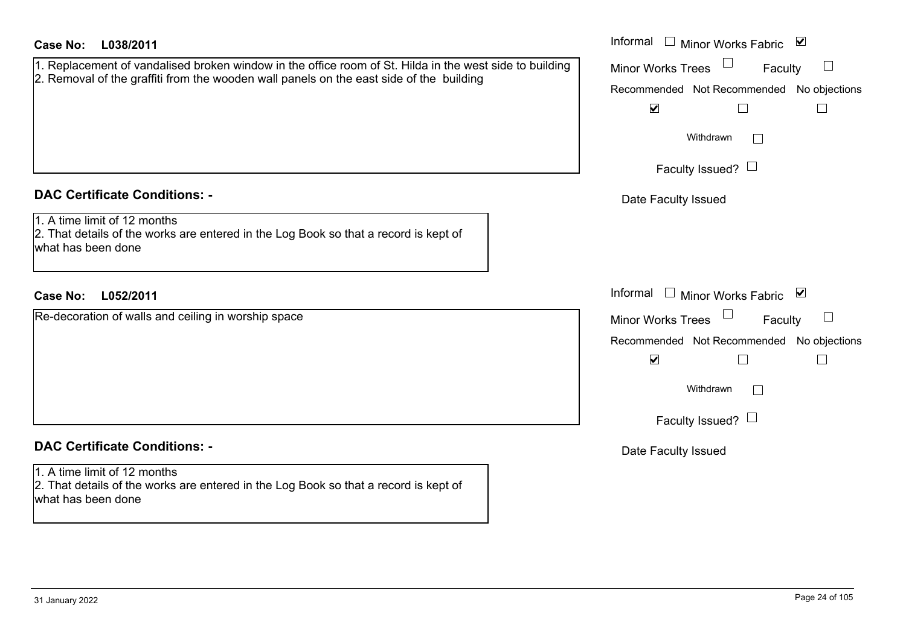**Case No: L038/2011**

1. Replacement of vandalised broken window in the office room of St. Hilda in the west side to building
2. Removal of the graffiti from the wooden wall panels on the east side of the building

Informal ☐ Minor Works Fabric ☑

Minor Works Trees ☐ Faculty ☐

| Recommended | Not Recommended | No objections |
|---|---|---|
| ☑ | ☐ | ☐ |

Withdrawn ☐

Faculty Issued? ☐

Date Faculty Issued

**DAC Certificate Conditions: -**

1. A time limit of 12 months
2. That details of the works are entered in the Log Book so that a record is kept of what has been done

**Case No: L052/2011**

Re-decoration of walls and ceiling in worship space

Informal ☐ Minor Works Fabric ☑

Minor Works Trees ☐ Faculty ☐

| Recommended | Not Recommended | No objections |
|---|---|---|
| ☑ | ☐ | ☐ |

Withdrawn ☐

Faculty Issued? ☐

Date Faculty Issued

**DAC Certificate Conditions: -**

1. A time limit of 12 months
2. That details of the works are entered in the Log Book so that a record is kept of what has been done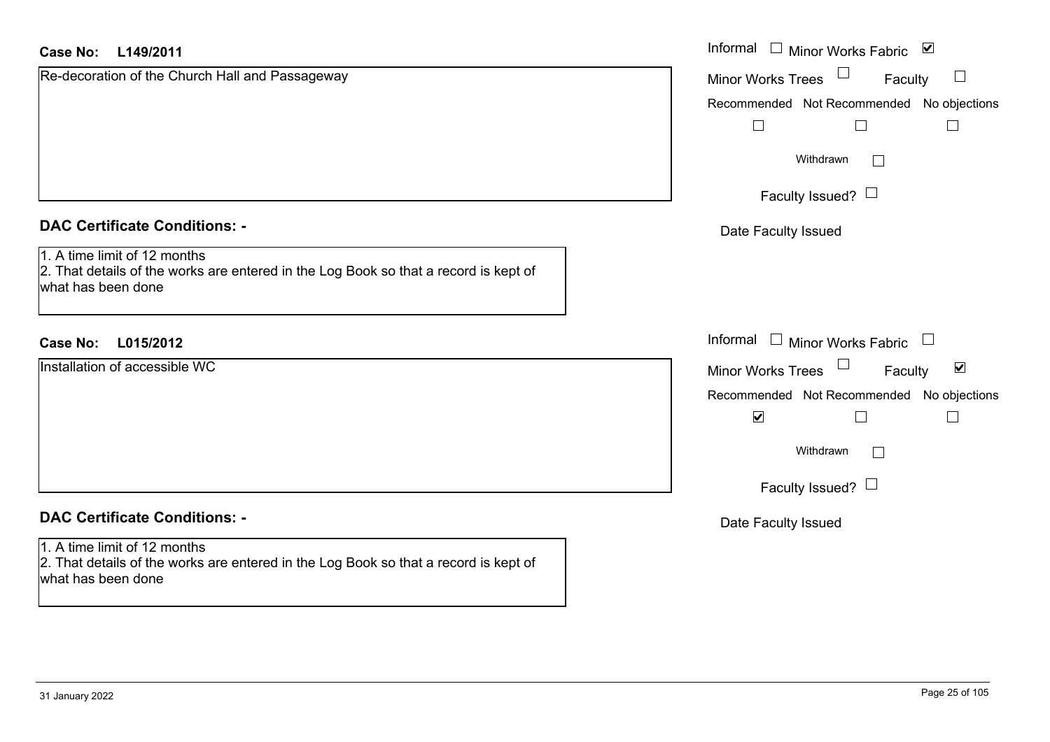**Case No: L149/2011**

Re-decoration of the Church Hall and Passageway

Informal ☐ Minor Works Fabric ☑

Minor Works Trees ☐ Faculty ☐

Recommended ☐ Not Recommended ☐ No objections ☐

Withdrawn ☐

Faculty Issued? ☐

Date Faculty Issued

## DAC Certificate Conditions: -

1. A time limit of 12 months
2. That details of the works are entered in the Log Book so that a record is kept of what has been done

**Case No: L015/2012**

Installation of accessible WC

Informal ☐ Minor Works Fabric ☐

Minor Works Trees ☐ Faculty ☑

Recommended ☑ Not Recommended ☐ No objections ☐

Withdrawn ☐

Faculty Issued? ☐

Date Faculty Issued

## DAC Certificate Conditions: -

1. A time limit of 12 months
2. That details of the works are entered in the Log Book so that a record is kept of what has been done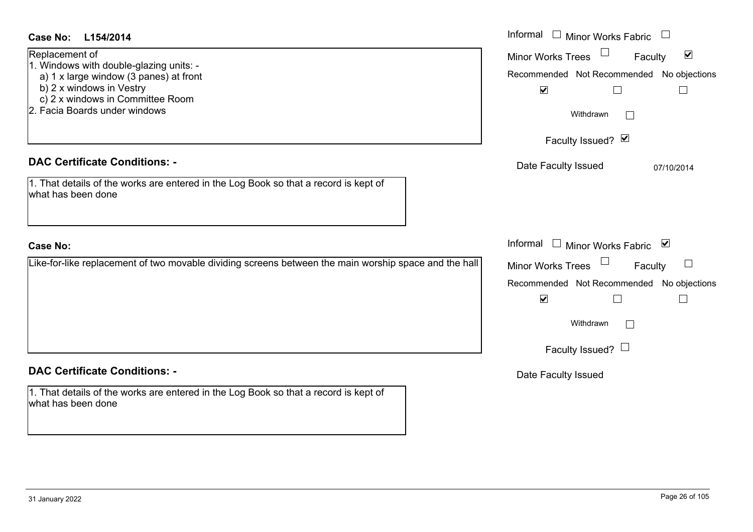**Case No: L154/2014**

Replacement of
1. Windows with double-glazing units: -
   a) 1 x large window (3 panes) at front
   b) 2 x windows in Vestry
   c) 2 x windows in Committee Room
2. Facia Boards under windows

Informal ☐ Minor Works Fabric ☐
Minor Works Trees ☐ Faculty ☑
Recommended ☑ Not Recommended ☐ No objections ☐
Withdrawn ☐
Faculty Issued? ☑
Date Faculty Issued 07/10/2014

**DAC Certificate Conditions: -**

1. That details of the works are entered in the Log Book so that a record is kept of what has been done

**Case No:**

Like-for-like replacement of two movable dividing screens between the main worship space and the hall

Informal ☐ Minor Works Fabric ☑
Minor Works Trees ☐ Faculty ☐
Recommended ☑ Not Recommended ☐ No objections ☐
Withdrawn ☐
Faculty Issued? ☐
Date Faculty Issued

**DAC Certificate Conditions: -**

1. That details of the works are entered in the Log Book so that a record is kept of what has been done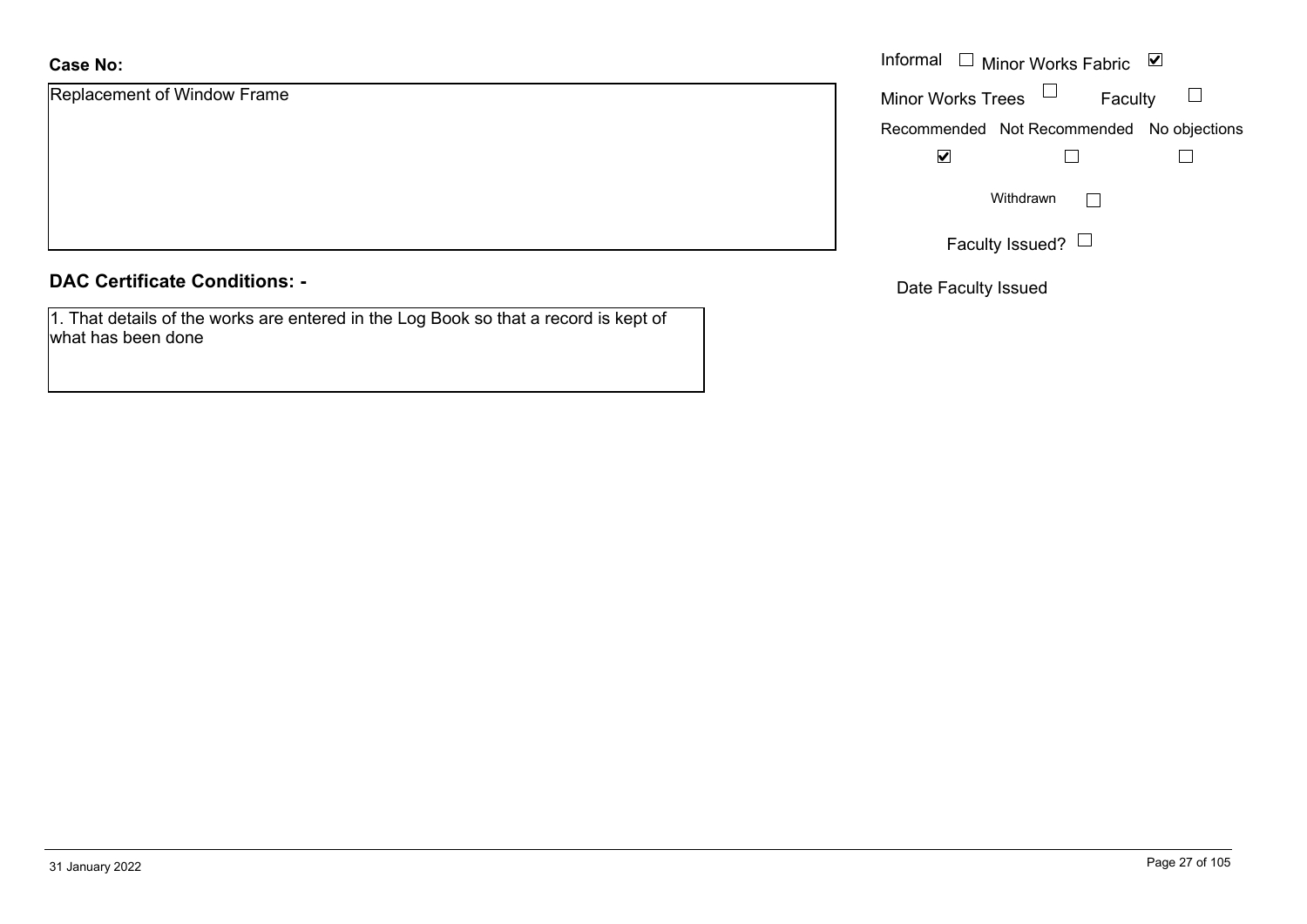**Case No:**

Replacement of Window Frame

Informal ☐ Minor Works Fabric ☑

Minor Works Trees ☐ Faculty ☐

| Recommended | Not Recommended | No objections |
|---|---|---|
| ☑ | ☐ | ☐ |

Withdrawn ☐

Faculty Issued? ☐

Date Faculty Issued

**DAC Certificate Conditions: -**

1. That details of the works are entered in the Log Book so that a record is kept of what has been done

31 January 2022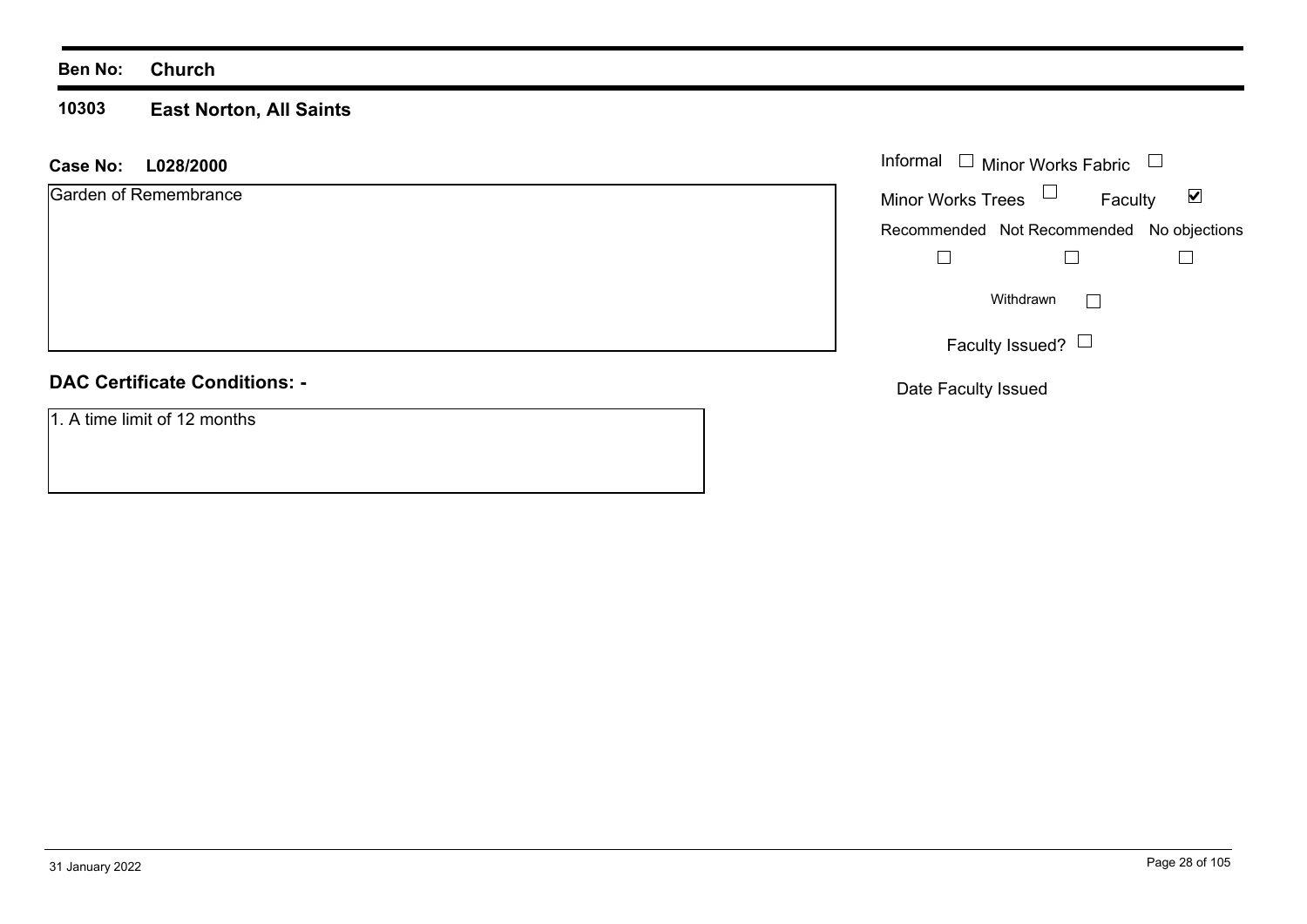**Ben No:** **Church**

**10303** **East Norton, All Saints**

**Case No:** **L028/2000**

Garden of Remembrance

Informal ☐ Minor Works Fabric ☐

Minor Works Trees ☐ Faculty ☑

Recommended ☐ Not Recommended ☐ No objections ☐

Withdrawn ☐

Faculty Issued? ☐

Date Faculty Issued

**DAC Certificate Conditions: -**

1. A time limit of 12 months

31 January 2022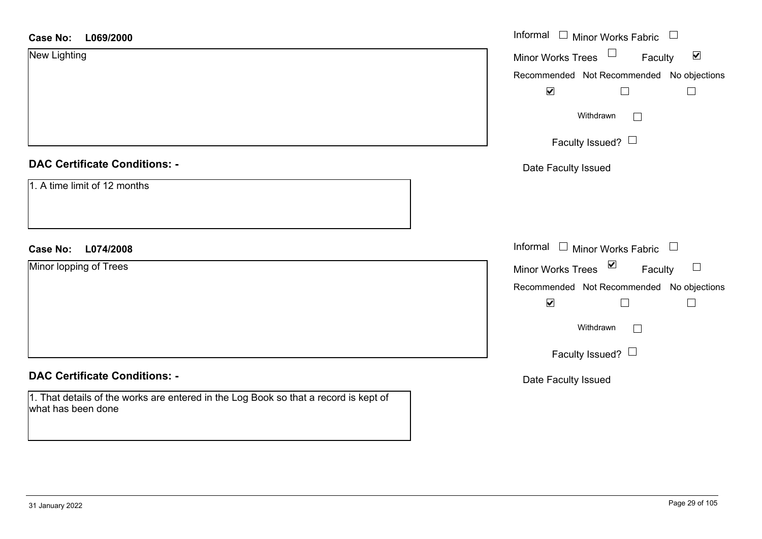**Case No:** **L069/2000**

New Lighting

Informal ☐ Minor Works Fabric ☐

Minor Works Trees ☐ Faculty ☑

Recommended ☑ Not Recommended ☐ No objections ☐

Withdrawn ☐

Faculty Issued? ☐

Date Faculty Issued

## DAC Certificate Conditions: -

1. A time limit of 12 months

**Case No:** **L074/2008**

Minor lopping of Trees

Informal ☐ Minor Works Fabric ☐

Minor Works Trees ☑ Faculty ☐

Recommended ☑ Not Recommended ☐ No objections ☐

Withdrawn ☐

Faculty Issued? ☐

Date Faculty Issued

## DAC Certificate Conditions: -

1. That details of the works are entered in the Log Book so that a record is kept of what has been done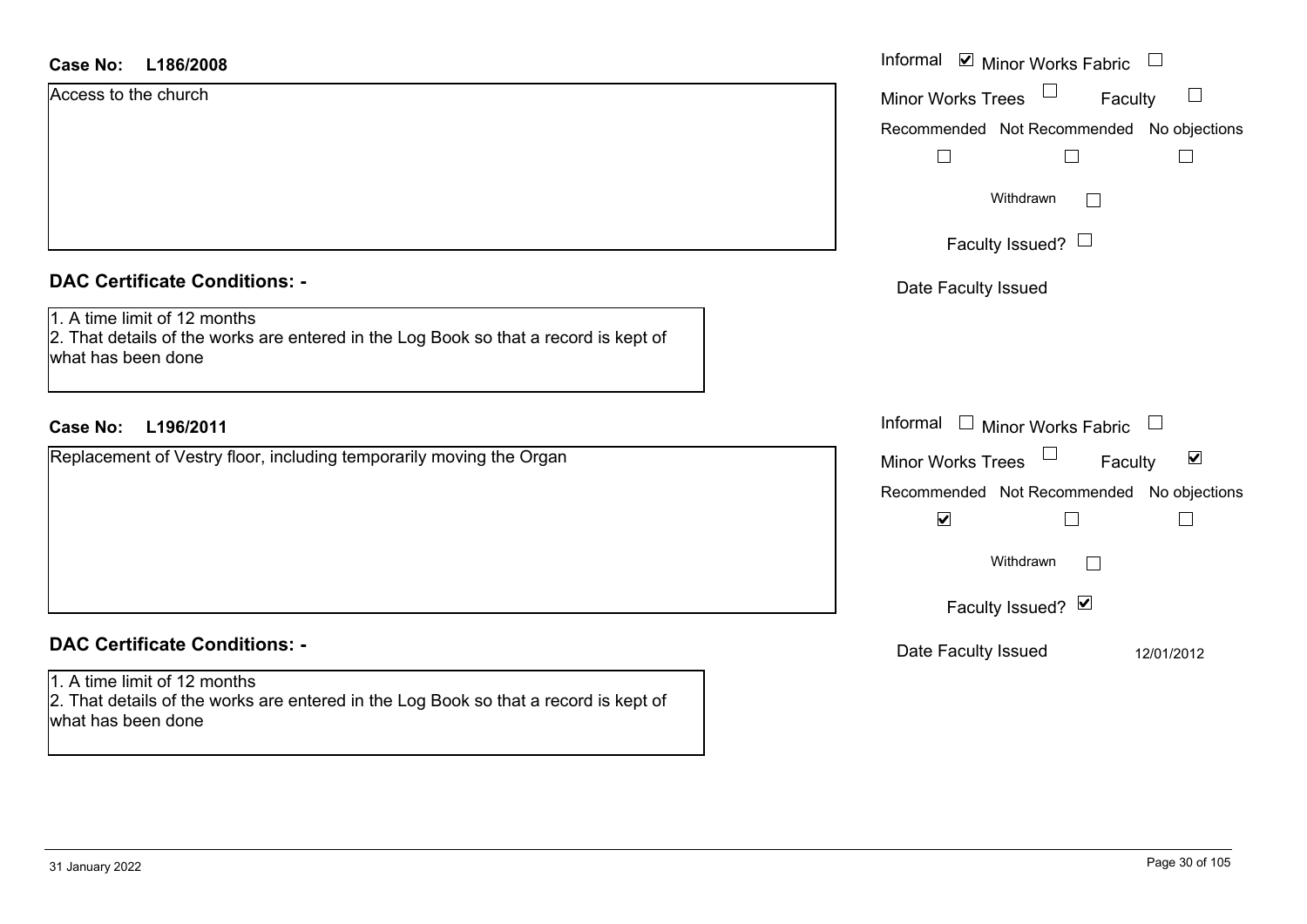**Case No: L186/2008**

Informal ☑ Minor Works Fabric ☐

Minor Works Trees ☐ Faculty ☐

Recommended ☐ Not Recommended ☐ No objections ☐

Withdrawn ☐

Faculty Issued? ☐

Date Faculty Issued

Access to the church

## DAC Certificate Conditions: -

1. A time limit of 12 months
2. That details of the works are entered in the Log Book so that a record is kept of what has been done

**Case No: L196/2011**

Informal ☐ Minor Works Fabric ☐

Minor Works Trees ☐ Faculty ☑

Recommended ☑ Not Recommended ☐ No objections ☐

Withdrawn ☐

Faculty Issued? ☑

Date Faculty Issued 12/01/2012

Replacement of Vestry floor, including temporarily moving the Organ

## DAC Certificate Conditions: -

1. A time limit of 12 months
2. That details of the works are entered in the Log Book so that a record is kept of what has been done

31 January 2022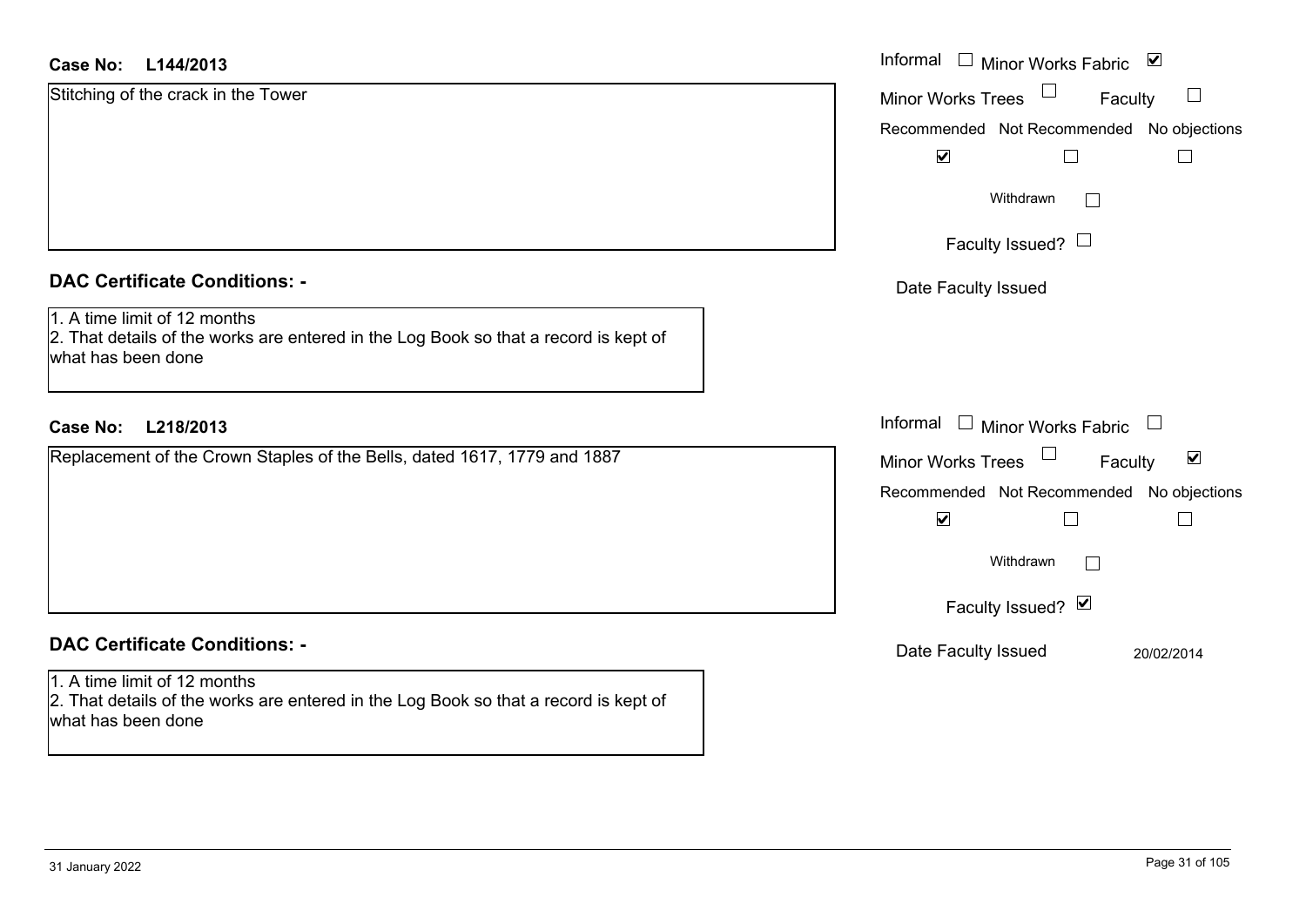**Case No: L144/2013**

Stitching of the crack in the Tower

Informal ☐ Minor Works Fabric ☑

Minor Works Trees ☐ Faculty ☐

Recommended ☑ Not Recommended ☐ No objections ☐

Withdrawn ☐

Faculty Issued? ☐

Date Faculty Issued

**DAC Certificate Conditions: -**

1. A time limit of 12 months
2. That details of the works are entered in the Log Book so that a record is kept of what has been done

**Case No: L218/2013**

Replacement of the Crown Staples of the Bells, dated 1617, 1779 and 1887

Informal ☐ Minor Works Fabric ☐

Minor Works Trees ☐ Faculty ☑

Recommended ☑ Not Recommended ☐ No objections ☐

Withdrawn ☐

Faculty Issued? ☑

Date Faculty Issued 20/02/2014

**DAC Certificate Conditions: -**

1. A time limit of 12 months
2. That details of the works are entered in the Log Book so that a record is kept of what has been done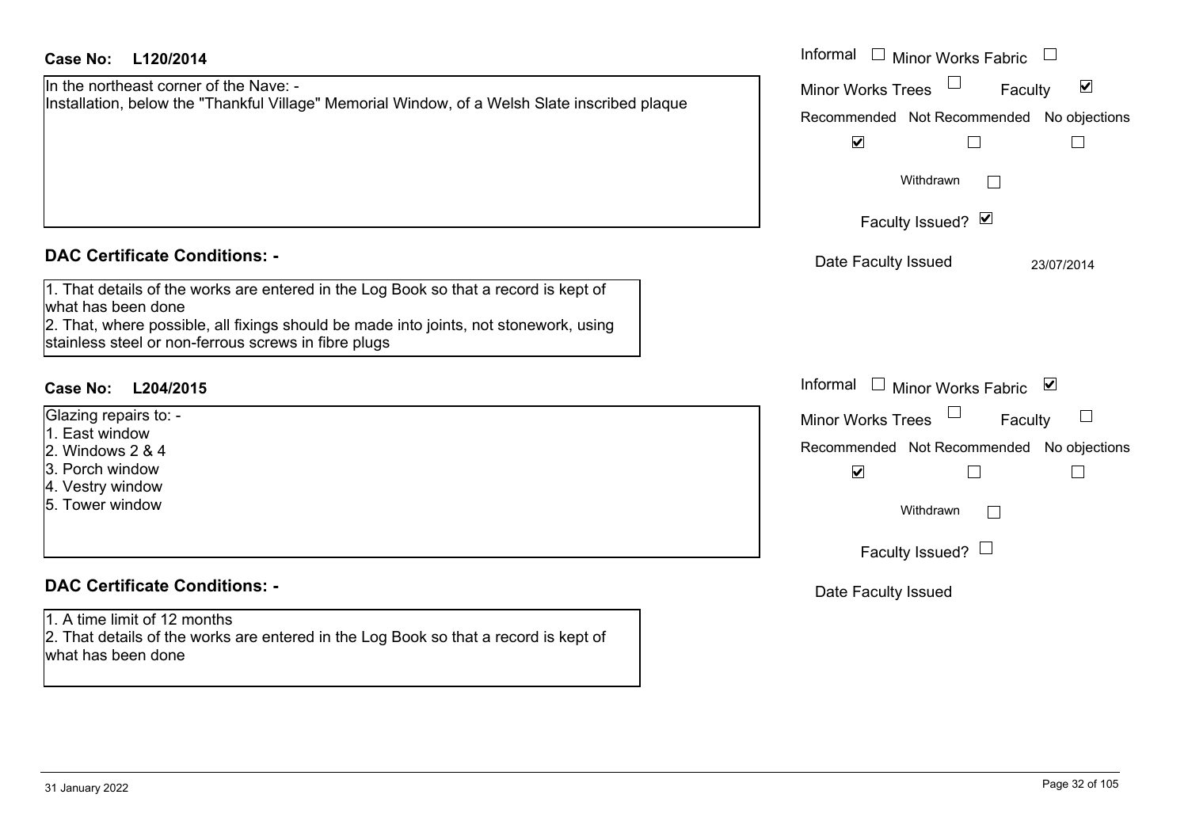**Case No: L120/2014**

In the northeast corner of the Nave: -
Installation, below the "Thankful Village" Memorial Window, of a Welsh Slate inscribed plaque

Informal ☐ Minor Works Fabric ☐
Minor Works Trees ☐ Faculty ☑
Recommended ☑ Not Recommended ☐ No objections ☐
Withdrawn ☐
Faculty Issued? ☑
Date Faculty Issued 23/07/2014

## DAC Certificate Conditions: -

1. That details of the works are entered in the Log Book so that a record is kept of what has been done
2. That, where possible, all fixings should be made into joints, not stonework, using stainless steel or non-ferrous screws in fibre plugs

**Case No: L204/2015**

Glazing repairs to: -
1. East window
2. Windows 2 & 4
3. Porch window
4. Vestry window
5. Tower window

Informal ☐ Minor Works Fabric ☑
Minor Works Trees ☐ Faculty ☐
Recommended ☑ Not Recommended ☐ No objections ☐
Withdrawn ☐
Faculty Issued? ☐
Date Faculty Issued

## DAC Certificate Conditions: -

1. A time limit of 12 months
2. That details of the works are entered in the Log Book so that a record is kept of what has been done

31 January 2022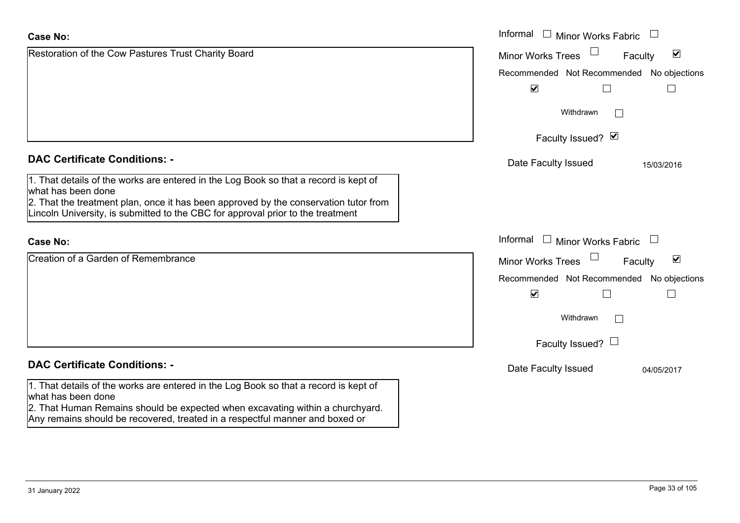**Case No:**

Restoration of the Cow Pastures Trust Charity Board

Informal ☐ Minor Works Fabric ☐

Minor Works Trees ☐ Faculty ☑

Recommended ☑ Not Recommended ☐ No objections ☐

Withdrawn ☐

Faculty Issued? ☑

Date Faculty Issued 15/03/2016

**DAC Certificate Conditions: -**

1. That details of the works are entered in the Log Book so that a record is kept of what has been done
2. That the treatment plan, once it has been approved by the conservation tutor from Lincoln University, is submitted to the CBC for approval prior to the treatment

**Case No:**

Creation of a Garden of Remembrance

Informal ☐ Minor Works Fabric ☐

Minor Works Trees ☐ Faculty ☑

Recommended ☑ Not Recommended ☐ No objections ☐

Withdrawn ☐

Faculty Issued? ☐

Date Faculty Issued 04/05/2017

**DAC Certificate Conditions: -**

1. That details of the works are entered in the Log Book so that a record is kept of what has been done
2. That Human Remains should be expected when excavating within a churchyard. Any remains should be recovered, treated in a respectful manner and boxed or

31 January 2022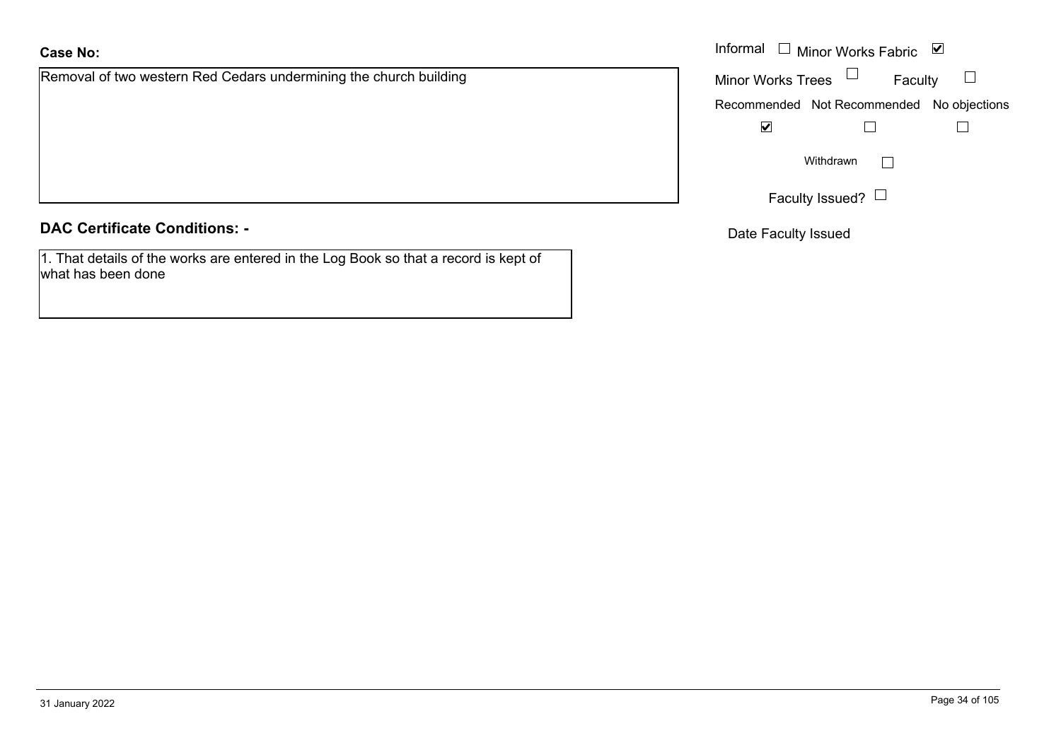**Case No:**

Removal of two western Red Cedars undermining the church building

Informal ☐ Minor Works Fabric ☑

Minor Works Trees ☐ Faculty ☐

Recommended ☑ Not Recommended ☐ No objections ☐

Withdrawn ☐

Faculty Issued? ☐

Date Faculty Issued

**DAC Certificate Conditions: -**

1. That details of the works are entered in the Log Book so that a record is kept of what has been done

31 January 2022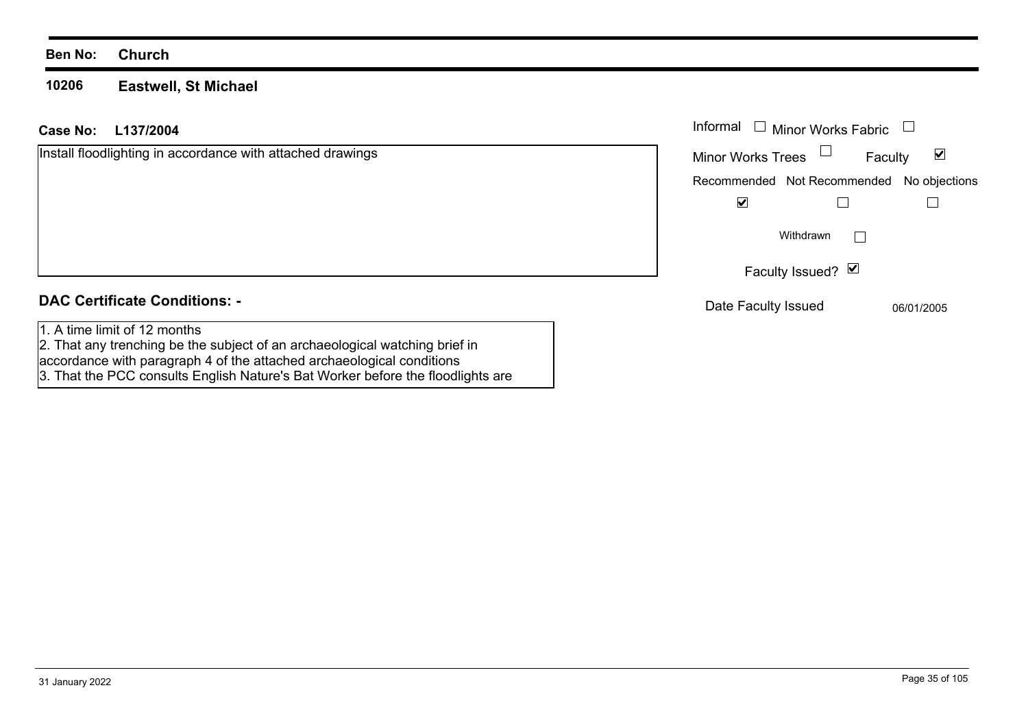**Ben No: Church**

## 10206 Eastwell, St Michael

**Case No: L137/2004**

Install floodlighting in accordance with attached drawings

Informal ☐ Minor Works Fabric ☐

Minor Works Trees ☐ Faculty ☑

| Recommended | Not Recommended | No objections |
|---|---|---|
| ☑ | ☐ | ☐ |

Withdrawn ☐

Faculty Issued? ☑

Date Faculty Issued 06/01/2005

**DAC Certificate Conditions: -**

1. A time limit of 12 months
2. That any trenching be the subject of an archaeological watching brief in accordance with paragraph 4 of the attached archaeological conditions
3. That the PCC consults English Nature's Bat Worker before the floodlights are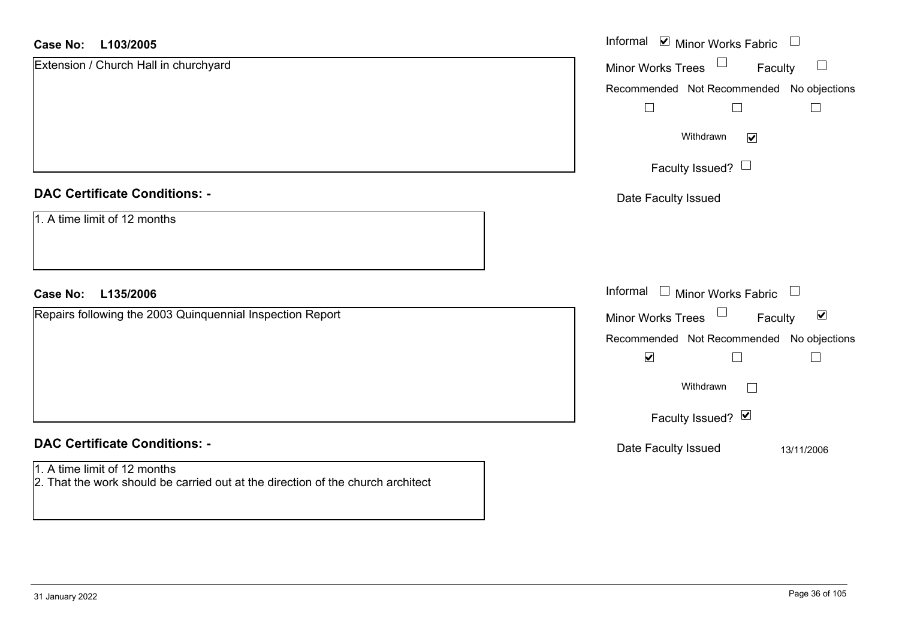**Case No: L103/2005**

Extension / Church Hall in churchyard

Informal ☑ Minor Works Fabric ☐

Minor Works Trees ☐ Faculty ☐

Recommended ☐ Not Recommended ☐ No objections ☐

Withdrawn ☑

Faculty Issued? ☐

Date Faculty Issued

**DAC Certificate Conditions: -**

1. A time limit of 12 months

**Case No: L135/2006**

Repairs following the 2003 Quinquennial Inspection Report

Informal ☐ Minor Works Fabric ☐

Minor Works Trees ☐ Faculty ☑

Recommended ☑ Not Recommended ☐ No objections ☐

Withdrawn ☐

Faculty Issued? ☑

Date Faculty Issued 13/11/2006

**DAC Certificate Conditions: -**

1. A time limit of 12 months
2. That the work should be carried out at the direction of the church architect

31 January 2022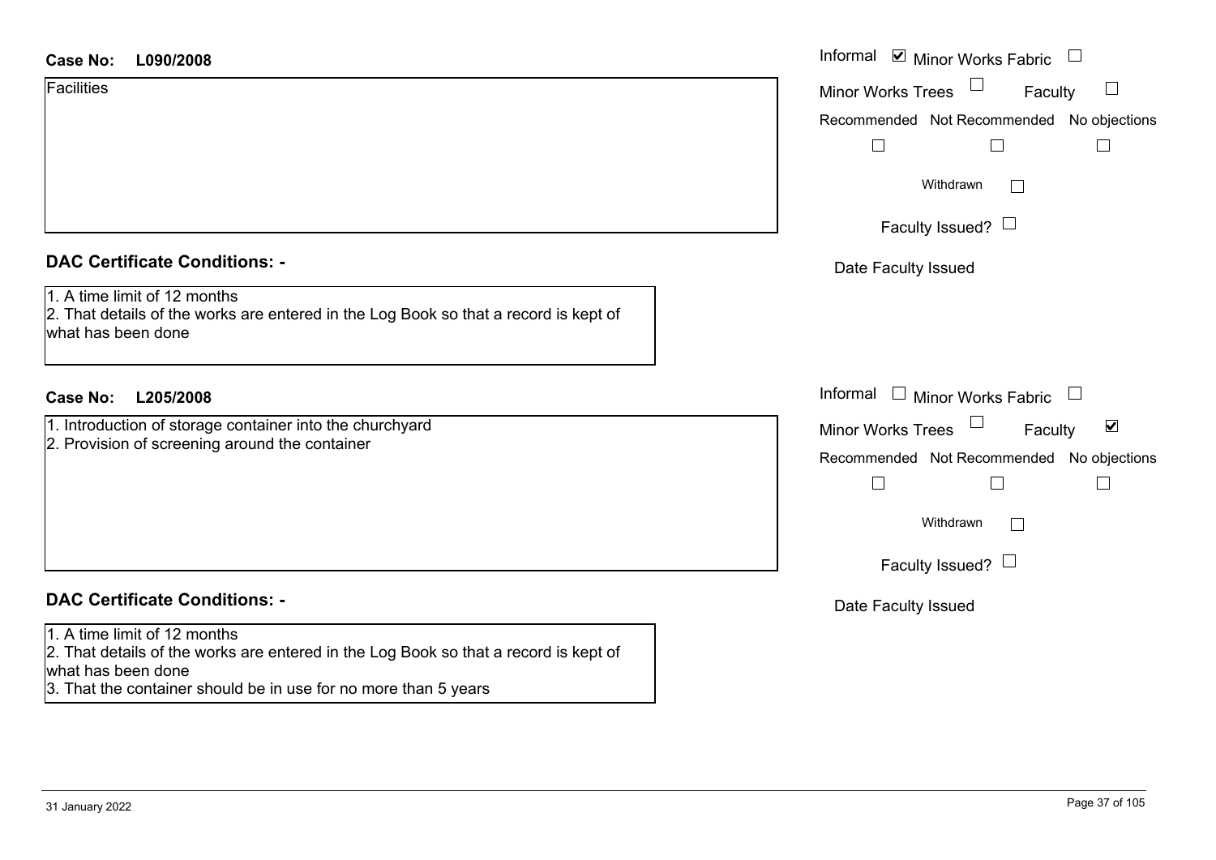**Case No: L090/2008**

Facilities

Informal ☑ Minor Works Fabric ☐

Minor Works Trees ☐ Faculty ☐

Recommended ☐ Not Recommended ☐ No objections ☐

Withdrawn ☐

Faculty Issued? ☐

Date Faculty Issued

## DAC Certificate Conditions: -

1. A time limit of 12 months
2. That details of the works are entered in the Log Book so that a record is kept of what has been done

**Case No: L205/2008**

1. Introduction of storage container into the churchyard
2. Provision of screening around the container

Informal ☐ Minor Works Fabric ☐

Minor Works Trees ☐ Faculty ☑

Recommended ☐ Not Recommended ☐ No objections ☐

Withdrawn ☐

Faculty Issued? ☐

Date Faculty Issued

## DAC Certificate Conditions: -

1. A time limit of 12 months
2. That details of the works are entered in the Log Book so that a record is kept of what has been done
3. That the container should be in use for no more than 5 years

31 January 2022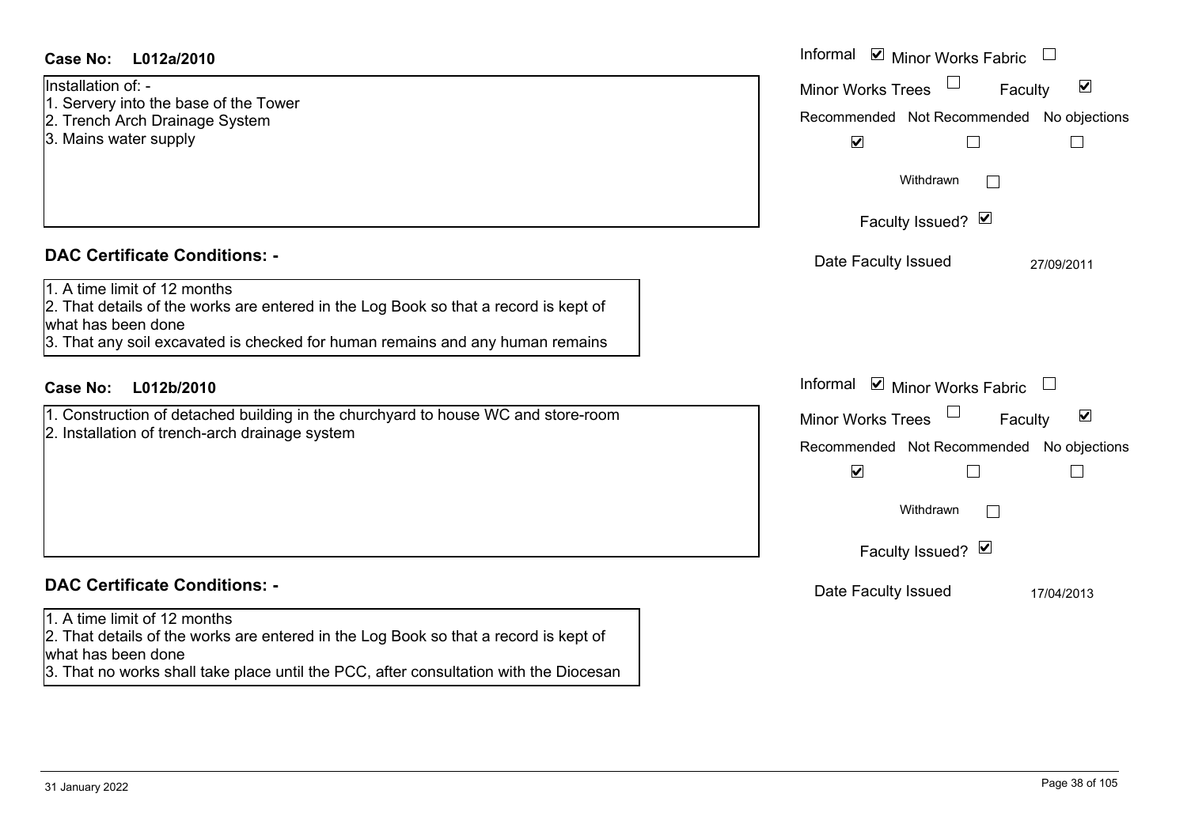**Case No: L012a/2010**

Installation of: -
1. Servery into the base of the Tower
2. Trench Arch Drainage System
3. Mains water supply

Informal ☑ Minor Works Fabric ☐
Minor Works Trees ☐ Faculty ☑

| Recommended | Not Recommended | No objections |
|---|---|---|
| ☑ | ☐ | ☐ |

Withdrawn ☐

Faculty Issued? ☑

Date Faculty Issued 27/09/2011

## DAC Certificate Conditions: -

1. A time limit of 12 months
2. That details of the works are entered in the Log Book so that a record is kept of what has been done
3. That any soil excavated is checked for human remains and any human remains

**Case No: L012b/2010**

1. Construction of detached building in the churchyard to house WC and store-room
2. Installation of trench-arch drainage system

Informal ☑ Minor Works Fabric ☐
Minor Works Trees ☐ Faculty ☑

| Recommended | Not Recommended | No objections |
|---|---|---|
| ☑ | ☐ | ☐ |

Withdrawn ☐

Faculty Issued? ☑

Date Faculty Issued 17/04/2013

## DAC Certificate Conditions: -

1. A time limit of 12 months
2. That details of the works are entered in the Log Book so that a record is kept of what has been done
3. That no works shall take place until the PCC, after consultation with the Diocesan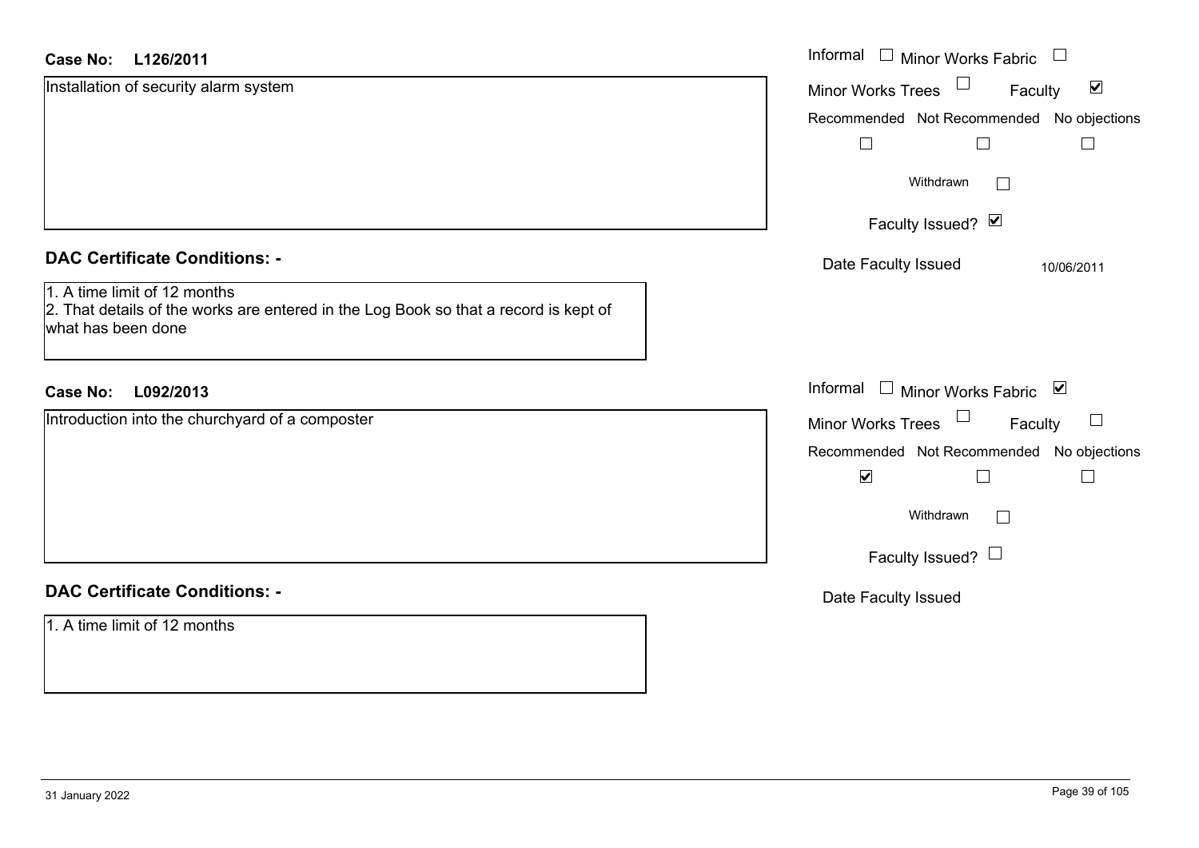**Case No: L126/2011**

Installation of security alarm system

Informal ☐ Minor Works Fabric ☐
Minor Works Trees ☐ Faculty ☑

| Recommended | Not Recommended | No objections |
|---|---|---|
| ☐ | ☐ | ☐ |

Withdrawn ☐

Faculty Issued? ☑

Date Faculty Issued 10/06/2011

### DAC Certificate Conditions: -

1. A time limit of 12 months
2. That details of the works are entered in the Log Book so that a record is kept of what has been done

**Case No: L092/2013**

Introduction into the churchyard of a composter

Informal ☐ Minor Works Fabric ☑
Minor Works Trees ☐ Faculty ☐

| Recommended | Not Recommended | No objections |
|---|---|---|
| ☑ | ☐ | ☐ |

Withdrawn ☐

Faculty Issued? ☐

Date Faculty Issued

### DAC Certificate Conditions: -

1. A time limit of 12 months

31 January 2022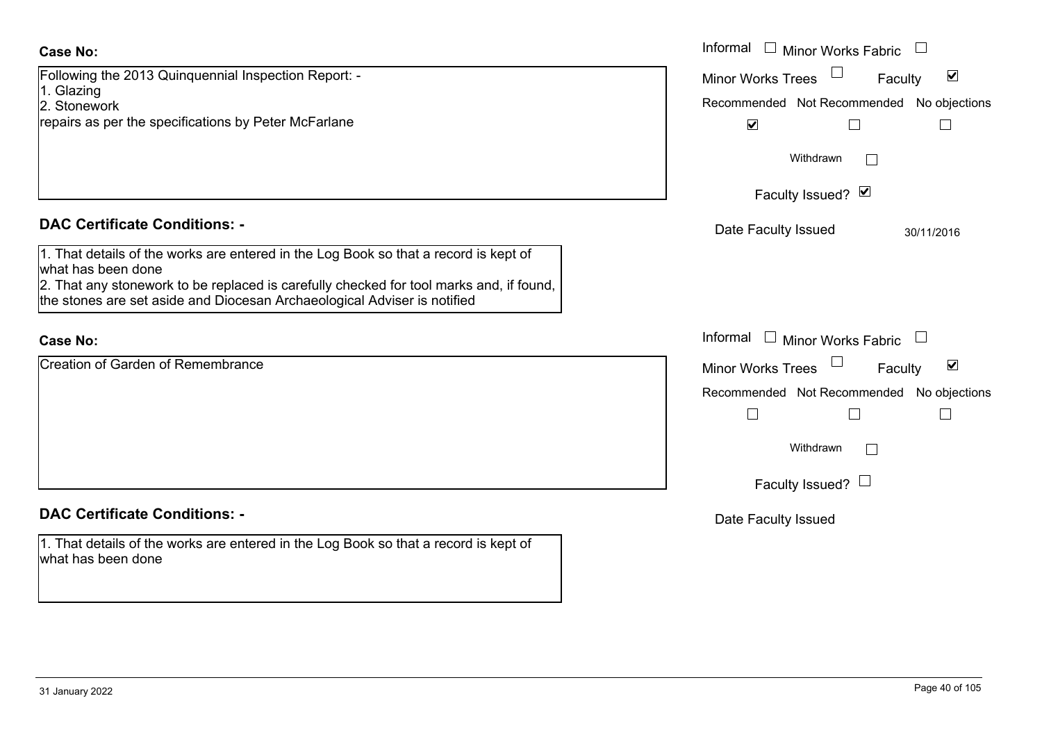**Case No:**

Following the 2013 Quinquennial Inspection Report: -
1. Glazing
2. Stonework
repairs as per the specifications by Peter McFarlane

Informal ☐ Minor Works Fabric ☐
Minor Works Trees ☐ Faculty ☑
Recommended ☑ Not Recommended ☐ No objections ☐
Withdrawn ☐
Faculty Issued? ☑
Date Faculty Issued 30/11/2016

**DAC Certificate Conditions: -**

1. That details of the works are entered in the Log Book so that a record is kept of what has been done
2. That any stonework to be replaced is carefully checked for tool marks and, if found, the stones are set aside and Diocesan Archaeological Adviser is notified

**Case No:**

Creation of Garden of Remembrance

Informal ☐ Minor Works Fabric ☐
Minor Works Trees ☐ Faculty ☑
Recommended ☐ Not Recommended ☐ No objections ☐
Withdrawn ☐
Faculty Issued? ☐
Date Faculty Issued

**DAC Certificate Conditions: -**

1. That details of the works are entered in the Log Book so that a record is kept of what has been done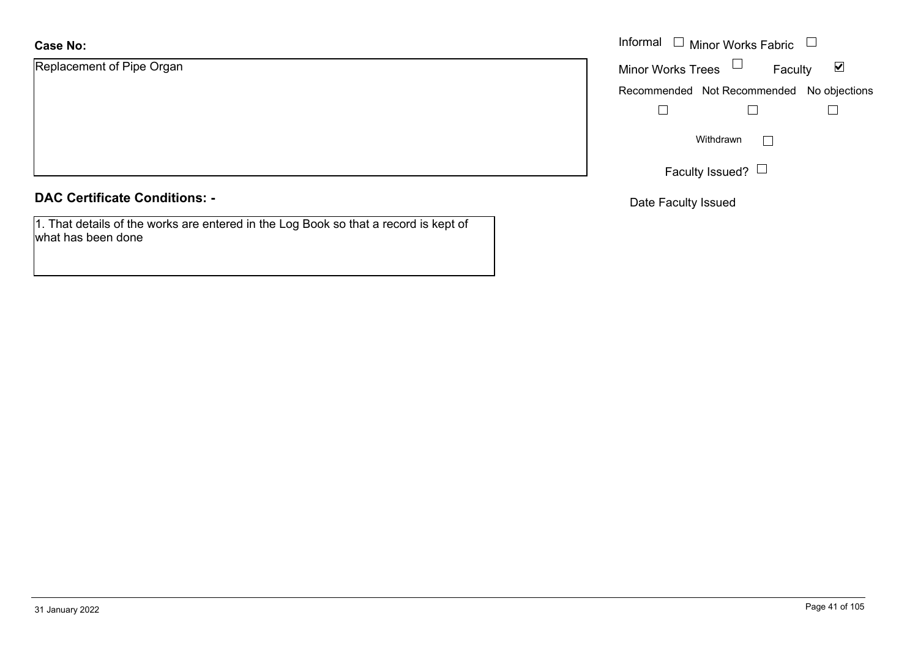**Case No:**

Replacement of Pipe Organ

Informal ☐ Minor Works Fabric ☐

Minor Works Trees ☐ Faculty ☑

Recommended ☐ Not Recommended ☐ No objections ☐

Withdrawn ☐

Faculty Issued? ☐

Date Faculty Issued

## DAC Certificate Conditions: -

1. That details of the works are entered in the Log Book so that a record is kept of what has been done

31 January 2022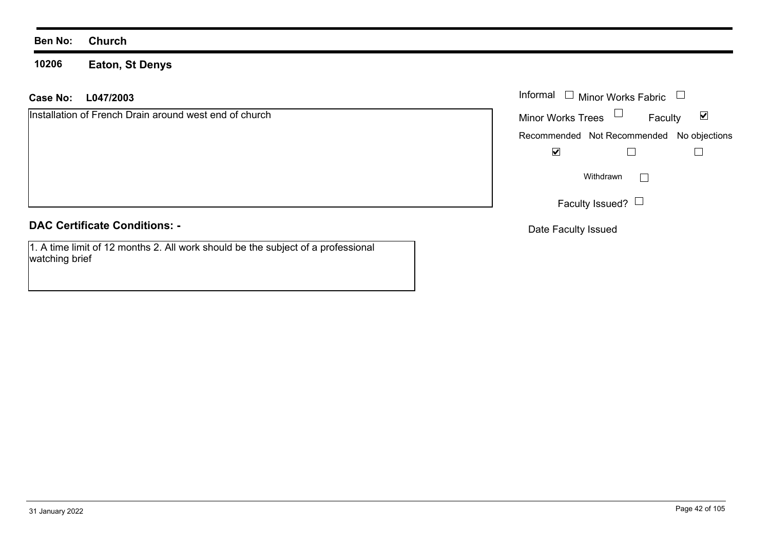**Ben No:** **Church**

**10206** **Eaton, St Denys**

**Case No:** **L047/2003**

Installation of French Drain around west end of church

Informal ☐ Minor Works Fabric ☐

Minor Works Trees ☐ Faculty ☑

| Recommended | Not Recommended | No objections |
|---|---|---|
| ☑ | ☐ | ☐ |

Withdrawn ☐

Faculty Issued? ☐

Date Faculty Issued

**DAC Certificate Conditions: -**

1. A time limit of 12 months 2. All work should be the subject of a professional watching brief

31 January 2022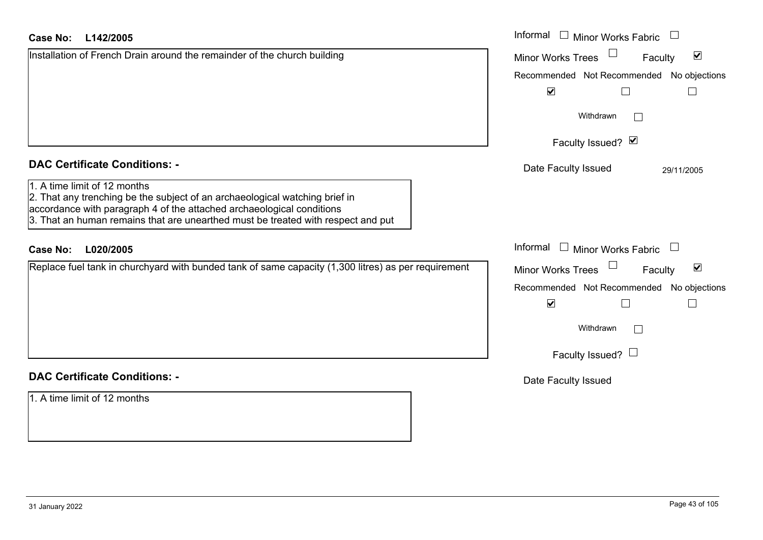**Case No: L142/2005**

Installation of French Drain around the remainder of the church building

Informal ☐ Minor Works Fabric ☐
Minor Works Trees ☐ Faculty ☑
Recommended ☑ Not Recommended ☐ No objections ☐
Withdrawn ☐
Faculty Issued? ☑
Date Faculty Issued 29/11/2005

## DAC Certificate Conditions: -

1. A time limit of 12 months
2. That any trenching be the subject of an archaeological watching brief in accordance with paragraph 4 of the attached archaeological conditions
3. That an human remains that are unearthed must be treated with respect and put

**Case No: L020/2005**

Replace fuel tank in churchyard with bunded tank of same capacity (1,300 litres) as per requirement

Informal ☐ Minor Works Fabric ☐
Minor Works Trees ☐ Faculty ☑
Recommended ☑ Not Recommended ☐ No objections ☐
Withdrawn ☐
Faculty Issued? ☐
Date Faculty Issued

## DAC Certificate Conditions: -

1. A time limit of 12 months

31 January 2022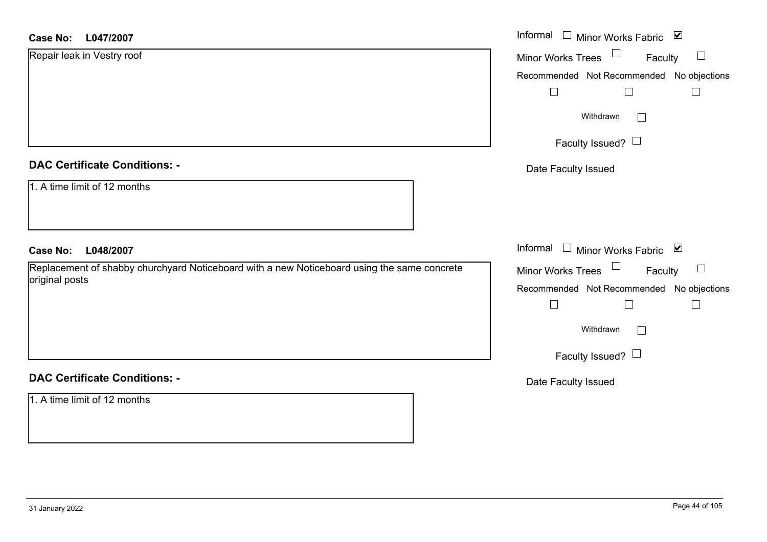**Case No:** **L047/2007**

Repair leak in Vestry roof

Informal ☐ Minor Works Fabric ☑

Minor Works Trees ☐ Faculty ☐

Recommended ☐ Not Recommended ☐ No objections ☐

Withdrawn ☐

Faculty Issued? ☐

Date Faculty Issued

## DAC Certificate Conditions: -

1. A time limit of 12 months

**Case No:** **L048/2007**

Replacement of shabby churchyard Noticeboard with a new Noticeboard using the same concrete original posts

Informal ☐ Minor Works Fabric ☑

Minor Works Trees ☐ Faculty ☐

Recommended ☐ Not Recommended ☐ No objections ☐

Withdrawn ☐

Faculty Issued? ☐

Date Faculty Issued

## DAC Certificate Conditions: -

1. A time limit of 12 months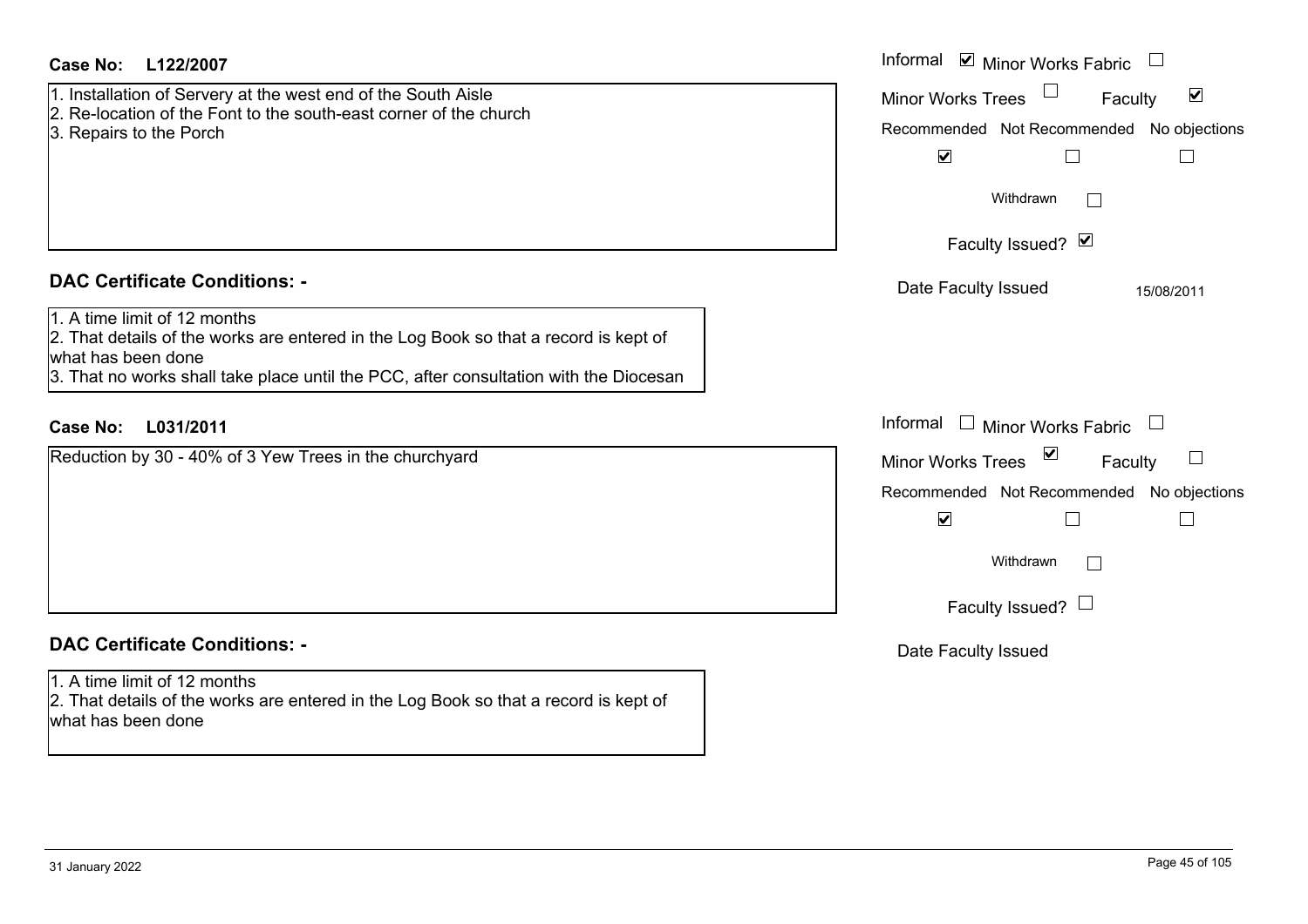**Case No: L122/2007**

Informal ☑ Minor Works Fabric ☐

Minor Works Trees ☐ Faculty ☑

1. Installation of Servery at the west end of the South Aisle
2. Re-location of the Font to the south-east corner of the church
3. Repairs to the Porch

| Recommended | Not Recommended | No objections |
|---|---|---|
| ☑ | ☐ | ☐ |

Withdrawn ☐

Faculty Issued? ☑

Date Faculty Issued 15/08/2011

**DAC Certificate Conditions: -**

1. A time limit of 12 months
2. That details of the works are entered in the Log Book so that a record is kept of what has been done
3. That no works shall take place until the PCC, after consultation with the Diocesan

**Case No: L031/2011**

Informal ☐ Minor Works Fabric ☐

Minor Works Trees ☑ Faculty ☐

Reduction by 30 - 40% of 3 Yew Trees in the churchyard

| Recommended | Not Recommended | No objections |
|---|---|---|
| ☑ | ☐ | ☐ |

Withdrawn ☐

Faculty Issued? ☐

Date Faculty Issued

**DAC Certificate Conditions: -**

1. A time limit of 12 months
2. That details of the works are entered in the Log Book so that a record is kept of what has been done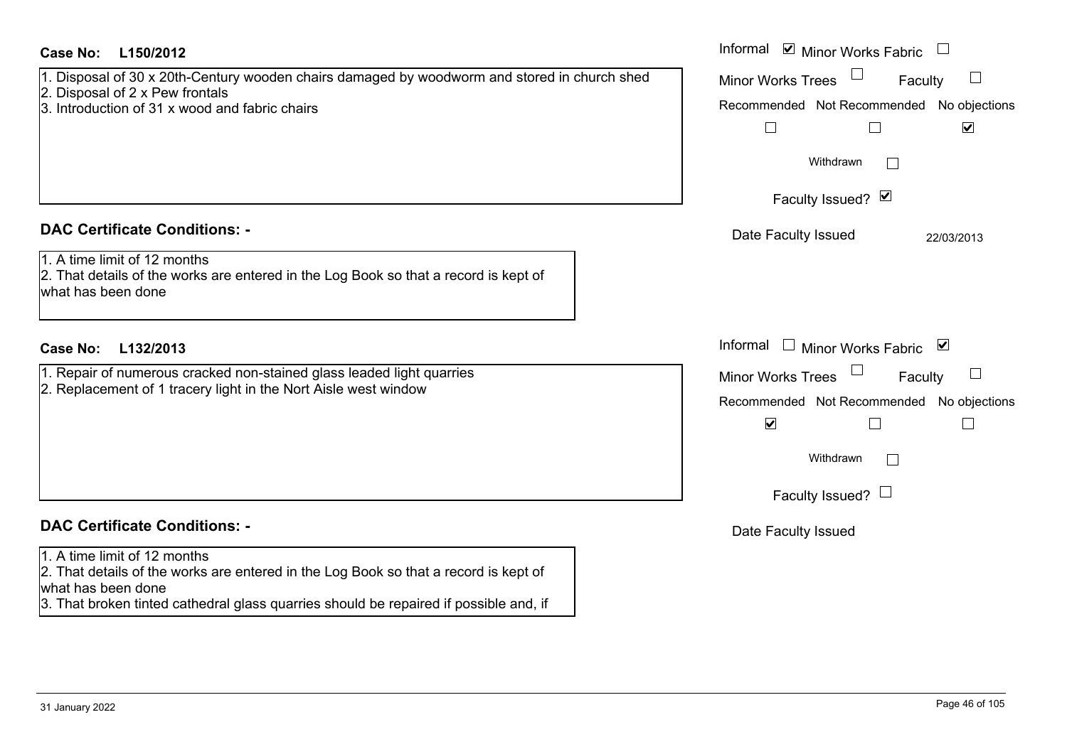**Case No: L150/2012**

1. Disposal of 30 x 20th-Century wooden chairs damaged by woodworm and stored in church shed
2. Disposal of 2 x Pew frontals
3. Introduction of 31 x wood and fabric chairs

Informal ☑ Minor Works Fabric ☐
Minor Works Trees ☐ Faculty ☐
Recommended ☐ Not Recommended ☐ No objections ☑
Withdrawn ☐
Faculty Issued? ☑
Date Faculty Issued 22/03/2013

## DAC Certificate Conditions: -

1. A time limit of 12 months
2. That details of the works are entered in the Log Book so that a record is kept of what has been done

**Case No: L132/2013**

1. Repair of numerous cracked non-stained glass leaded light quarries
2. Replacement of 1 tracery light in the Nort Aisle west window

Informal ☐ Minor Works Fabric ☑
Minor Works Trees ☐ Faculty ☐
Recommended ☑ Not Recommended ☐ No objections ☐
Withdrawn ☐
Faculty Issued? ☐
Date Faculty Issued

## DAC Certificate Conditions: -

1. A time limit of 12 months
2. That details of the works are entered in the Log Book so that a record is kept of what has been done
3. That broken tinted cathedral glass quarries should be repaired if possible and, if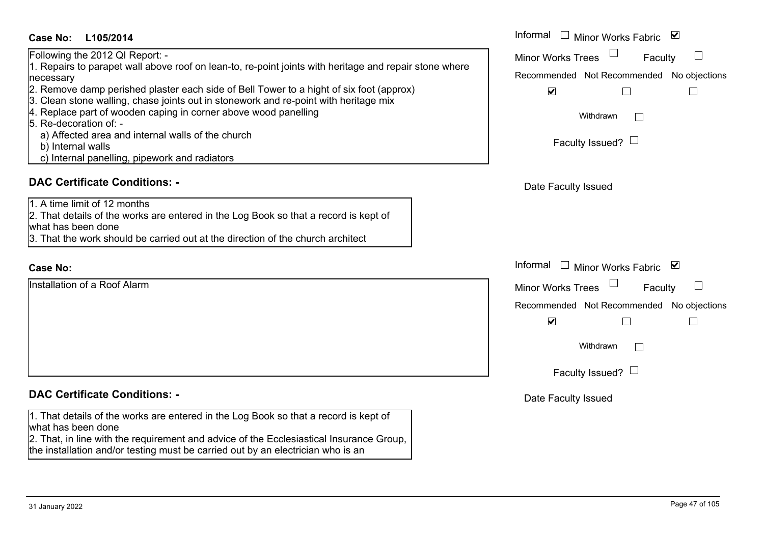**Case No: L105/2014**

Following the 2012 QI Report: -

1. Repairs to parapet wall above roof on lean-to, re-point joints with heritage and repair stone where necessary
2. Remove damp perished plaster each side of Bell Tower to a hight of six foot (approx)
3. Clean stone walling, chase joints out in stonework and re-point with heritage mix
4. Replace part of wooden caping in corner above wood panelling
5. Re-decoration of: -
   a) Affected area and internal walls of the church
   b) Internal walls
   c) Internal panelling, pipework and radiators

Informal ☐ Minor Works Fabric ☑

Minor Works Trees ☐ Faculty ☐

Recommended ☑ Not Recommended ☐ No objections ☐

Withdrawn ☐

Faculty Issued? ☐

Date Faculty Issued

## DAC Certificate Conditions: -

1. A time limit of 12 months
2. That details of the works are entered in the Log Book so that a record is kept of what has been done
3. That the work should be carried out at the direction of the church architect

**Case No:**

Installation of a Roof Alarm

Informal ☐ Minor Works Fabric ☑

Minor Works Trees ☐ Faculty ☐

Recommended ☑ Not Recommended ☐ No objections ☐

Withdrawn ☐

Faculty Issued? ☐

Date Faculty Issued

## DAC Certificate Conditions: -

1. That details of the works are entered in the Log Book so that a record is kept of what has been done
2. That, in line with the requirement and advice of the Ecclesiastical Insurance Group, the installation and/or testing must be carried out by an electrician who is an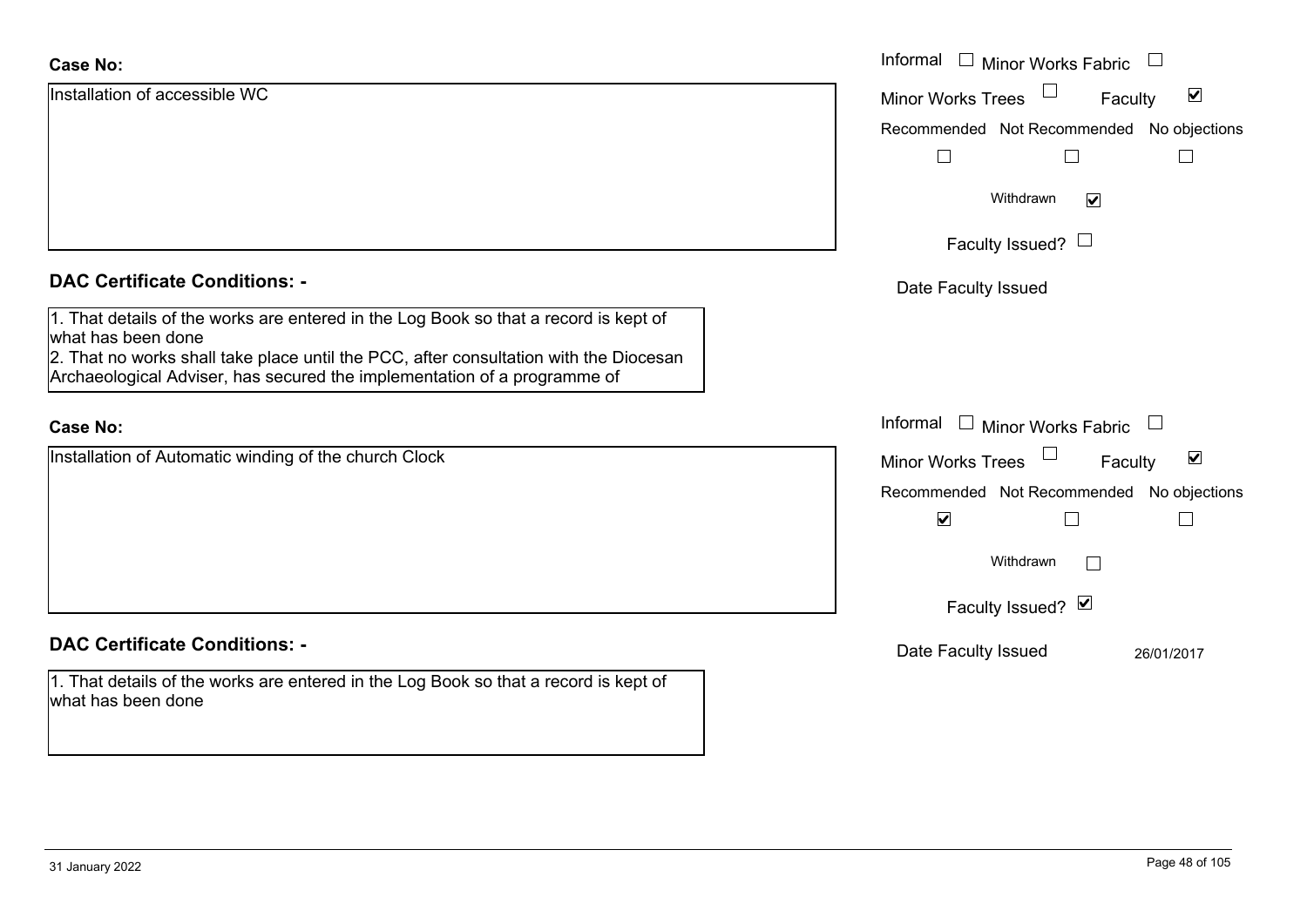**Case No:**

Installation of accessible WC

Informal ☐ Minor Works Fabric ☐
Minor Works Trees ☐ Faculty ☑
Recommended ☐ Not Recommended ☐ No objections ☐
Withdrawn ☑
Faculty Issued? ☐
Date Faculty Issued

**DAC Certificate Conditions: -**

1. That details of the works are entered in the Log Book so that a record is kept of what has been done
2. That no works shall take place until the PCC, after consultation with the Diocesan Archaeological Adviser, has secured the implementation of a programme of

**Case No:**

Installation of Automatic winding of the church Clock

Informal ☐ Minor Works Fabric ☐
Minor Works Trees ☐ Faculty ☑
Recommended ☑ Not Recommended ☐ No objections ☐
Withdrawn ☐
Faculty Issued? ☑
Date Faculty Issued 26/01/2017

**DAC Certificate Conditions: -**

1. That details of the works are entered in the Log Book so that a record is kept of what has been done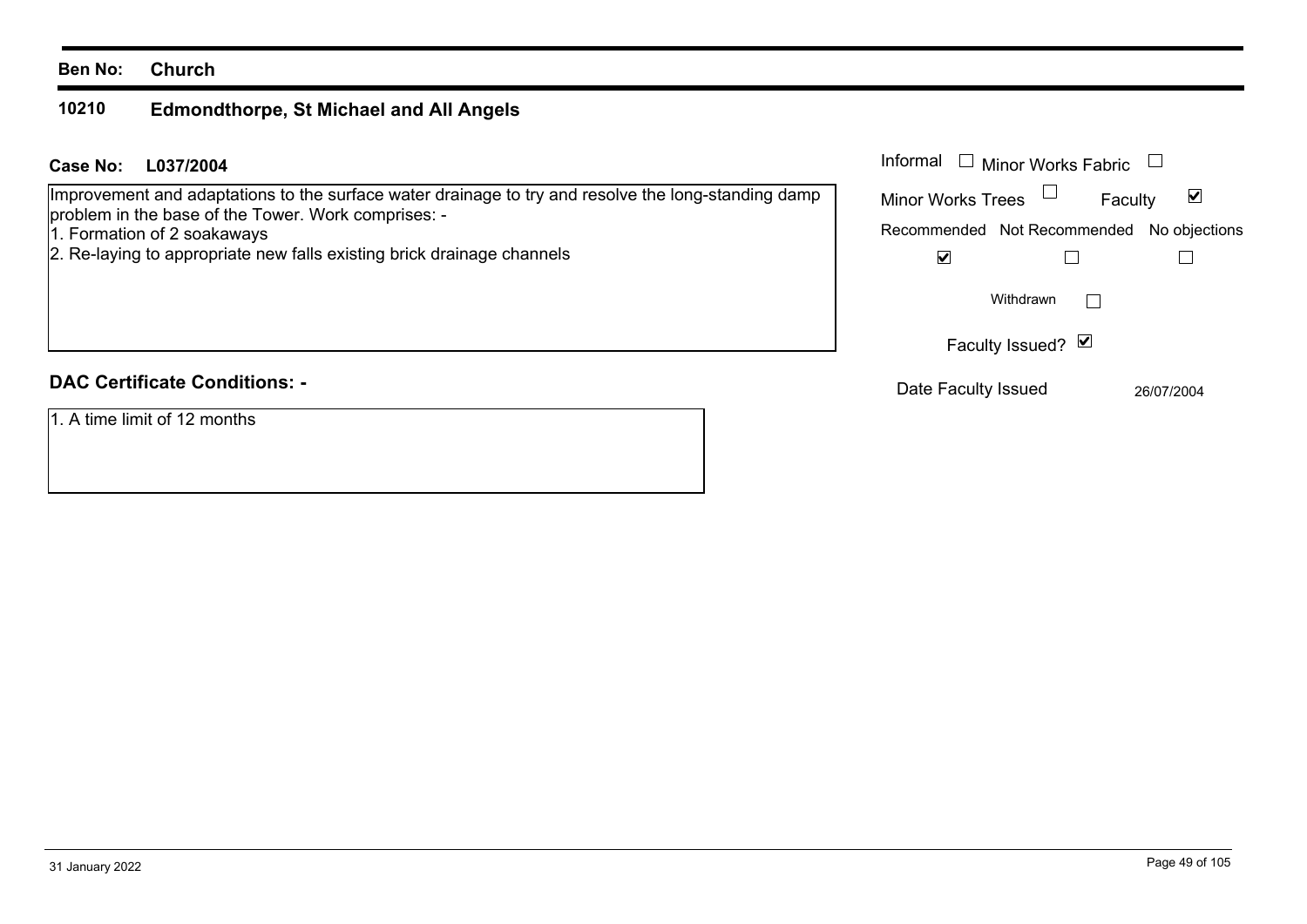**Ben No:** **Church**

## 10210 Edmondthorpe, St Michael and All Angels

**Case No:** **L037/2004**

Improvement and adaptations to the surface water drainage to try and resolve the long-standing damp problem in the base of the Tower. Work comprises: -

1. Formation of 2 soakaways
2. Re-laying to appropriate new falls existing brick drainage channels

Informal ☐ Minor Works Fabric ☐

Minor Works Trees ☐ Faculty ☑

Recommended ☑ Not Recommended ☐ No objections ☐

Withdrawn ☐

Faculty Issued? ☑

Date Faculty Issued 26/07/2004

**DAC Certificate Conditions: -**

1. A time limit of 12 months

31 January 2022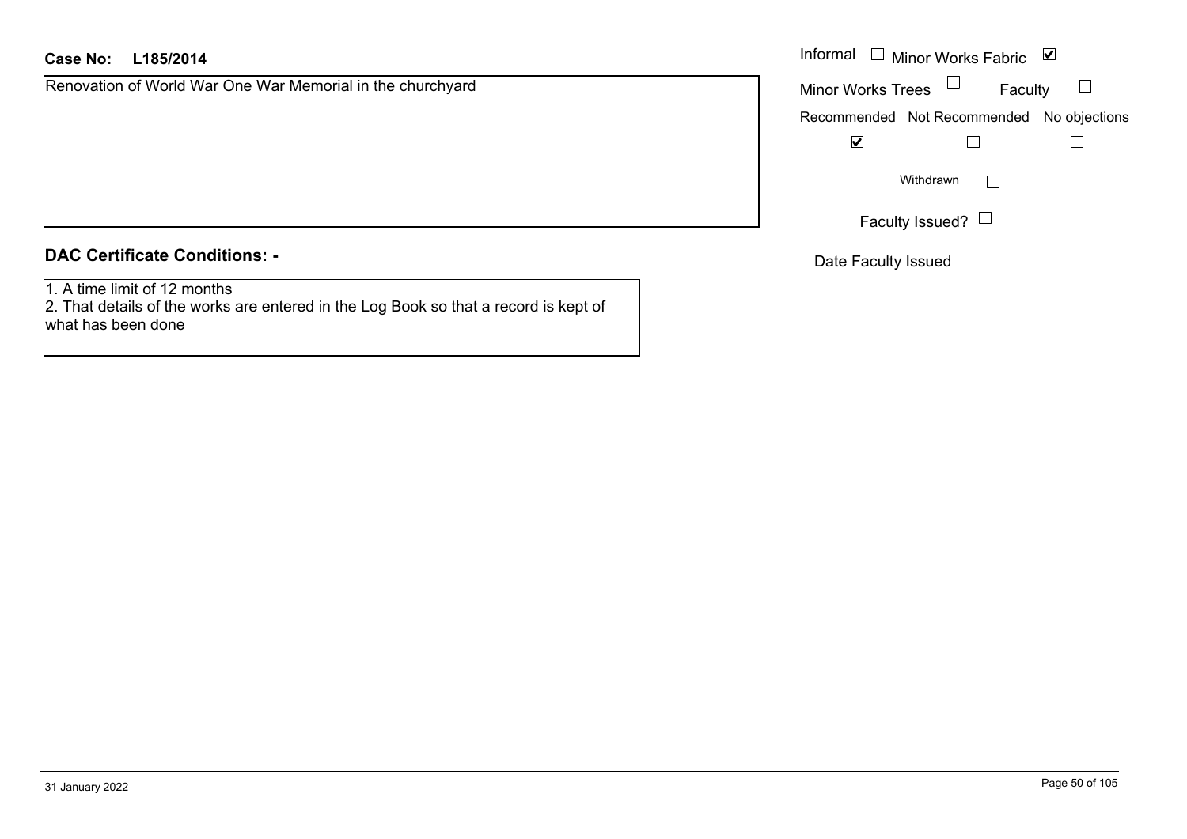**Case No: L185/2014**

Renovation of World War One War Memorial in the churchyard

Informal ☐ Minor Works Fabric ☑

Minor Works Trees ☐ Faculty ☐

| Recommended | Not Recommended | No objections |
|---|---|---|
| ☑ | ☐ | ☐ |

Withdrawn ☐

Faculty Issued? ☐

Date Faculty Issued

## DAC Certificate Conditions: -

1. A time limit of 12 months
2. That details of the works are entered in the Log Book so that a record is kept of what has been done

31 January 2022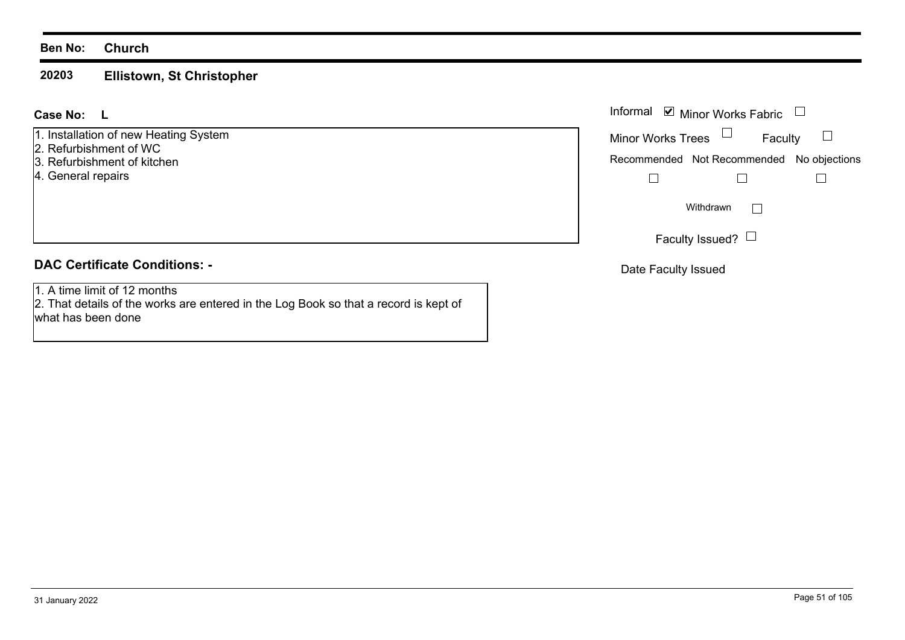**Ben No:** **Church**

## 20203 Ellistown, St Christopher

**Case No:** L

1. Installation of new Heating System
2. Refurbishment of WC
3. Refurbishment of kitchen
4. General repairs

Informal ☑ Minor Works Fabric ☐

Minor Works Trees ☐ Faculty ☐

Recommended ☐ Not Recommended ☐ No objections ☐

Withdrawn ☐

Faculty Issued? ☐

Date Faculty Issued

**DAC Certificate Conditions: -**

1. A time limit of 12 months
2. That details of the works are entered in the Log Book so that a record is kept of what has been done

31 January 2022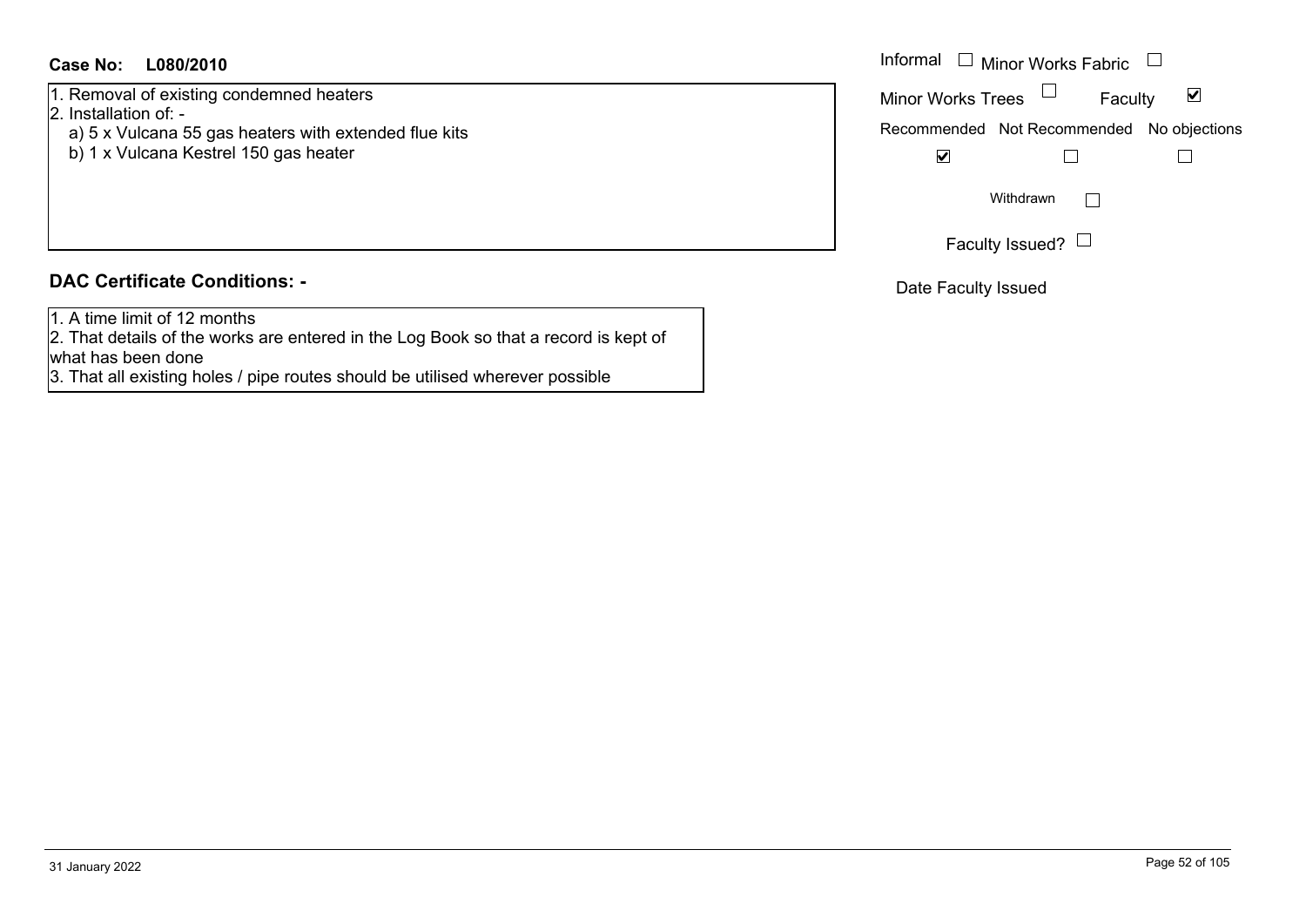**Case No: L080/2010**

1. Removal of existing condemned heaters
2. Installation of: -
   a) 5 x Vulcana 55 gas heaters with extended flue kits
   b) 1 x Vulcana Kestrel 150 gas heater

Informal ☐ Minor Works Fabric ☐

Minor Works Trees ☐ Faculty ☑

| Recommended | Not Recommended | No objections |
| --- | --- | --- |
| ☑ | ☐ | ☐ |

Withdrawn ☐

Faculty Issued? ☐

Date Faculty Issued

## DAC Certificate Conditions: -

1. A time limit of 12 months
2. That details of the works are entered in the Log Book so that a record is kept of what has been done
3. That all existing holes / pipe routes should be utilised wherever possible

31 January 2022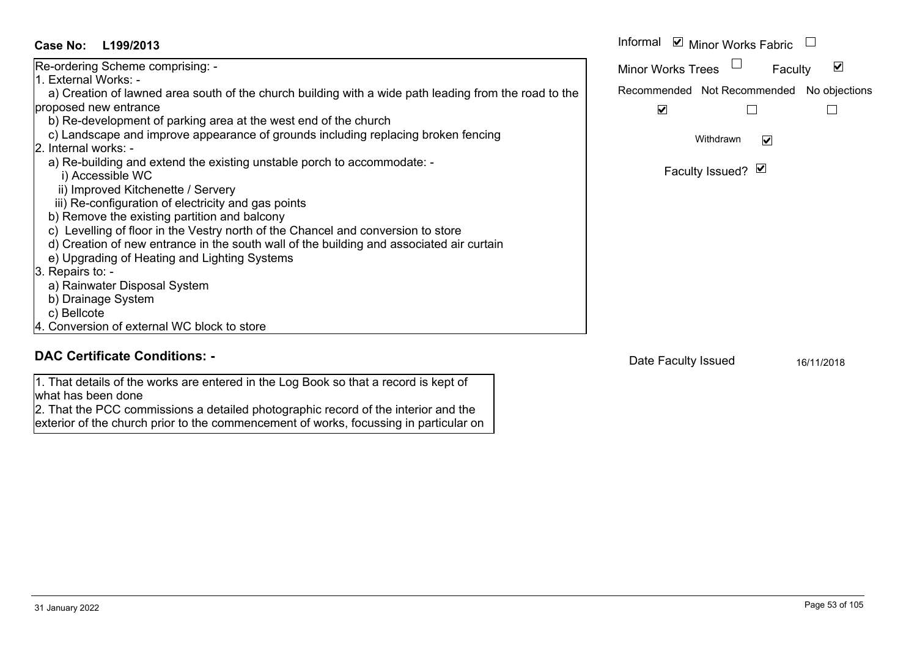**Case No: L199/2013**

Informal ☑ Minor Works Fabric ☐

Minor Works Trees ☐ Faculty ☑

Recommended ☑ Not Recommended ☐ No objections ☐

Withdrawn ☑

Faculty Issued? ☑

Re-ordering Scheme comprising: -

1. External Works: -
   a) Creation of lawned area south of the church building with a wide path leading from the road to the proposed new entrance
   b) Re-development of parking area at the west end of the church
   c) Landscape and improve appearance of grounds including replacing broken fencing
2. Internal works: -
   a) Re-building and extend the existing unstable porch to accommodate: -
      i) Accessible WC
      ii) Improved Kitchenette / Servery
      iii) Re-configuration of electricity and gas points
   b) Remove the existing partition and balcony
   c) Levelling of floor in the Vestry north of the Chancel and conversion to store
   d) Creation of new entrance in the south wall of the building and associated air curtain
   e) Upgrading of Heating and Lighting Systems
3. Repairs to: -
   a) Rainwater Disposal System
   b) Drainage System
   c) Bellcote
4. Conversion of external WC block to store

## DAC Certificate Conditions: -

Date Faculty Issued 16/11/2018

1. That details of the works are entered in the Log Book so that a record is kept of what has been done
2. That the PCC commissions a detailed photographic record of the interior and the exterior of the church prior to the commencement of works, focussing in particular on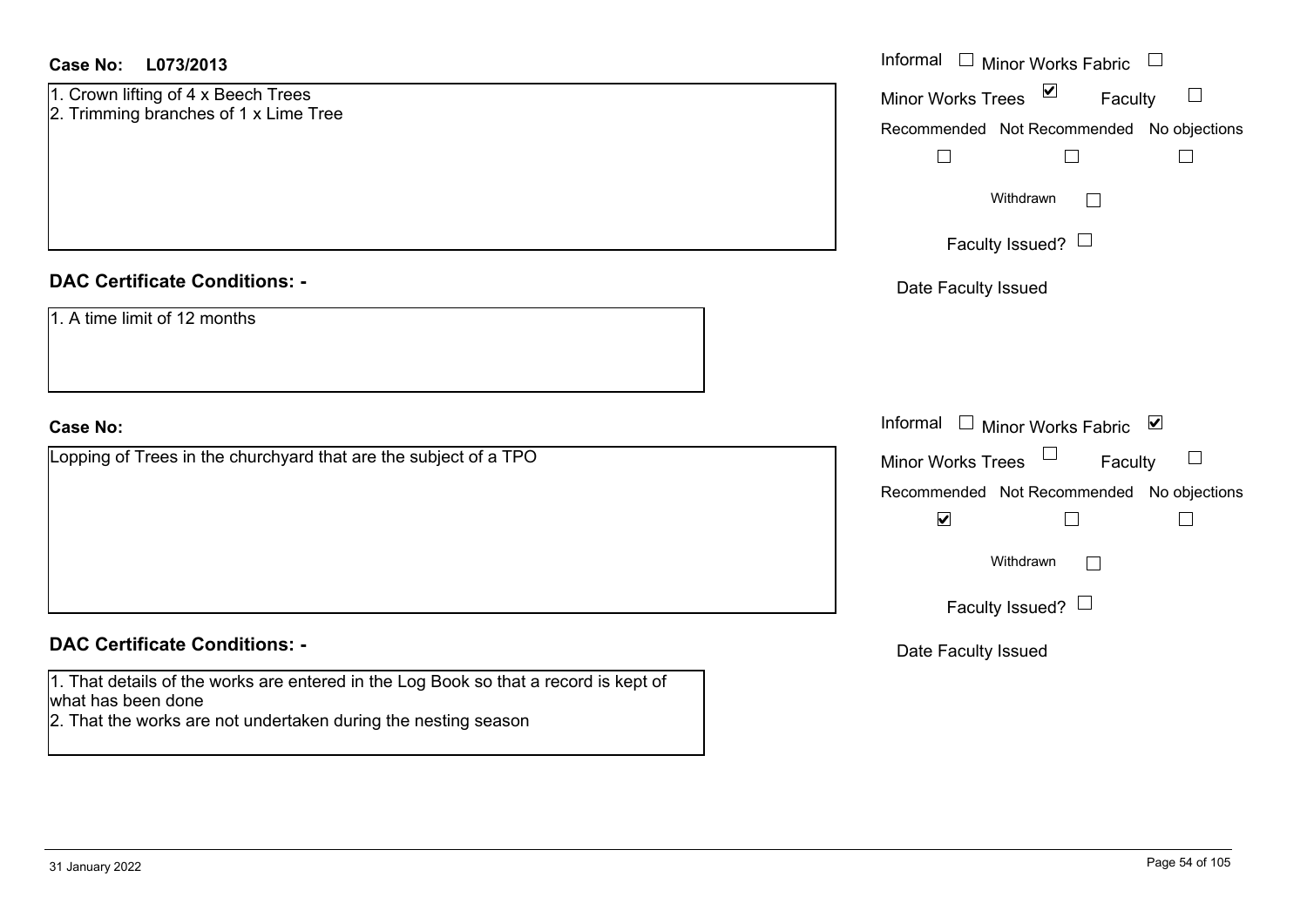**Case No:** L073/2013

1. Crown lifting of 4 x Beech Trees
2. Trimming branches of 1 x Lime Tree

Informal ☐ Minor Works Fabric ☐
Minor Works Trees ☑ Faculty ☐
Recommended ☐ Not Recommended ☐ No objections ☐
Withdrawn ☐
Faculty Issued? ☐
Date Faculty Issued

## DAC Certificate Conditions: -

1. A time limit of 12 months

**Case No:**

Lopping of Trees in the churchyard that are the subject of a TPO

Informal ☐ Minor Works Fabric ☑
Minor Works Trees ☐ Faculty ☐
Recommended ☑ Not Recommended ☐ No objections ☐
Withdrawn ☐
Faculty Issued? ☐
Date Faculty Issued

## DAC Certificate Conditions: -

1. That details of the works are entered in the Log Book so that a record is kept of what has been done
2. That the works are not undertaken during the nesting season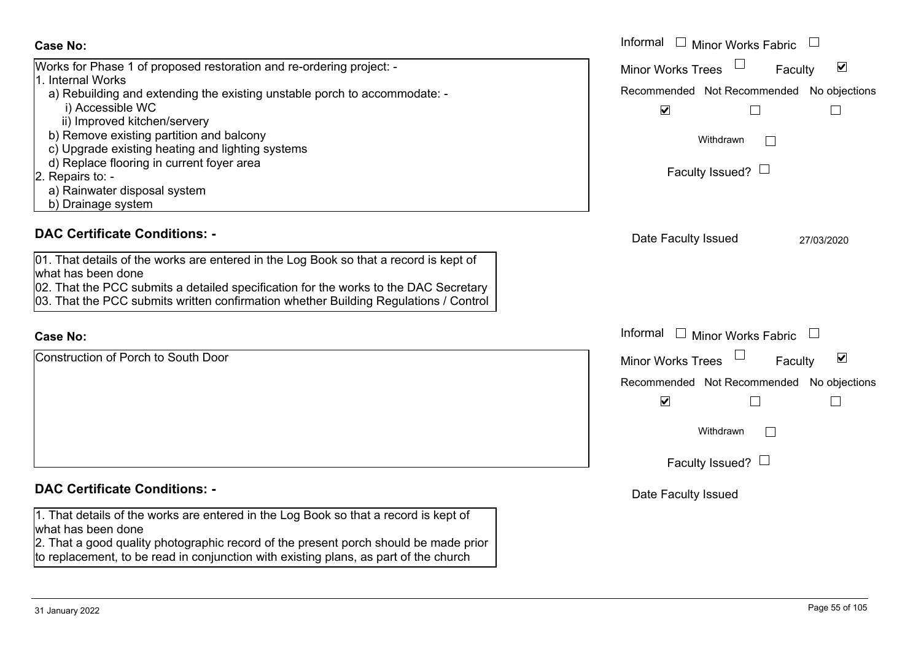**Case No:**

Works for Phase 1 of proposed restoration and re-ordering project: -
1. Internal Works
   a) Rebuilding and extending the existing unstable porch to accommodate: -
      i) Accessible WC
      ii) Improved kitchen/servery
   b) Remove existing partition and balcony
   c) Upgrade existing heating and lighting systems
   d) Replace flooring in current foyer area
2. Repairs to: -
   a) Rainwater disposal system
   b) Drainage system

Informal ☐ Minor Works Fabric ☐
Minor Works Trees ☐ Faculty ☑
Recommended ☑ Not Recommended ☐ No objections ☐
Withdrawn ☐
Faculty Issued? ☐
Date Faculty Issued 27/03/2020

**DAC Certificate Conditions: -**

01. That details of the works are entered in the Log Book so that a record is kept of what has been done
02. That the PCC submits a detailed specification for the works to the DAC Secretary
03. That the PCC submits written confirmation whether Building Regulations / Control

**Case No:**

Construction of Porch to South Door

Informal ☐ Minor Works Fabric ☐
Minor Works Trees ☐ Faculty ☑
Recommended ☑ Not Recommended ☐ No objections ☐
Withdrawn ☐
Faculty Issued? ☐
Date Faculty Issued

**DAC Certificate Conditions: -**

1. That details of the works are entered in the Log Book so that a record is kept of what has been done
2. That a good quality photographic record of the present porch should be made prior to replacement, to be read in conjunction with existing plans, as part of the church

31 January 2022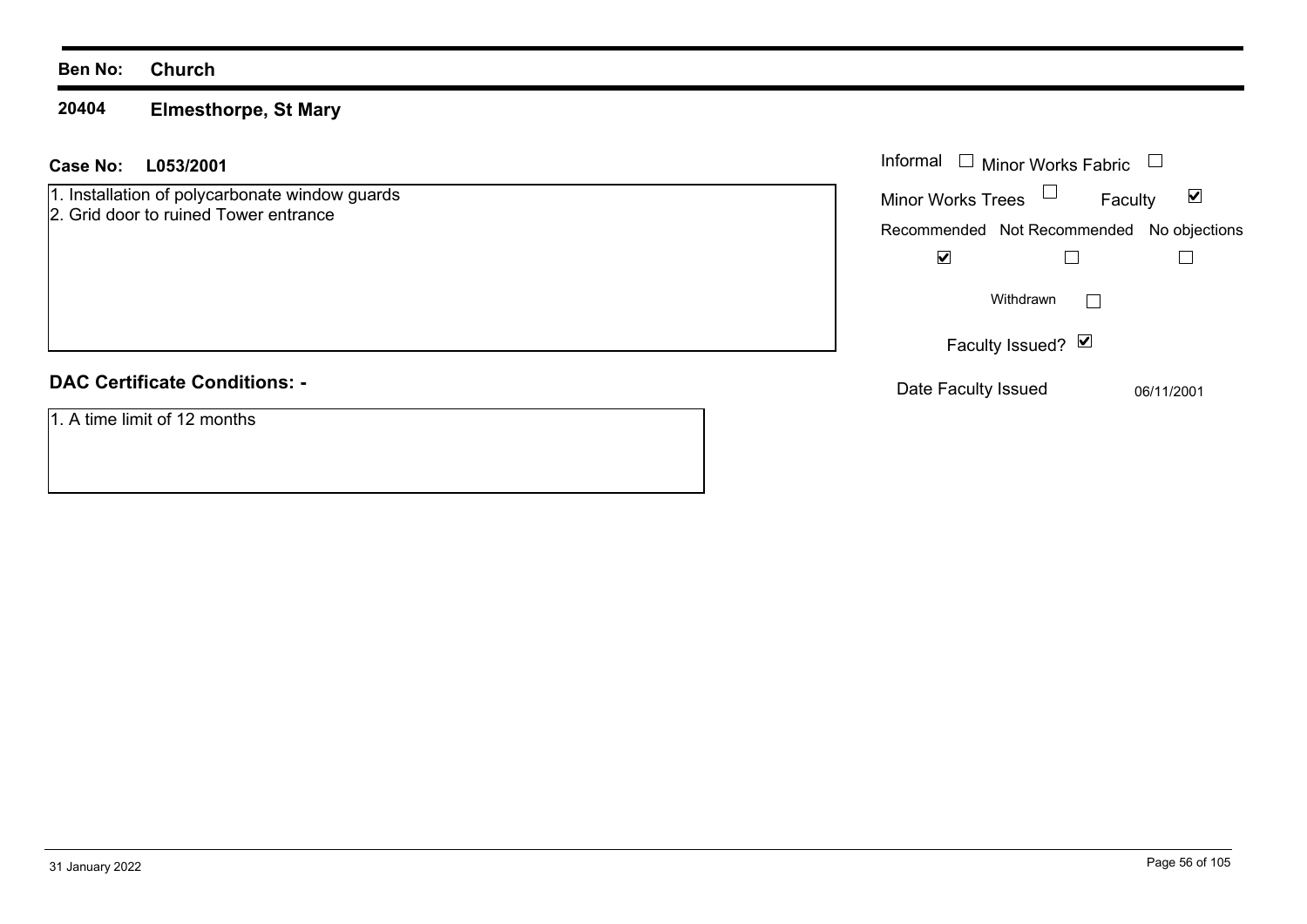**Ben No:** **Church**

**20404** **Elmesthorpe, St Mary**

**Case No:** **L053/2001**

1. Installation of polycarbonate window guards
2. Grid door to ruined Tower entrance

Informal ☐ Minor Works Fabric ☐

Minor Works Trees ☐ Faculty ☑

| Recommended | Not Recommended | No objections |
|---|---|---|
| ☑ | ☐ | ☐ |

Withdrawn ☐

Faculty Issued? ☑

Date Faculty Issued 06/11/2001

**DAC Certificate Conditions: -**

1. A time limit of 12 months

31 January 2022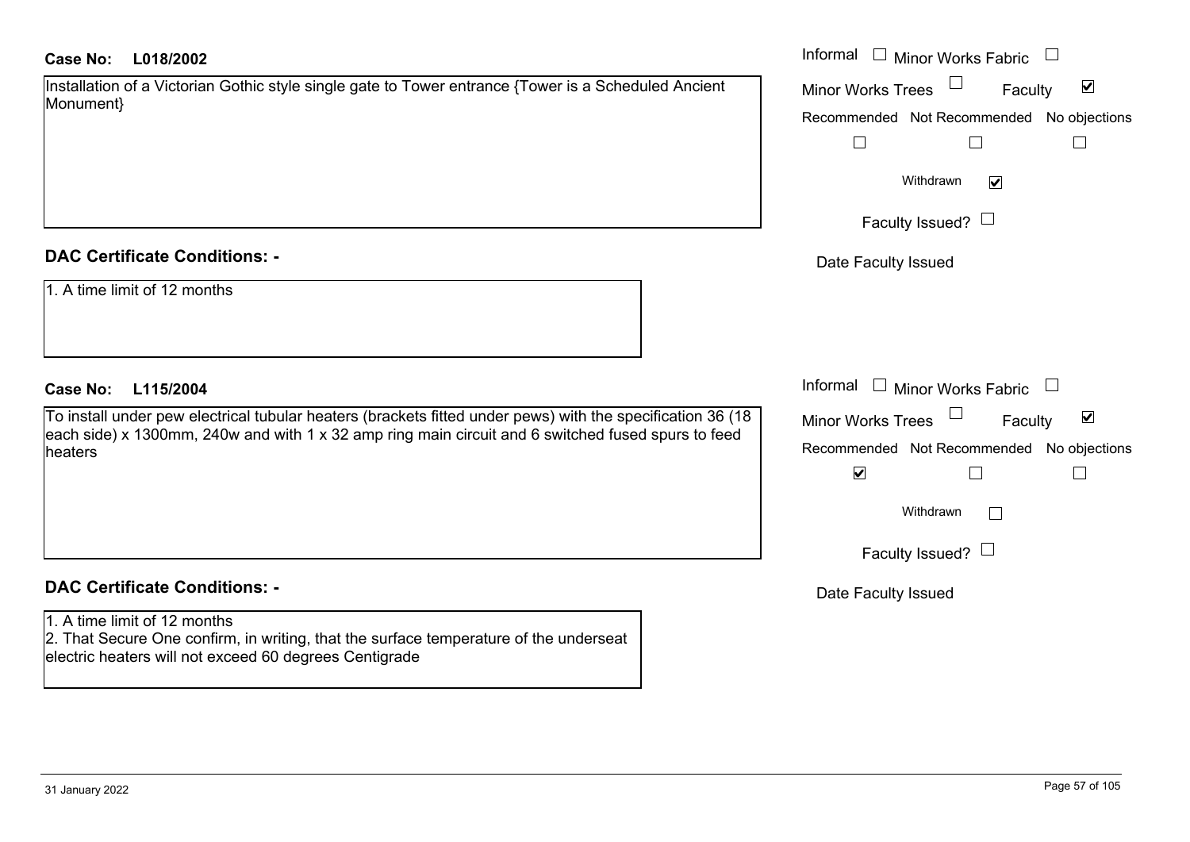**Case No: L018/2002**

Installation of a Victorian Gothic style single gate to Tower entrance {Tower is a Scheduled Ancient Monument}

Informal ☐ Minor Works Fabric ☐

Minor Works Trees ☐ Faculty ☑

| Recommended | Not Recommended | No objections |
|---|---|---|
| ☐ | ☐ | ☐ |

Withdrawn ☑

Faculty Issued? ☐

Date Faculty Issued

**DAC Certificate Conditions: -**

1. A time limit of 12 months

**Case No: L115/2004**

To install under pew electrical tubular heaters (brackets fitted under pews) with the specification 36 (18 each side) x 1300mm, 240w and with 1 x 32 amp ring main circuit and 6 switched fused spurs to feed heaters

Informal ☐ Minor Works Fabric ☐

Minor Works Trees ☐ Faculty ☑

| Recommended | Not Recommended | No objections |
|---|---|---|
| ☑ | ☐ | ☐ |

Withdrawn ☐

Faculty Issued? ☐

Date Faculty Issued

**DAC Certificate Conditions: -**

1. A time limit of 12 months
2. That Secure One confirm, in writing, that the surface temperature of the underseat electric heaters will not exceed 60 degrees Centigrade

31 January 2022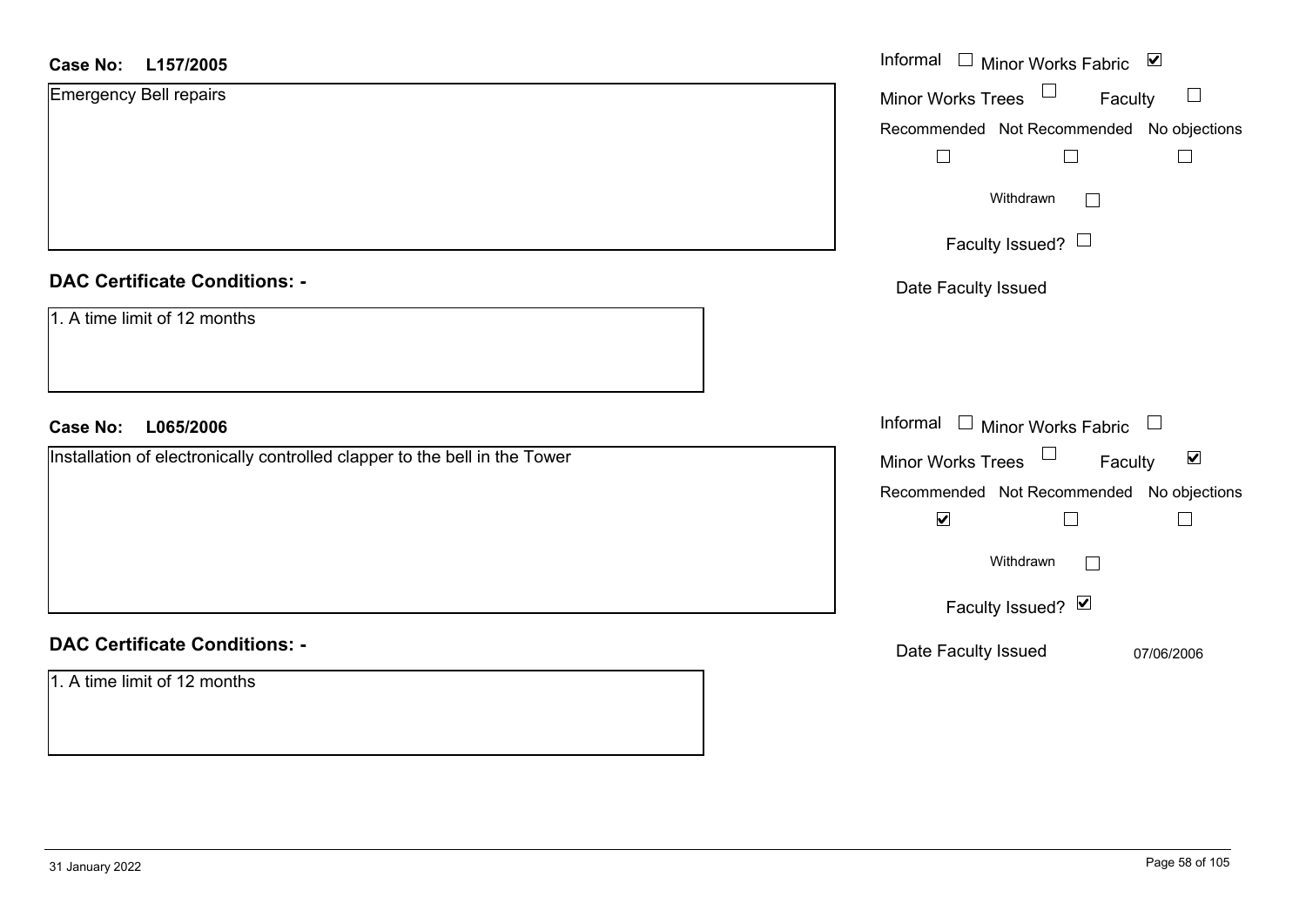**Case No: L157/2005**

Emergency Bell repairs

Informal ☐ Minor Works Fabric ☑

Minor Works Trees ☐ Faculty ☐

Recommended ☐ Not Recommended ☐ No objections ☐

Withdrawn ☐

Faculty Issued? ☐

Date Faculty Issued

**DAC Certificate Conditions: -**

1. A time limit of 12 months

**Case No: L065/2006**

Installation of electronically controlled clapper to the bell in the Tower

Informal ☐ Minor Works Fabric ☐

Minor Works Trees ☐ Faculty ☑

Recommended ☑ Not Recommended ☐ No objections ☐

Withdrawn ☐

Faculty Issued? ☑

Date Faculty Issued 07/06/2006

**DAC Certificate Conditions: -**

1. A time limit of 12 months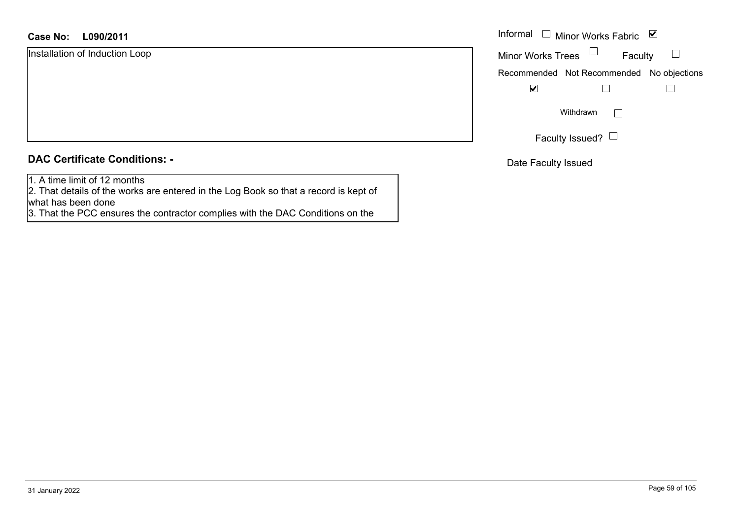**Case No: L090/2011**

Installation of Induction Loop

Informal ☐ Minor Works Fabric ☑

Minor Works Trees ☐ Faculty ☐

Recommended ☑ Not Recommended ☐ No objections ☐

Withdrawn ☐

Faculty Issued? ☐

Date Faculty Issued

**DAC Certificate Conditions: -**

1. A time limit of 12 months
2. That details of the works are entered in the Log Book so that a record is kept of what has been done
3. That the PCC ensures the contractor complies with the DAC Conditions on the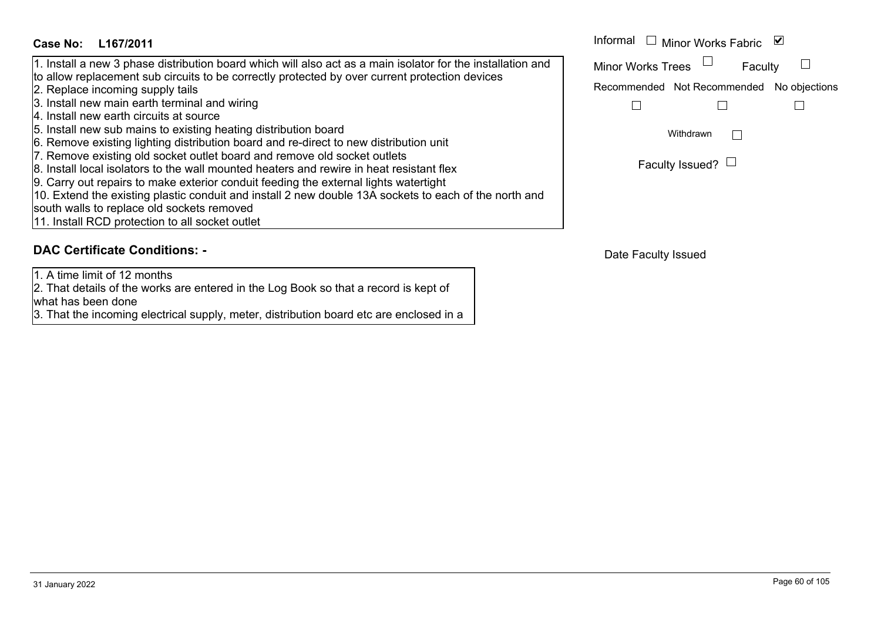**Case No: L167/2011**

Informal ☐ Minor Works Fabric ☑

Minor Works Trees ☐ Faculty ☐

Recommended ☐ Not Recommended ☐ No objections ☐

Withdrawn ☐

Faculty Issued? ☐

Date Faculty Issued

1. Install a new 3 phase distribution board which will also act as a main isolator for the installation and to allow replacement sub circuits to be correctly protected by over current protection devices
2. Replace incoming supply tails
3. Install new main earth terminal and wiring
4. Install new earth circuits at source
5. Install new sub mains to existing heating distribution board
6. Remove existing lighting distribution board and re-direct to new distribution unit
7. Remove existing old socket outlet board and remove old socket outlets
8. Install local isolators to the wall mounted heaters and rewire in heat resistant flex
9. Carry out repairs to make exterior conduit feeding the external lights watertight
10. Extend the existing plastic conduit and install 2 new double 13A sockets to each of the north and south walls to replace old sockets removed
11. Install RCD protection to all socket outlet

## DAC Certificate Conditions: -

1. A time limit of 12 months
2. That details of the works are entered in the Log Book so that a record is kept of what has been done
3. That the incoming electrical supply, meter, distribution board etc are enclosed in a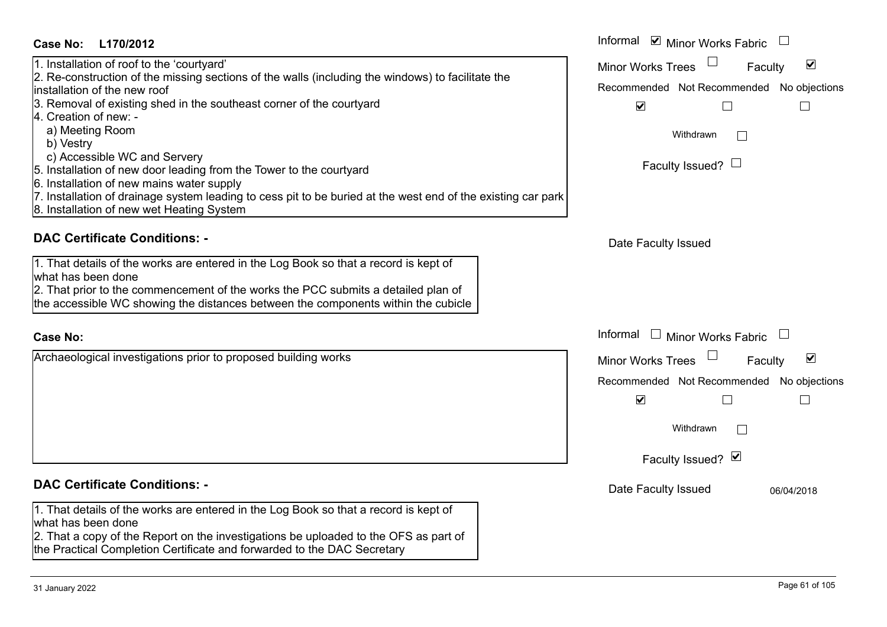**Case No: L170/2012**

Informal ☑ Minor Works Fabric ☐

Minor Works Trees ☐ Faculty ☑

Recommended ☑ Not Recommended ☐ No objections ☐

Withdrawn ☐

Faculty Issued? ☐

Date Faculty Issued

1. Installation of roof to the 'courtyard'
2. Re-construction of the missing sections of the walls (including the windows) to facilitate the installation of the new roof
3. Removal of existing shed in the southeast corner of the courtyard
4. Creation of new: -
   a) Meeting Room
   b) Vestry
   c) Accessible WC and Servery
5. Installation of new door leading from the Tower to the courtyard
6. Installation of new mains water supply
7. Installation of drainage system leading to cess pit to be buried at the west end of the existing car park
8. Installation of new wet Heating System

## DAC Certificate Conditions: -

1. That details of the works are entered in the Log Book so that a record is kept of what has been done
2. That prior to the commencement of the works the PCC submits a detailed plan of the accessible WC showing the distances between the components within the cubicle

**Case No:**

Informal ☐ Minor Works Fabric ☐

Minor Works Trees ☐ Faculty ☑

Recommended ☑ Not Recommended ☐ No objections ☐

Withdrawn ☐

Faculty Issued? ☑

Date Faculty Issued 06/04/2018

Archaeological investigations prior to proposed building works

## DAC Certificate Conditions: -

1. That details of the works are entered in the Log Book so that a record is kept of what has been done
2. That a copy of the Report on the investigations be uploaded to the OFS as part of the Practical Completion Certificate and forwarded to the DAC Secretary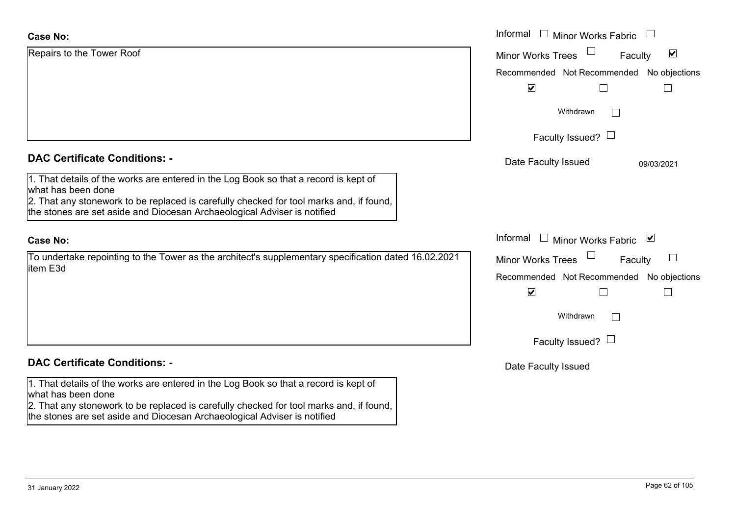**Case No:**

Repairs to the Tower Roof

Informal ☐ Minor Works Fabric ☐

Minor Works Trees ☐ Faculty ☑

Recommended ☑ Not Recommended ☐ No objections ☐

Withdrawn ☐

Faculty Issued? ☐

Date Faculty Issued 09/03/2021

**DAC Certificate Conditions: -**

1. That details of the works are entered in the Log Book so that a record is kept of what has been done
2. That any stonework to be replaced is carefully checked for tool marks and, if found, the stones are set aside and Diocesan Archaeological Adviser is notified

**Case No:**

To undertake repointing to the Tower as the architect's supplementary specification dated 16.02.2021 item E3d

Informal ☐ Minor Works Fabric ☑

Minor Works Trees ☐ Faculty ☐

Recommended ☑ Not Recommended ☐ No objections ☐

Withdrawn ☐

Faculty Issued? ☐

Date Faculty Issued

**DAC Certificate Conditions: -**

1. That details of the works are entered in the Log Book so that a record is kept of what has been done
2. That any stonework to be replaced is carefully checked for tool marks and, if found, the stones are set aside and Diocesan Archaeological Adviser is notified

31 January 2022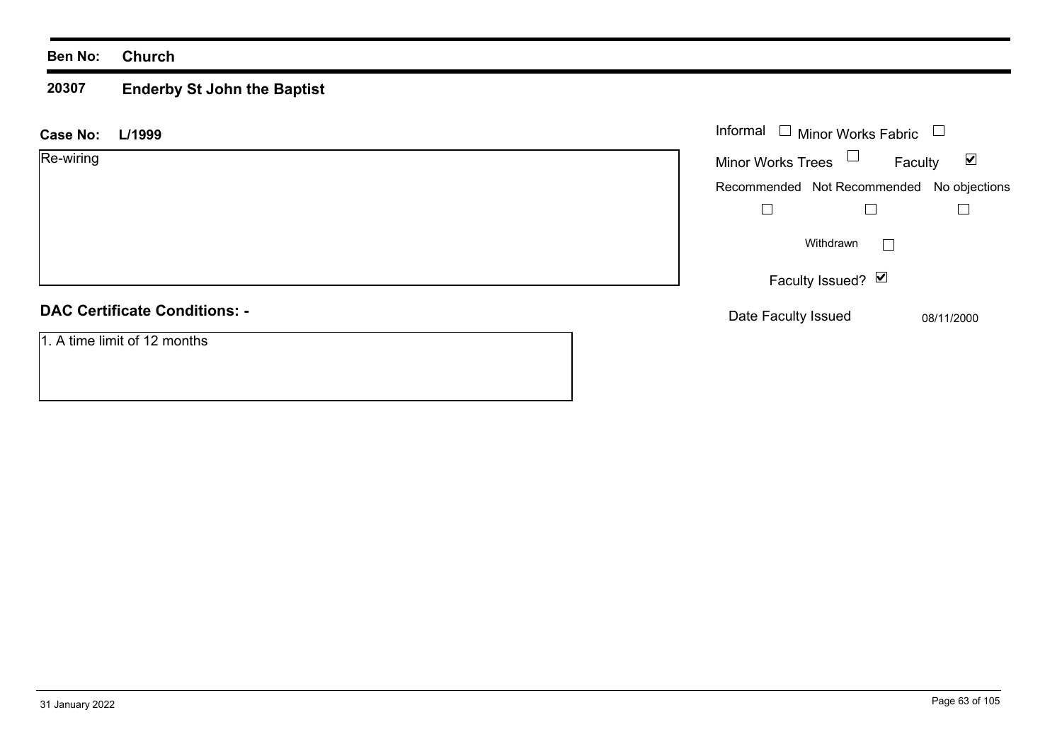**Ben No:** **Church**

**20307** **Enderby St John the Baptist**

**Case No:** **L/1999**

Re-wiring

Informal ☐ Minor Works Fabric ☐

Minor Works Trees ☐ Faculty ☑

| Recommended | Not Recommended | No objections |
| --- | --- | --- |
| ☐ | ☐ | ☐ |

Withdrawn ☐

Faculty Issued? ☑

Date Faculty Issued 08/11/2000

**DAC Certificate Conditions: -**

1. A time limit of 12 months

31 January 2022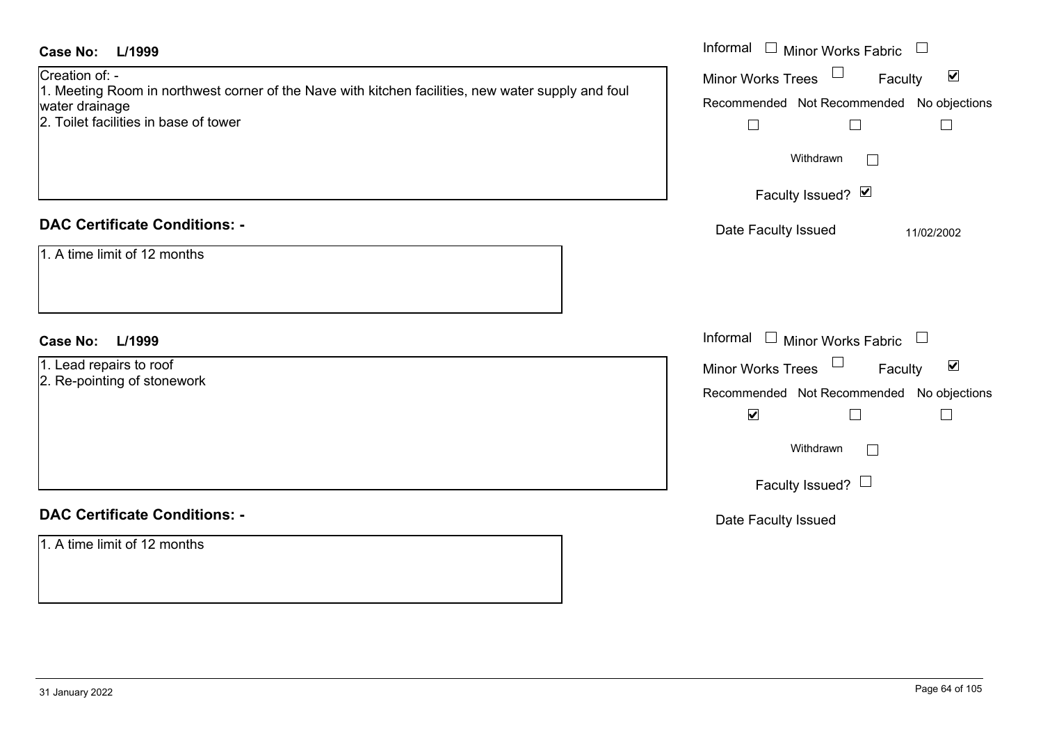**Case No: L/1999**

Creation of: -
1. Meeting Room in northwest corner of the Nave with kitchen facilities, new water supply and foul water drainage
2. Toilet facilities in base of tower

Informal ☐ Minor Works Fabric ☐
Minor Works Trees ☐ Faculty ☑
Recommended ☐ Not Recommended ☐ No objections ☐
Withdrawn ☐
Faculty Issued? ☑
Date Faculty Issued 11/02/2002

**DAC Certificate Conditions: -**

1. A time limit of 12 months

**Case No: L/1999**

1. Lead repairs to roof
2. Re-pointing of stonework

Informal ☐ Minor Works Fabric ☐
Minor Works Trees ☐ Faculty ☑
Recommended ☑ Not Recommended ☐ No objections ☐
Withdrawn ☐
Faculty Issued? ☐
Date Faculty Issued

**DAC Certificate Conditions: -**

1. A time limit of 12 months

31 January 2022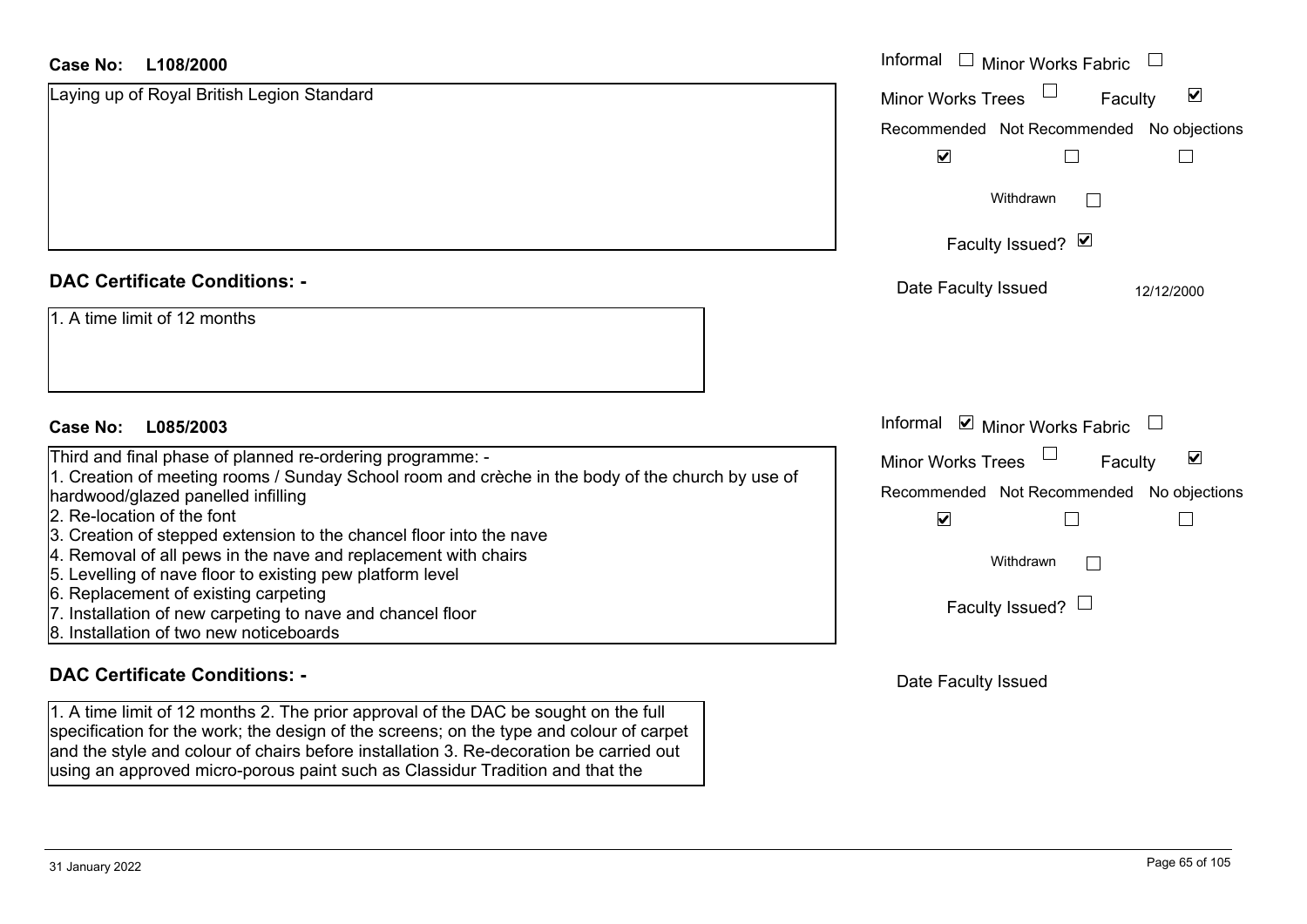**Case No: L108/2000**

Laying up of Royal British Legion Standard

Informal ☐ Minor Works Fabric ☐
Minor Works Trees ☐ Faculty ☑

| Recommended | Not Recommended | No objections |
|---|---|---|
| ☑ | ☐ | ☐ |

Withdrawn ☐

Faculty Issued? ☑

Date Faculty Issued 12/12/2000

## DAC Certificate Conditions: -

1. A time limit of 12 months

**Case No: L085/2003**

Third and final phase of planned re-ordering programme: -
1. Creation of meeting rooms / Sunday School room and crèche in the body of the church by use of hardwood/glazed panelled infilling
2. Re-location of the font
3. Creation of stepped extension to the chancel floor into the nave
4. Removal of all pews in the nave and replacement with chairs
5. Levelling of nave floor to existing pew platform level
6. Replacement of existing carpeting
7. Installation of new carpeting to nave and chancel floor
8. Installation of two new noticeboards

Informal ☑ Minor Works Fabric ☐
Minor Works Trees ☐ Faculty ☑

| Recommended | Not Recommended | No objections |
|---|---|---|
| ☑ | ☐ | ☐ |

Withdrawn ☐

Faculty Issued? ☐

Date Faculty Issued

## DAC Certificate Conditions: -

1. A time limit of 12 months 2. The prior approval of the DAC be sought on the full specification for the work; the design of the screens; on the type and colour of carpet and the style and colour of chairs before installation 3. Re-decoration be carried out using an approved micro-porous paint such as Classidur Tradition and that the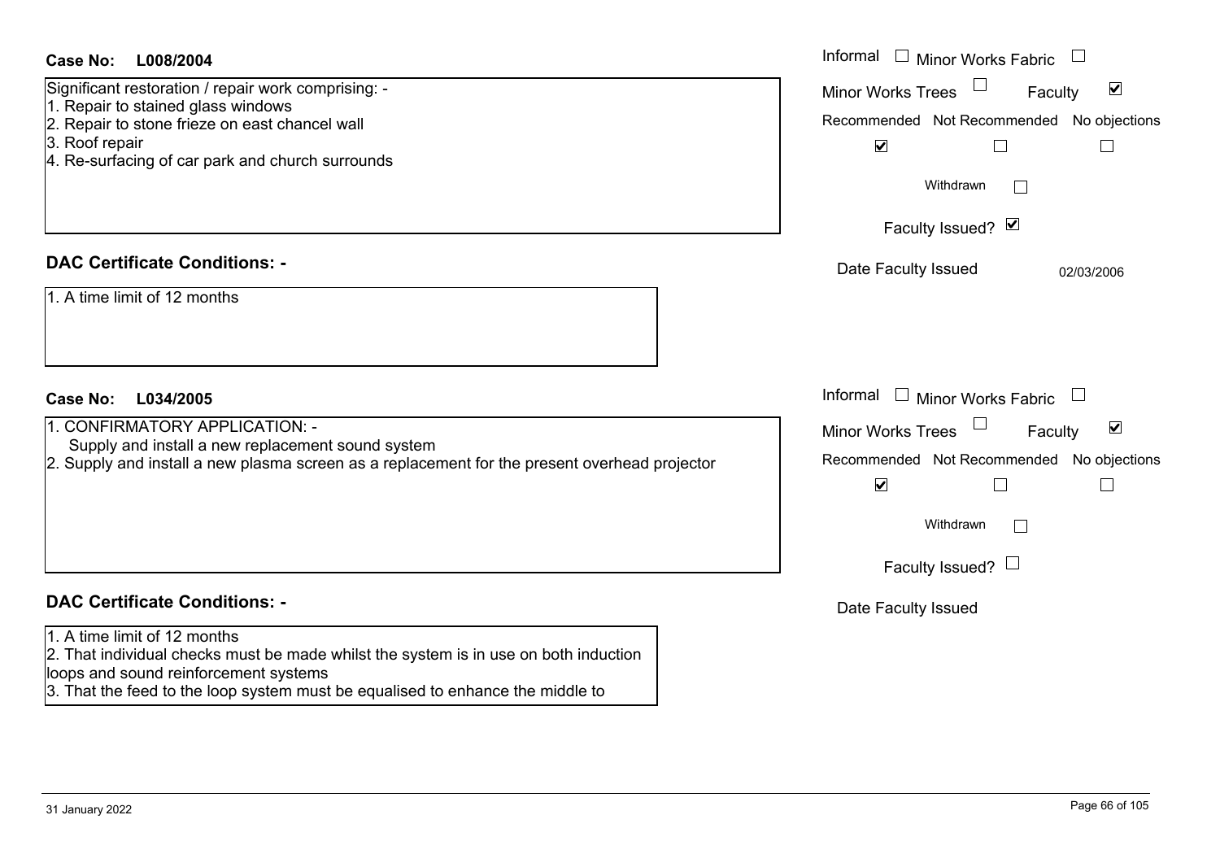**Case No: L008/2004**

Significant restoration / repair work comprising: -
1. Repair to stained glass windows
2. Repair to stone frieze on east chancel wall
3. Roof repair
4. Re-surfacing of car park and church surrounds

Informal ☐ Minor Works Fabric ☐
Minor Works Trees ☐ Faculty ☑
Recommended ☑ Not Recommended ☐ No objections ☐
Withdrawn ☐
Faculty Issued? ☑
Date Faculty Issued 02/03/2006

**DAC Certificate Conditions: -**

1. A time limit of 12 months

**Case No: L034/2005**

1. CONFIRMATORY APPLICATION: -
   Supply and install a new replacement sound system
2. Supply and install a new plasma screen as a replacement for the present overhead projector

Informal ☐ Minor Works Fabric ☐
Minor Works Trees ☐ Faculty ☑
Recommended ☑ Not Recommended ☐ No objections ☐
Withdrawn ☐
Faculty Issued? ☐
Date Faculty Issued

**DAC Certificate Conditions: -**

1. A time limit of 12 months
2. That individual checks must be made whilst the system is in use on both induction loops and sound reinforcement systems
3. That the feed to the loop system must be equalised to enhance the middle to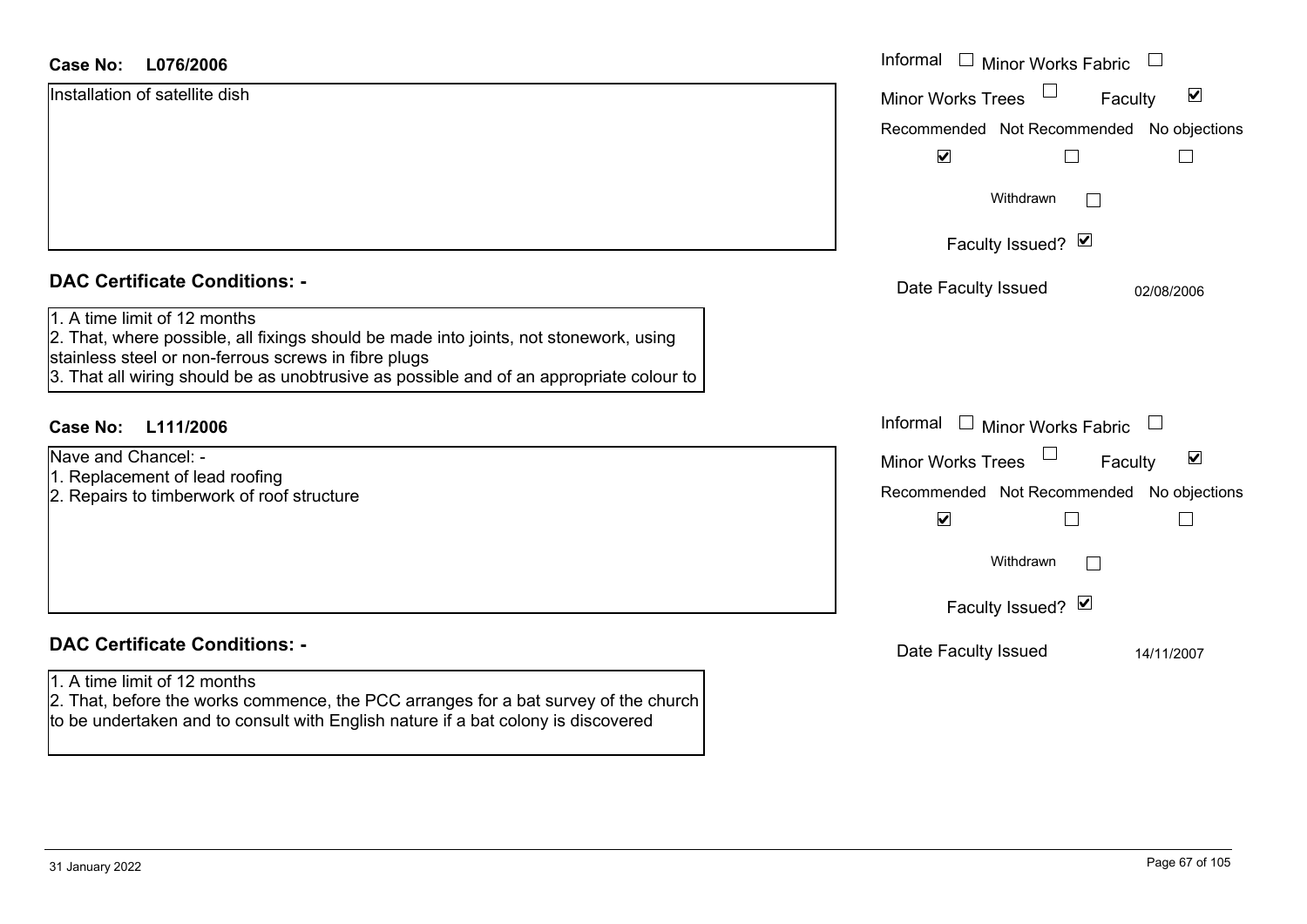**Case No: L076/2006**

Installation of satellite dish

Informal ☐ Minor Works Fabric ☐
Minor Works Trees ☐ Faculty ☑

Recommended ☑ Not Recommended ☐ No objections ☐

Withdrawn ☐

Faculty Issued? ☑

Date Faculty Issued 02/08/2006

## DAC Certificate Conditions: -

1. A time limit of 12 months
2. That, where possible, all fixings should be made into joints, not stonework, using stainless steel or non-ferrous screws in fibre plugs
3. That all wiring should be as unobtrusive as possible and of an appropriate colour to

**Case No: L111/2006**

Nave and Chancel: -
1. Replacement of lead roofing
2. Repairs to timberwork of roof structure

Informal ☐ Minor Works Fabric ☐
Minor Works Trees ☐ Faculty ☑

Recommended ☑ Not Recommended ☐ No objections ☐

Withdrawn ☐

Faculty Issued? ☑

Date Faculty Issued 14/11/2007

## DAC Certificate Conditions: -

1. A time limit of 12 months
2. That, before the works commence, the PCC arranges for a bat survey of the church to be undertaken and to consult with English nature if a bat colony is discovered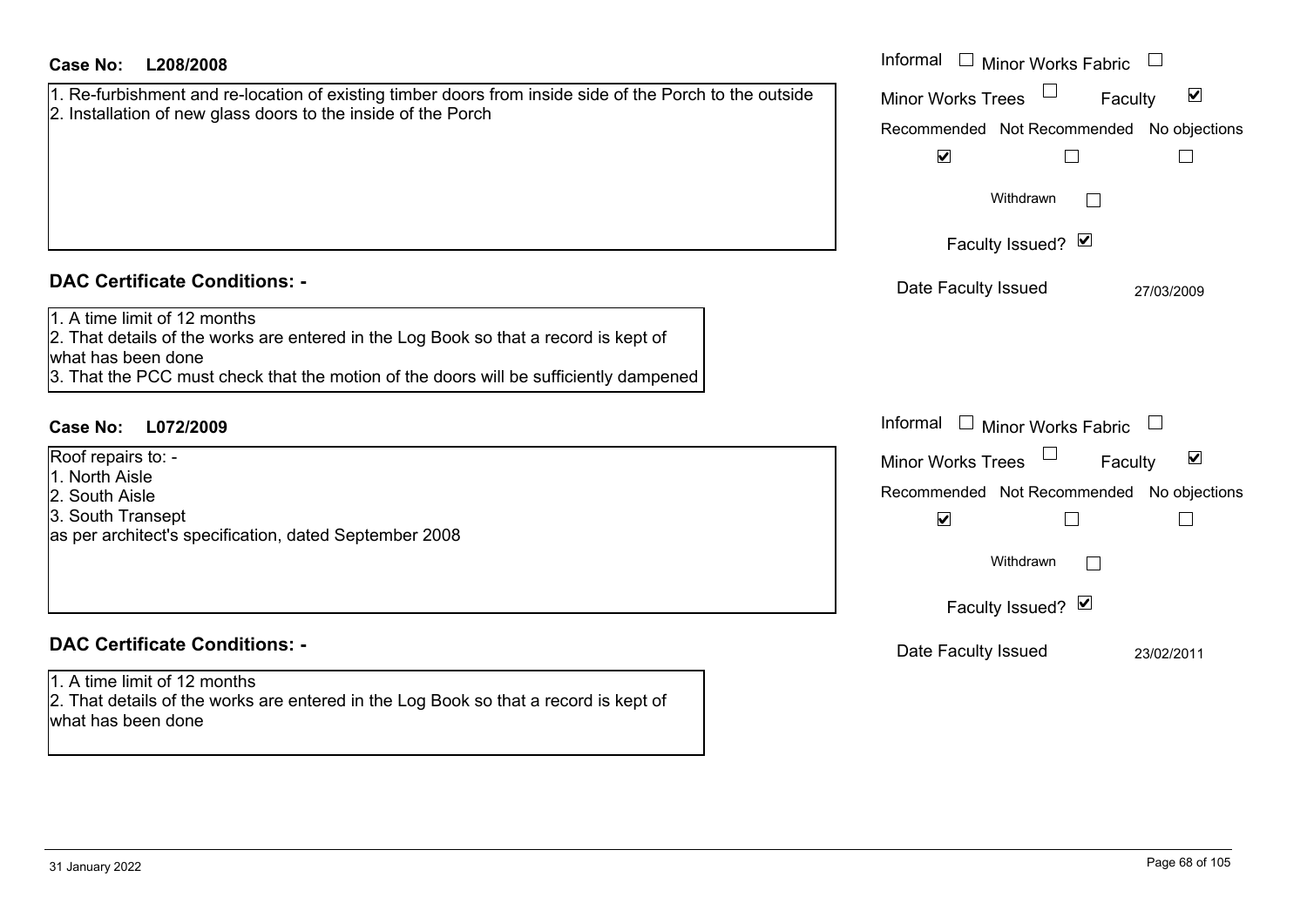**Case No: L208/2008**

1. Re-furbishment and re-location of existing timber doors from inside side of the Porch to the outside
2. Installation of new glass doors to the inside of the Porch

Informal ☐ Minor Works Fabric ☐
Minor Works Trees ☐ Faculty ☑
Recommended ☑ Not Recommended ☐ No objections ☐
Withdrawn ☐
Faculty Issued? ☑
Date Faculty Issued 27/03/2009

**DAC Certificate Conditions: -**

1. A time limit of 12 months
2. That details of the works are entered in the Log Book so that a record is kept of what has been done
3. That the PCC must check that the motion of the doors will be sufficiently dampened

**Case No: L072/2009**

Roof repairs to: -
1. North Aisle
2. South Aisle
3. South Transept

as per architect's specification, dated September 2008

Informal ☐ Minor Works Fabric ☐
Minor Works Trees ☐ Faculty ☑
Recommended ☑ Not Recommended ☐ No objections ☐
Withdrawn ☐
Faculty Issued? ☑
Date Faculty Issued 23/02/2011

**DAC Certificate Conditions: -**

1. A time limit of 12 months
2. That details of the works are entered in the Log Book so that a record is kept of what has been done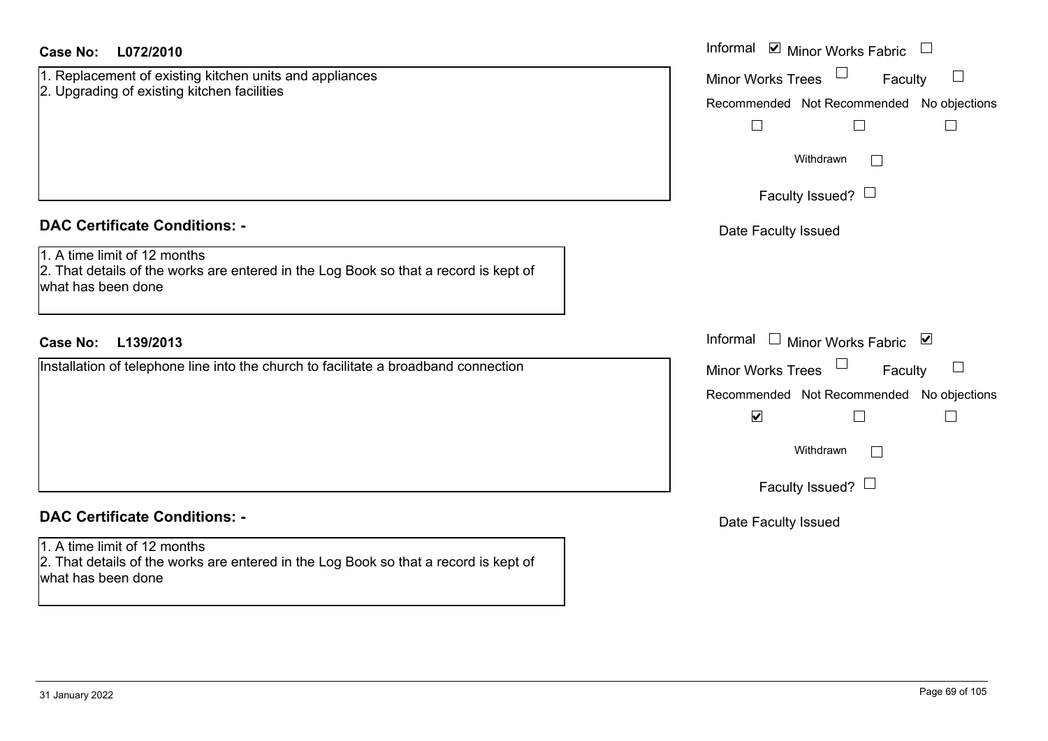**Case No: L072/2010**

1. Replacement of existing kitchen units and appliances
2. Upgrading of existing kitchen facilities

Informal ☑ Minor Works Fabric ☐
Minor Works Trees ☐ Faculty ☐

| Recommended | Not Recommended | No objections |
|---|---|---|
| ☐ | ☐ | ☐ |

Withdrawn ☐

Faculty Issued? ☐

Date Faculty Issued

### DAC Certificate Conditions: -

1. A time limit of 12 months
2. That details of the works are entered in the Log Book so that a record is kept of what has been done

**Case No: L139/2013**

Installation of telephone line into the church to facilitate a broadband connection

Informal ☐ Minor Works Fabric ☑
Minor Works Trees ☐ Faculty ☐

| Recommended | Not Recommended | No objections |
|---|---|---|
| ☑ | ☐ | ☐ |

Withdrawn ☐

Faculty Issued? ☐

Date Faculty Issued

### DAC Certificate Conditions: -

1. A time limit of 12 months
2. That details of the works are entered in the Log Book so that a record is kept of what has been done

31 January 2022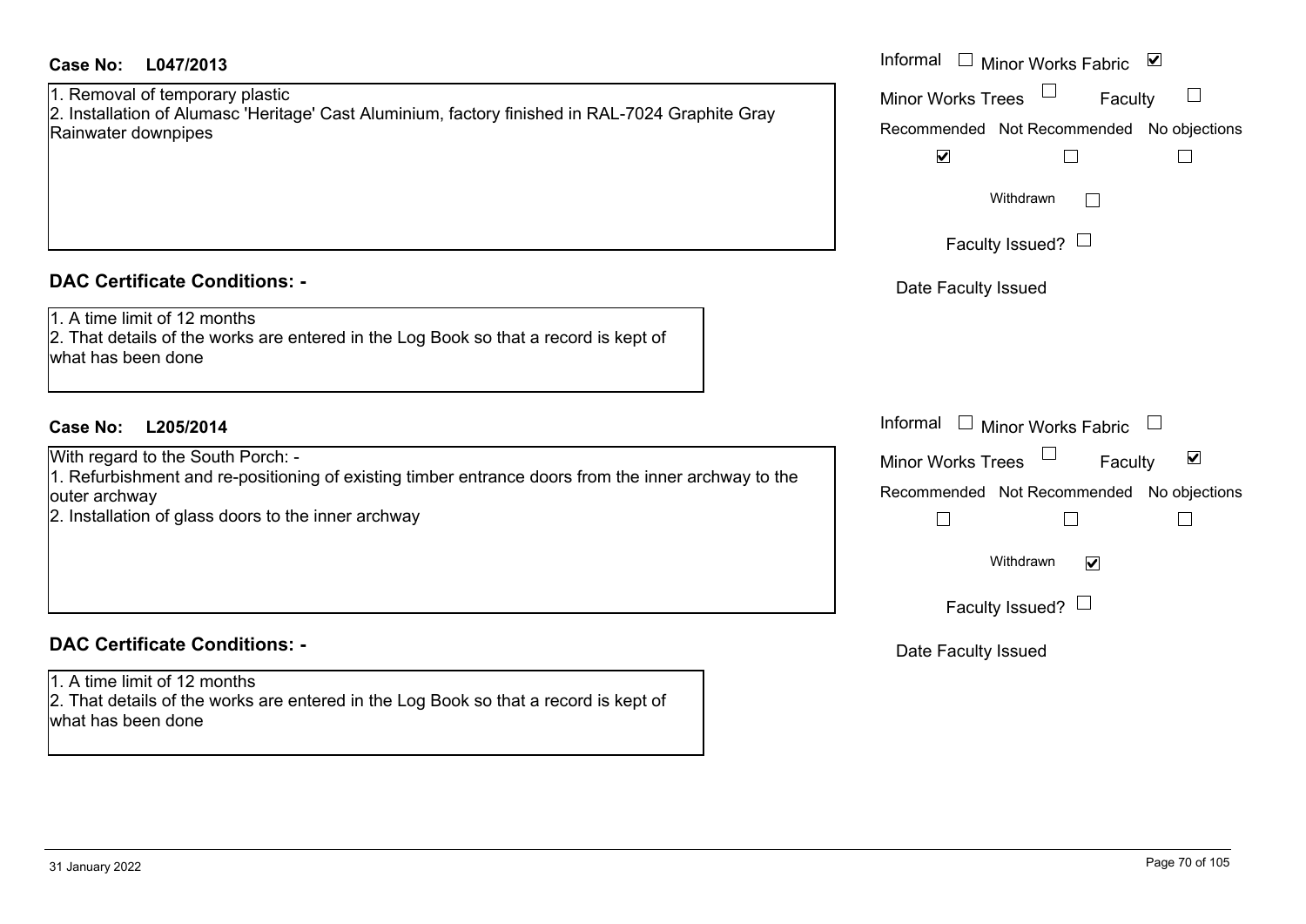**Case No: L047/2013**

1. Removal of temporary plastic
2. Installation of Alumasc 'Heritage' Cast Aluminium, factory finished in RAL-7024 Graphite Gray Rainwater downpipes

Informal ☐ Minor Works Fabric ☑
Minor Works Trees ☐ Faculty ☐
Recommended ☑ Not Recommended ☐ No objections ☐
Withdrawn ☐
Faculty Issued? ☐
Date Faculty Issued

## DAC Certificate Conditions: -

1. A time limit of 12 months
2. That details of the works are entered in the Log Book so that a record is kept of what has been done

**Case No: L205/2014**

With regard to the South Porch: -
1. Refurbishment and re-positioning of existing timber entrance doors from the inner archway to the outer archway
2. Installation of glass doors to the inner archway

Informal ☐ Minor Works Fabric ☐
Minor Works Trees ☐ Faculty ☑
Recommended ☐ Not Recommended ☐ No objections ☐
Withdrawn ☑
Faculty Issued? ☐
Date Faculty Issued

## DAC Certificate Conditions: -

1. A time limit of 12 months
2. That details of the works are entered in the Log Book so that a record is kept of what has been done

31 January 2022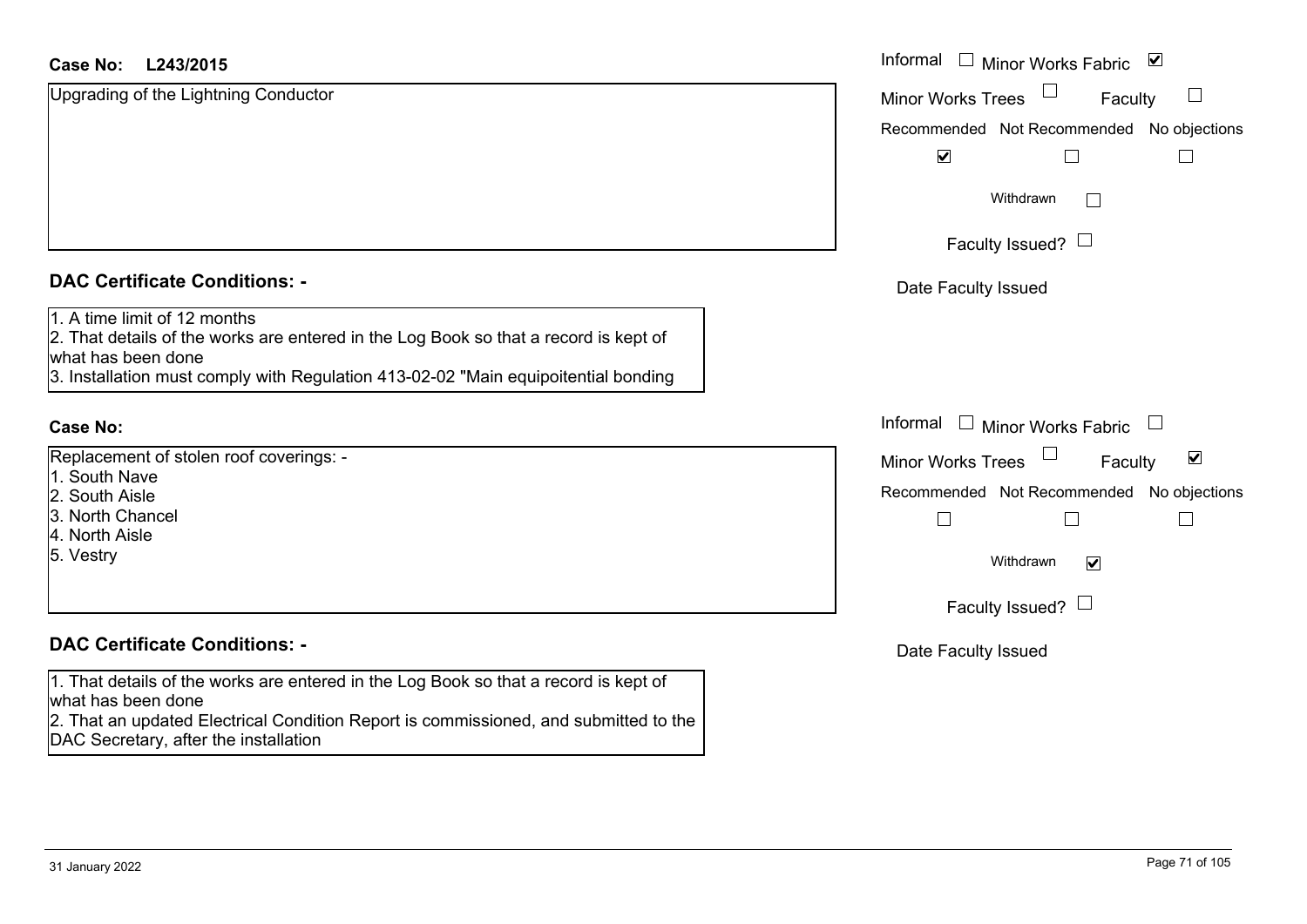**Case No: L243/2015**

Upgrading of the Lightning Conductor

Informal ☐ Minor Works Fabric ☑
Minor Works Trees ☐ Faculty ☐
Recommended ☑ Not Recommended ☐ No objections ☐
Withdrawn ☐
Faculty Issued? ☐
Date Faculty Issued

## DAC Certificate Conditions: -

1. A time limit of 12 months
2. That details of the works are entered in the Log Book so that a record is kept of what has been done
3. Installation must comply with Regulation 413-02-02 "Main equipoitential bonding

**Case No:**

Replacement of stolen roof coverings: -
1. South Nave
2. South Aisle
3. North Chancel
4. North Aisle
5. Vestry

Informal ☐ Minor Works Fabric ☐
Minor Works Trees ☐ Faculty ☑
Recommended ☐ Not Recommended ☐ No objections ☐
Withdrawn ☑
Faculty Issued? ☐
Date Faculty Issued

## DAC Certificate Conditions: -

1. That details of the works are entered in the Log Book so that a record is kept of what has been done
2. That an updated Electrical Condition Report is commissioned, and submitted to the DAC Secretary, after the installation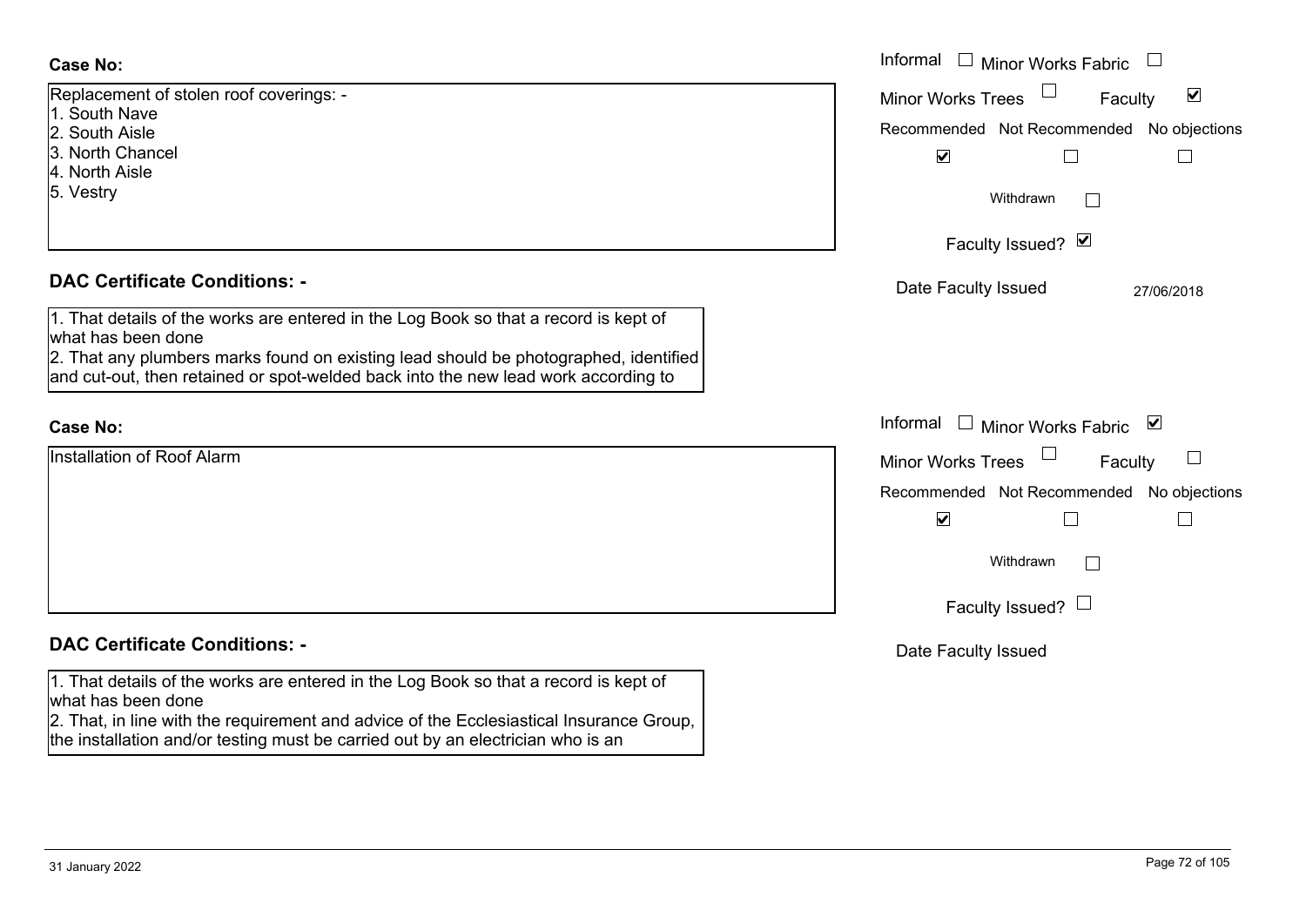**Case No:**

Replacement of stolen roof coverings: -
1. South Nave
2. South Aisle
3. North Chancel
4. North Aisle
5. Vestry

Informal ☐ Minor Works Fabric ☐
Minor Works Trees ☐ Faculty ☑
Recommended ☑ Not Recommended ☐ No objections ☐
Withdrawn ☐
Faculty Issued? ☑
Date Faculty Issued 27/06/2018

**DAC Certificate Conditions: -**

1. That details of the works are entered in the Log Book so that a record is kept of what has been done
2. That any plumbers marks found on existing lead should be photographed, identified and cut-out, then retained or spot-welded back into the new lead work according to

**Case No:**

Installation of Roof Alarm

Informal ☐ Minor Works Fabric ☑
Minor Works Trees ☐ Faculty ☐
Recommended ☑ Not Recommended ☐ No objections ☐
Withdrawn ☐
Faculty Issued? ☐
Date Faculty Issued

**DAC Certificate Conditions: -**

1. That details of the works are entered in the Log Book so that a record is kept of what has been done
2. That, in line with the requirement and advice of the Ecclesiastical Insurance Group, the installation and/or testing must be carried out by an electrician who is an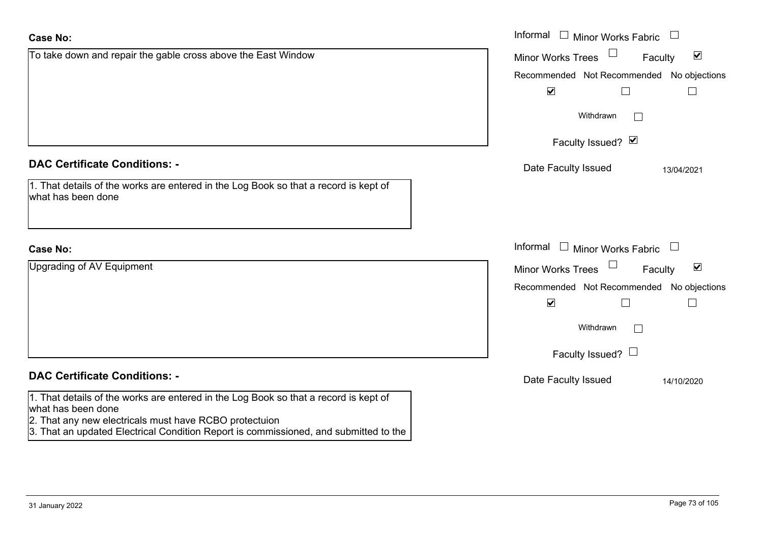**Case No:**

To take down and repair the gable cross above the East Window

Informal ☐ Minor Works Fabric ☐
Minor Works Trees ☐ Faculty ☑

| Recommended | Not Recommended | No objections |
|---|---|---|
| ☑ | ☐ | ☐ |

Withdrawn ☐

Faculty Issued? ☑

Date Faculty Issued 13/04/2021

**DAC Certificate Conditions: -**

1. That details of the works are entered in the Log Book so that a record is kept of what has been done

**Case No:**

Upgrading of AV Equipment

Informal ☐ Minor Works Fabric ☐
Minor Works Trees ☐ Faculty ☑

| Recommended | Not Recommended | No objections |
|---|---|---|
| ☑ | ☐ | ☐ |

Withdrawn ☐

Faculty Issued? ☐

Date Faculty Issued 14/10/2020

**DAC Certificate Conditions: -**

1. That details of the works are entered in the Log Book so that a record is kept of what has been done
2. That any new electricals must have RCBO protectuion
3. That an updated Electrical Condition Report is commissioned, and submitted to the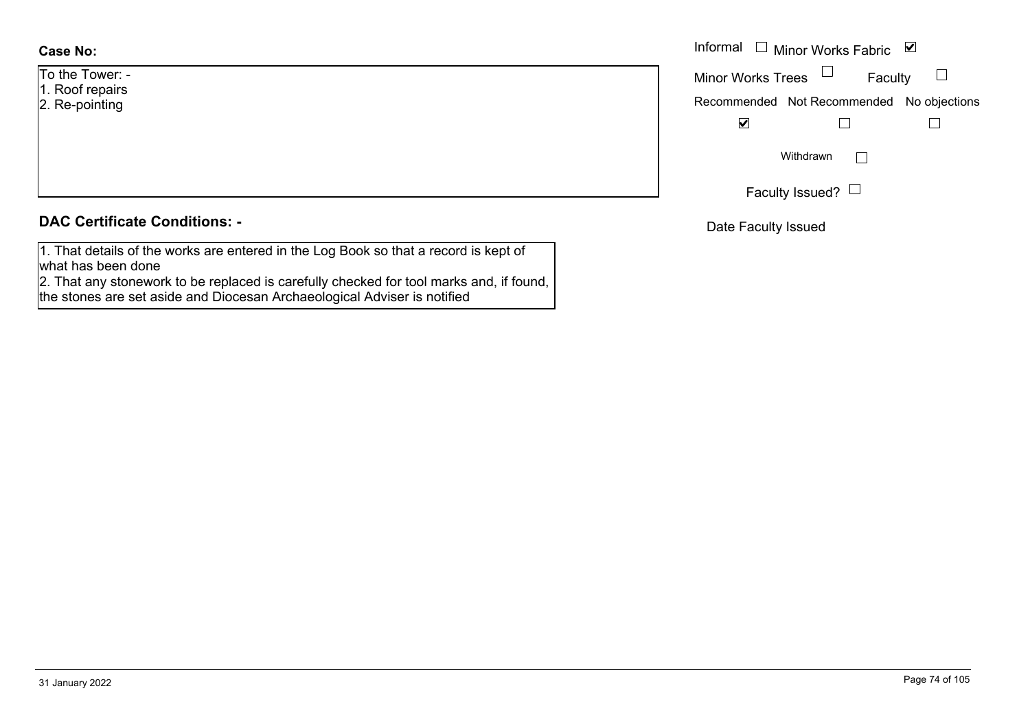**Case No:**

To the Tower: -
1. Roof repairs
2. Re-pointing

Informal ☐ Minor Works Fabric ☑

Minor Works Trees ☐ Faculty ☐

| Recommended | Not Recommended | No objections |
|---|---|---|
| ☑ | ☐ | ☐ |

Withdrawn ☐

Faculty Issued? ☐

Date Faculty Issued

**DAC Certificate Conditions: -**

1. That details of the works are entered in the Log Book so that a record is kept of what has been done
2. That any stonework to be replaced is carefully checked for tool marks and, if found, the stones are set aside and Diocesan Archaeological Adviser is notified

31 January 2022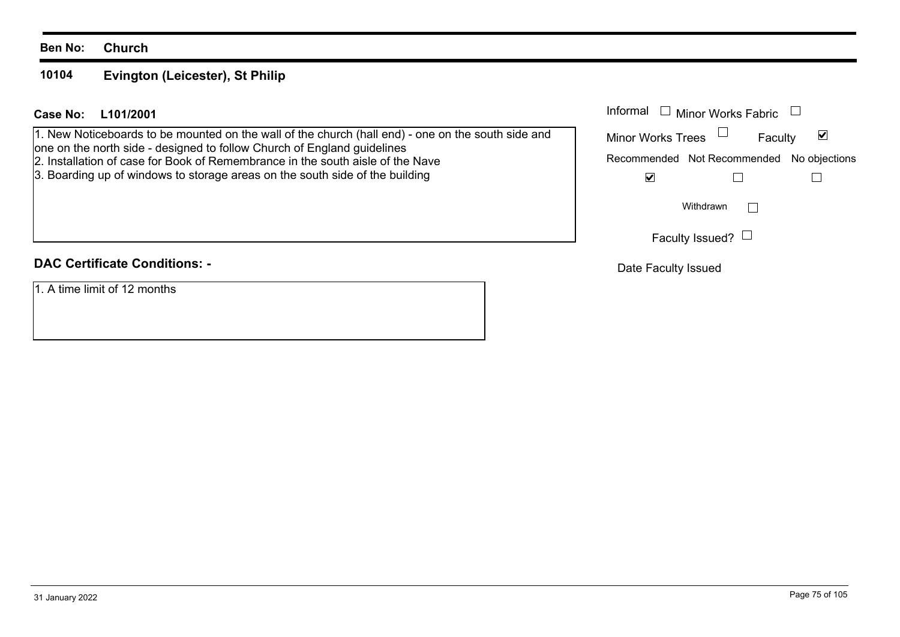**Ben No:** **Church**

## 10104 Evington (Leicester), St Philip

**Case No:** **L101/2001**

1. New Noticeboards to be mounted on the wall of the church (hall end) - one on the south side and one on the north side - designed to follow Church of England guidelines
2. Installation of case for Book of Remembrance in the south aisle of the Nave
3. Boarding up of windows to storage areas on the south side of the building

Informal ☐ Minor Works Fabric ☐

Minor Works Trees ☐ Faculty ☑

Recommended ☑ Not Recommended ☐ No objections ☐

Withdrawn ☐

Faculty Issued? ☐

Date Faculty Issued

### DAC Certificate Conditions: -

1. A time limit of 12 months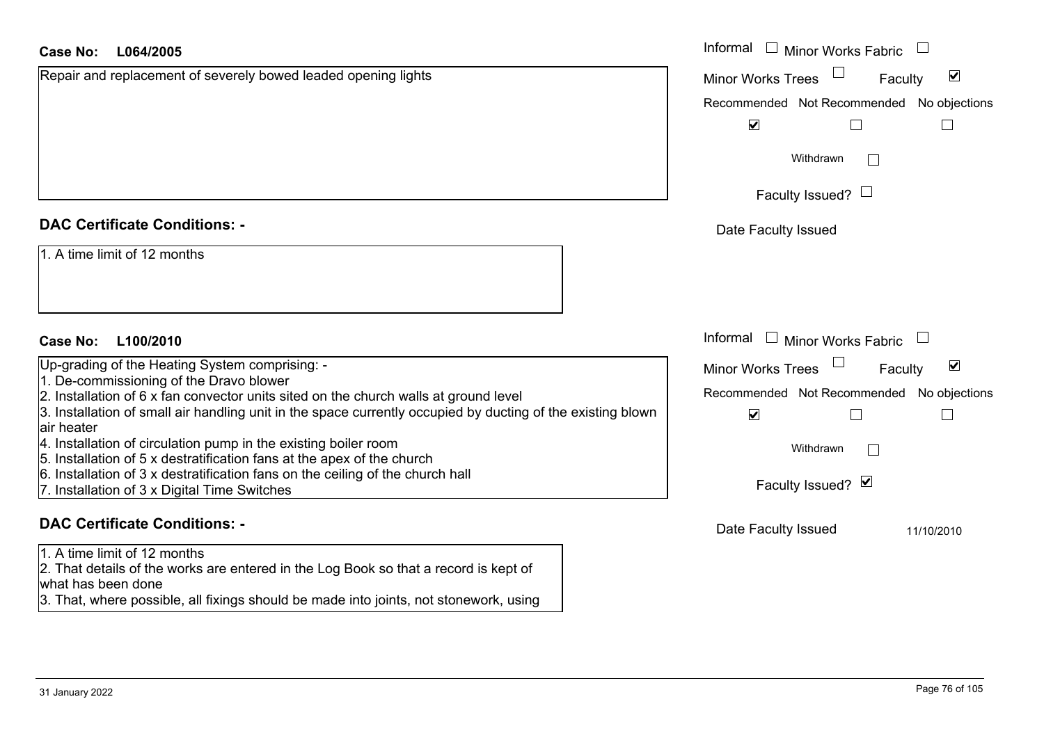**Case No: L064/2005**

Repair and replacement of severely bowed leaded opening lights

Informal ☐ Minor Works Fabric ☐
Minor Works Trees ☐ Faculty ☑
Recommended ☑ Not Recommended ☐ No objections ☐
Withdrawn ☐
Faculty Issued? ☐
Date Faculty Issued

**DAC Certificate Conditions: -**

1. A time limit of 12 months

**Case No: L100/2010**

Up-grading of the Heating System comprising: -

1. De-commissioning of the Dravo blower
2. Installation of 6 x fan convector units sited on the church walls at ground level
3. Installation of small air handling unit in the space currently occupied by ducting of the existing blown air heater
4. Installation of circulation pump in the existing boiler room
5. Installation of 5 x destratification fans at the apex of the church
6. Installation of 3 x destratification fans on the ceiling of the church hall
7. Installation of 3 x Digital Time Switches

Informal ☐ Minor Works Fabric ☐
Minor Works Trees ☐ Faculty ☑
Recommended ☑ Not Recommended ☐ No objections ☐
Withdrawn ☐
Faculty Issued? ☑
Date Faculty Issued 11/10/2010

**DAC Certificate Conditions: -**

1. A time limit of 12 months
2. That details of the works are entered in the Log Book so that a record is kept of what has been done
3. That, where possible, all fixings should be made into joints, not stonework, using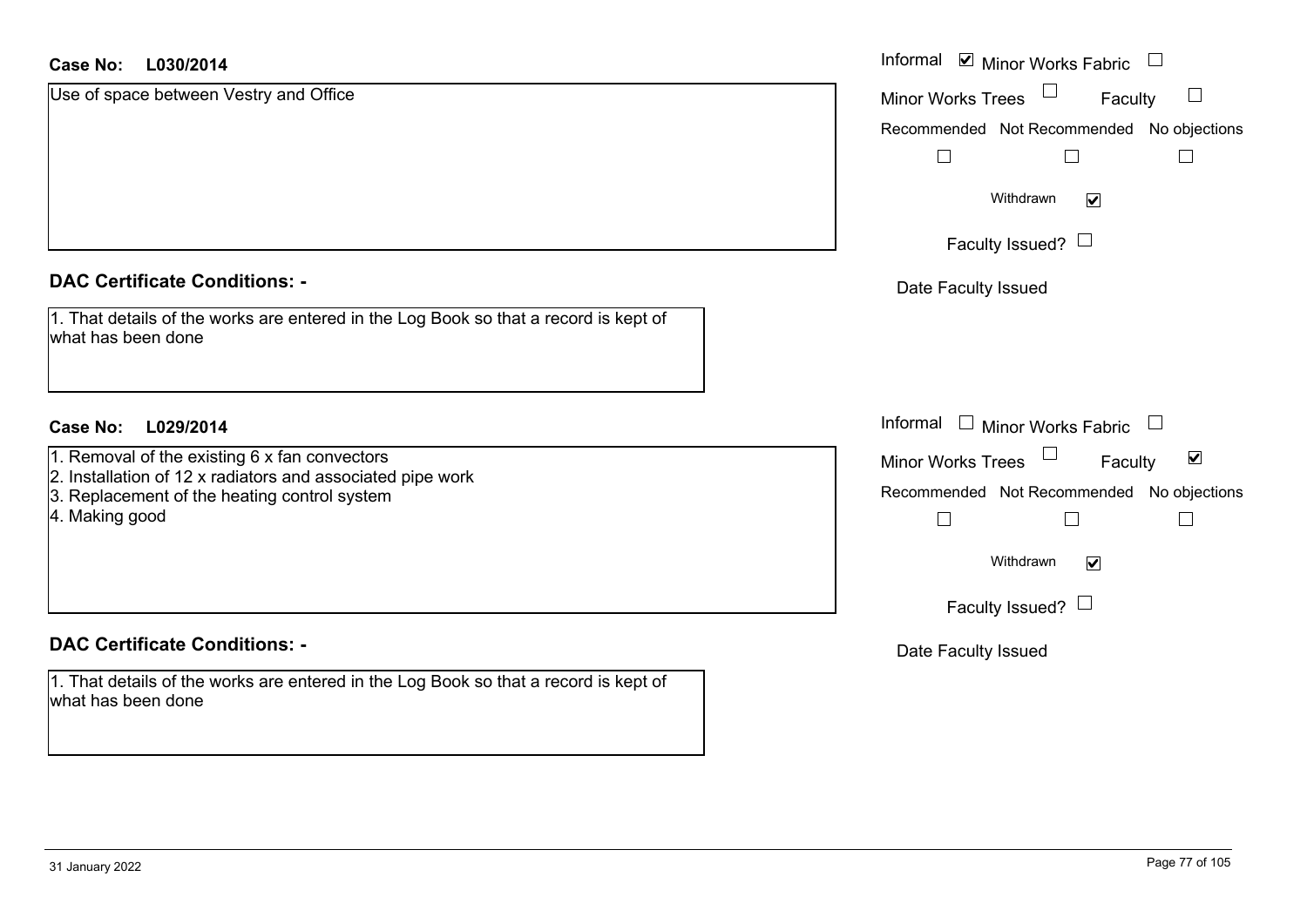**Case No: L030/2014**

Use of space between Vestry and Office

Informal ☑ Minor Works Fabric ☐
Minor Works Trees ☐ Faculty ☐
Recommended ☐ Not Recommended ☐ No objections ☐
Withdrawn ☑
Faculty Issued? ☐
Date Faculty Issued

## DAC Certificate Conditions: -

1. That details of the works are entered in the Log Book so that a record is kept of what has been done

**Case No: L029/2014**

1. Removal of the existing 6 x fan convectors
2. Installation of 12 x radiators and associated pipe work
3. Replacement of the heating control system
4. Making good

Informal ☐ Minor Works Fabric ☐
Minor Works Trees ☐ Faculty ☑
Recommended ☐ Not Recommended ☐ No objections ☐
Withdrawn ☑
Faculty Issued? ☐
Date Faculty Issued

## DAC Certificate Conditions: -

1. That details of the works are entered in the Log Book so that a record is kept of what has been done

31 January 2022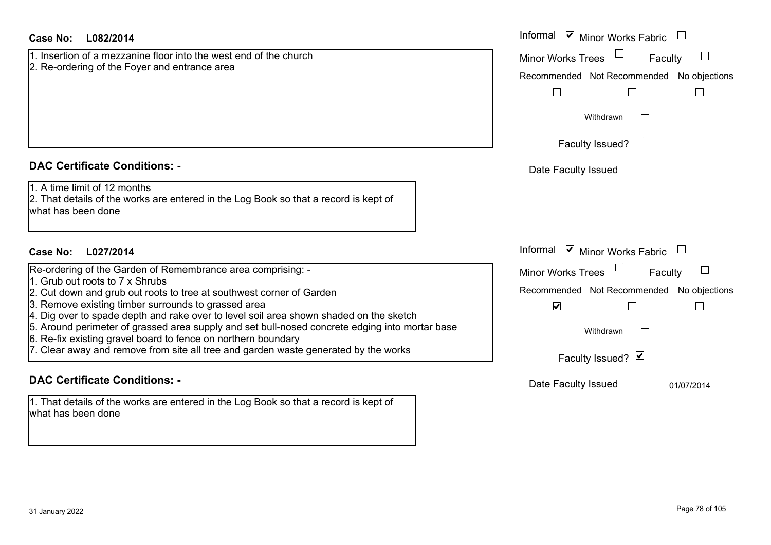**Case No: L082/2014**

1. Insertion of a mezzanine floor into the west end of the church
2. Re-ordering of the Foyer and entrance area

Informal ☑ Minor Works Fabric ☐

Minor Works Trees ☐ Faculty ☐

Recommended ☐ Not Recommended ☐ No objections ☐

Withdrawn ☐

Faculty Issued? ☐

Date Faculty Issued

## DAC Certificate Conditions: -

1. A time limit of 12 months
2. That details of the works are entered in the Log Book so that a record is kept of what has been done

**Case No: L027/2014**

Re-ordering of the Garden of Remembrance area comprising: -

1. Grub out roots to 7 x Shrubs
2. Cut down and grub out roots to tree at southwest corner of Garden
3. Remove existing timber surrounds to grassed area
4. Dig over to spade depth and rake over to level soil area shown shaded on the sketch
5. Around perimeter of grassed area supply and set bull-nosed concrete edging into mortar base
6. Re-fix existing gravel board to fence on northern boundary
7. Clear away and remove from site all tree and garden waste generated by the works

Informal ☑ Minor Works Fabric ☐

Minor Works Trees ☐ Faculty ☐

Recommended ☑ Not Recommended ☐ No objections ☐

Withdrawn ☐

Faculty Issued? ☑

Date Faculty Issued 01/07/2014

## DAC Certificate Conditions: -

1. That details of the works are entered in the Log Book so that a record is kept of what has been done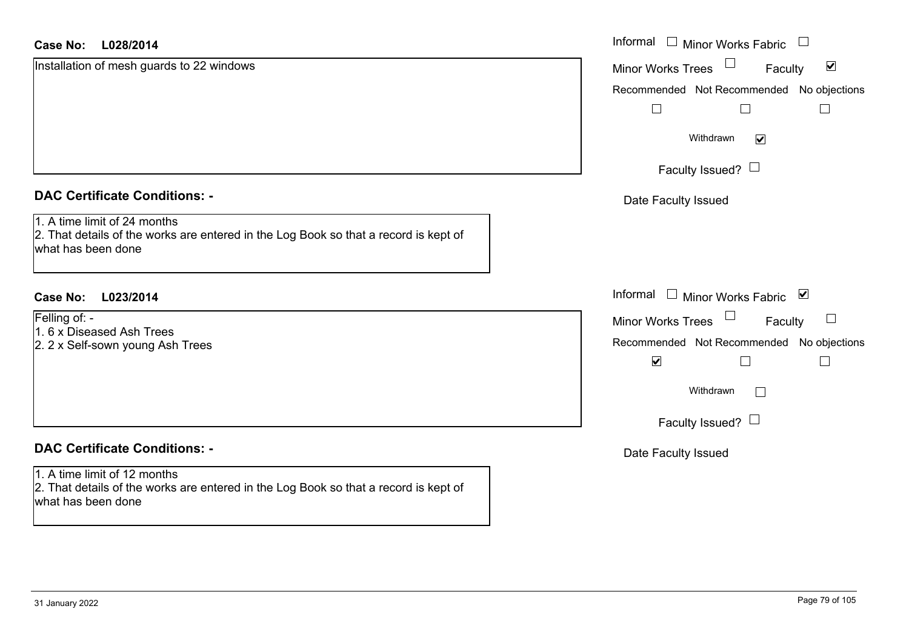**Case No: L028/2014**

Installation of mesh guards to 22 windows

Informal ☐ Minor Works Fabric ☐

Minor Works Trees ☐ Faculty ☑

Recommended ☐ Not Recommended ☐ No objections ☐

Withdrawn ☑

Faculty Issued? ☐

Date Faculty Issued

**DAC Certificate Conditions: -**

1. A time limit of 24 months
2. That details of the works are entered in the Log Book so that a record is kept of what has been done

**Case No: L023/2014**

Felling of: -
1. 6 x Diseased Ash Trees
2. 2 x Self-sown young Ash Trees

Informal ☐ Minor Works Fabric ☑

Minor Works Trees ☐ Faculty ☐

Recommended ☑ Not Recommended ☐ No objections ☐

Withdrawn ☐

Faculty Issued? ☐

Date Faculty Issued

**DAC Certificate Conditions: -**

1. A time limit of 12 months
2. That details of the works are entered in the Log Book so that a record is kept of what has been done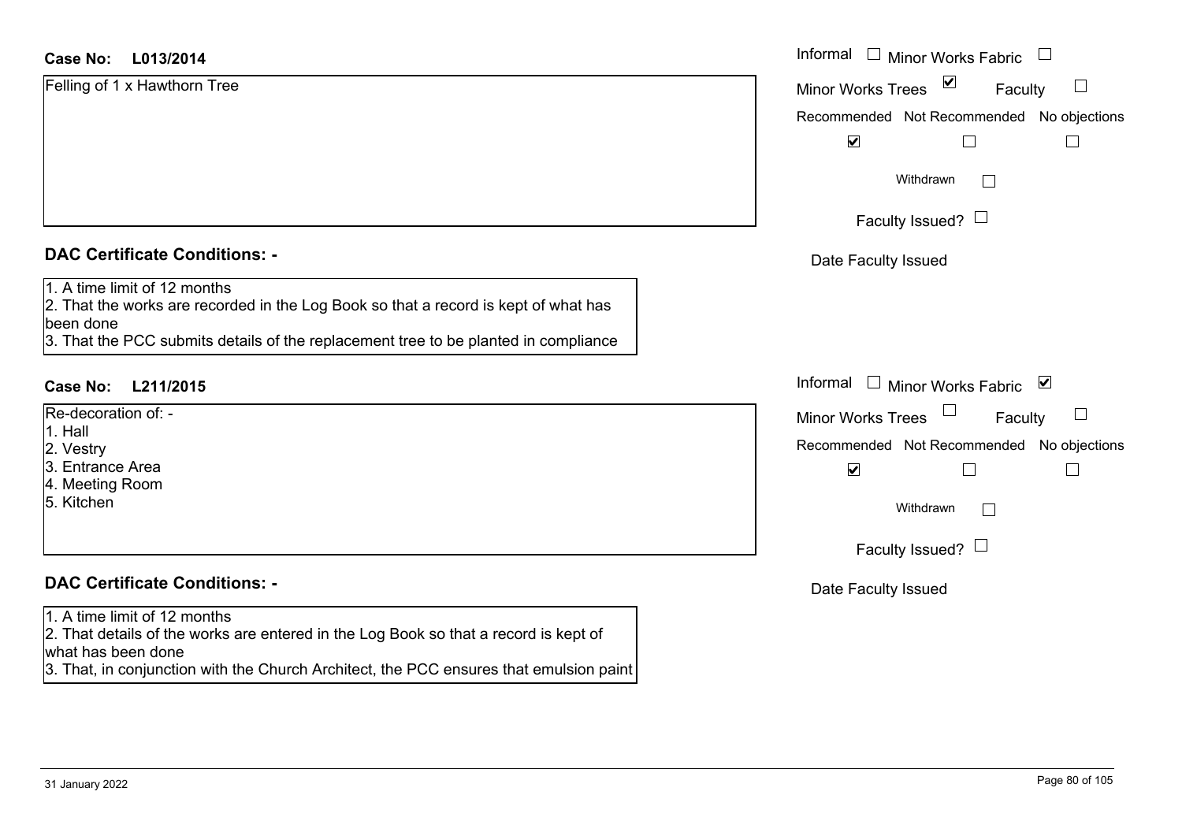**Case No: L013/2014**

Felling of 1 x Hawthorn Tree

Informal ☐ Minor Works Fabric ☐
Minor Works Trees ☑ Faculty ☐

| Recommended | Not Recommended | No objections |
|---|---|---|
| ☑ | ☐ | ☐ |

Withdrawn ☐

Faculty Issued? ☐

Date Faculty Issued

**DAC Certificate Conditions: -**

1. A time limit of 12 months
2. That the works are recorded in the Log Book so that a record is kept of what has been done
3. That the PCC submits details of the replacement tree to be planted in compliance

**Case No: L211/2015**

Re-decoration of: -
1. Hall
2. Vestry
3. Entrance Area
4. Meeting Room
5. Kitchen

Informal ☐ Minor Works Fabric ☑
Minor Works Trees ☐ Faculty ☐

| Recommended | Not Recommended | No objections |
|---|---|---|
| ☑ | ☐ | ☐ |

Withdrawn ☐

Faculty Issued? ☐

Date Faculty Issued

**DAC Certificate Conditions: -**

1. A time limit of 12 months
2. That details of the works are entered in the Log Book so that a record is kept of what has been done
3. That, in conjunction with the Church Architect, the PCC ensures that emulsion paint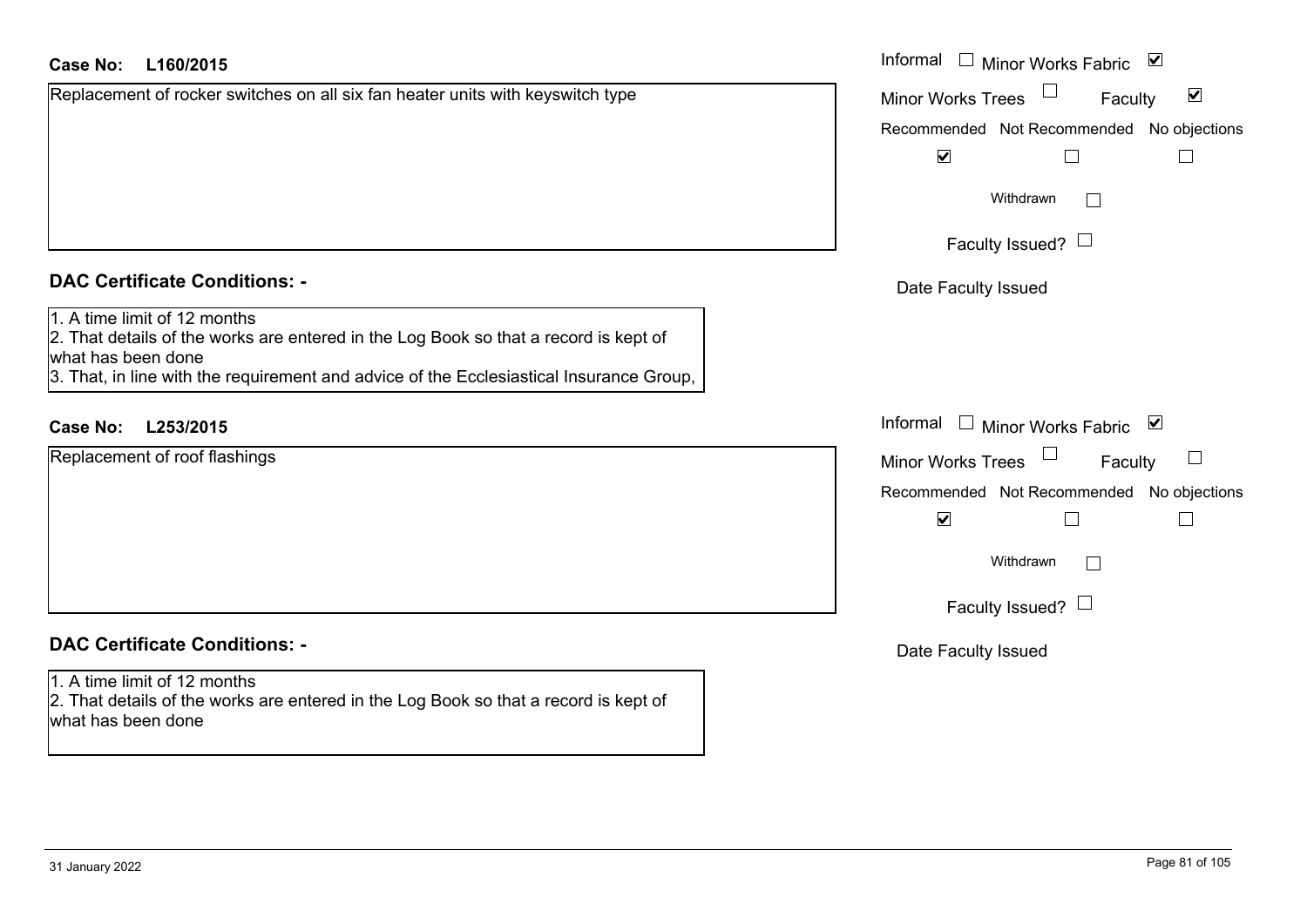**Case No: L160/2015**

Replacement of rocker switches on all six fan heater units with keyswitch type

Informal ☐ Minor Works Fabric ☑
Minor Works Trees ☐ Faculty ☑
Recommended ☑ Not Recommended ☐ No objections ☐
Withdrawn ☐
Faculty Issued? ☐
Date Faculty Issued

**DAC Certificate Conditions: -**

1. A time limit of 12 months
2. That details of the works are entered in the Log Book so that a record is kept of what has been done
3. That, in line with the requirement and advice of the Ecclesiastical Insurance Group,

**Case No: L253/2015**

Replacement of roof flashings

Informal ☐ Minor Works Fabric ☑
Minor Works Trees ☐ Faculty ☐
Recommended ☑ Not Recommended ☐ No objections ☐
Withdrawn ☐
Faculty Issued? ☐
Date Faculty Issued

**DAC Certificate Conditions: -**

1. A time limit of 12 months
2. That details of the works are entered in the Log Book so that a record is kept of what has been done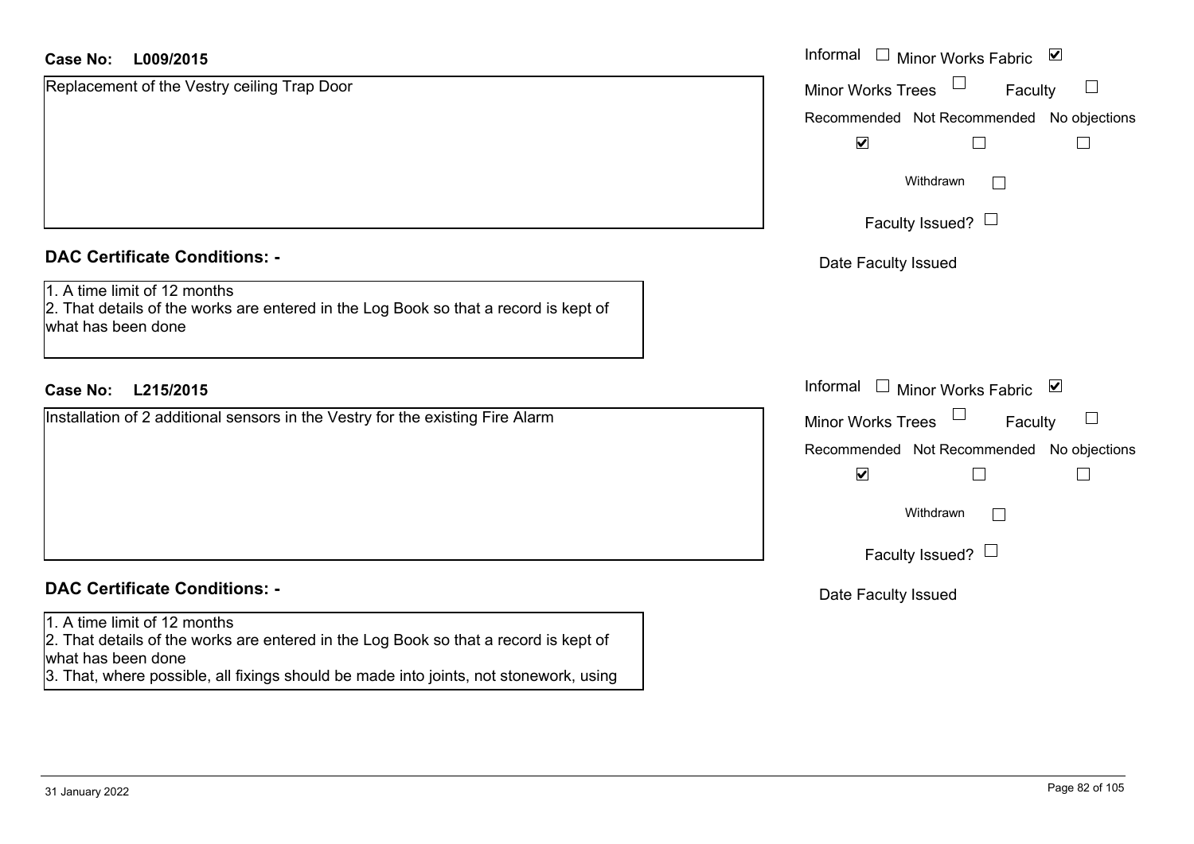**Case No: L009/2015**

Replacement of the Vestry ceiling Trap Door

Informal ☐ Minor Works Fabric ☑

Minor Works Trees ☐ Faculty ☐

Recommended ☑ Not Recommended ☐ No objections ☐

Withdrawn ☐

Faculty Issued? ☐

Date Faculty Issued

## DAC Certificate Conditions: -

1. A time limit of 12 months
2. That details of the works are entered in the Log Book so that a record is kept of what has been done

**Case No: L215/2015**

Installation of 2 additional sensors in the Vestry for the existing Fire Alarm

Informal ☐ Minor Works Fabric ☑

Minor Works Trees ☐ Faculty ☐

Recommended ☑ Not Recommended ☐ No objections ☐

Withdrawn ☐

Faculty Issued? ☐

Date Faculty Issued

## DAC Certificate Conditions: -

1. A time limit of 12 months
2. That details of the works are entered in the Log Book so that a record is kept of what has been done
3. That, where possible, all fixings should be made into joints, not stonework, using

31 January 2022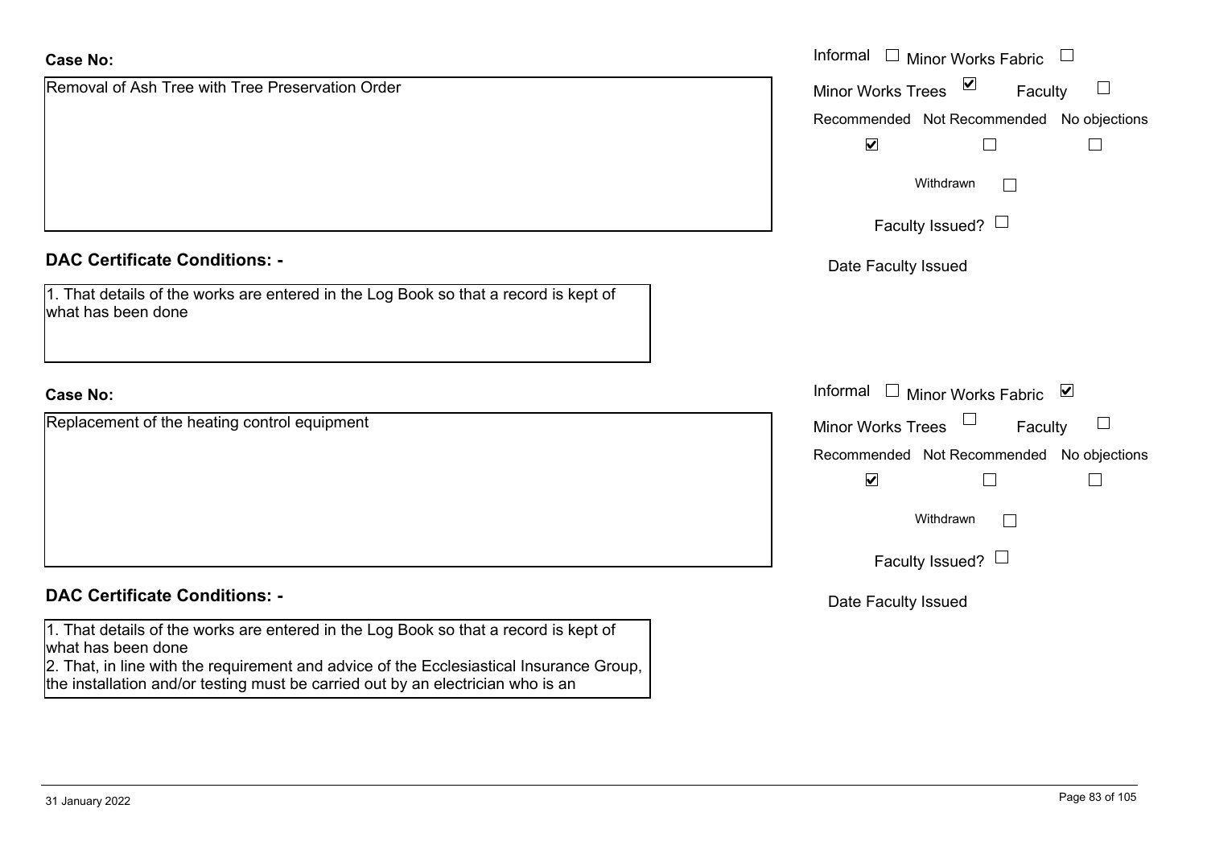**Case No:**

Removal of Ash Tree with Tree Preservation Order

Informal ☐ Minor Works Fabric ☐
Minor Works Trees ☑ Faculty ☐
Recommended ☑ Not Recommended ☐ No objections ☐
Withdrawn ☐
Faculty Issued? ☐
Date Faculty Issued

**DAC Certificate Conditions: -**

1. That details of the works are entered in the Log Book so that a record is kept of what has been done

**Case No:**

Replacement of the heating control equipment

Informal ☐ Minor Works Fabric ☑
Minor Works Trees ☐ Faculty ☐
Recommended ☑ Not Recommended ☐ No objections ☐
Withdrawn ☐
Faculty Issued? ☐
Date Faculty Issued

**DAC Certificate Conditions: -**

1. That details of the works are entered in the Log Book so that a record is kept of what has been done
2. That, in line with the requirement and advice of the Ecclesiastical Insurance Group, the installation and/or testing must be carried out by an electrician who is an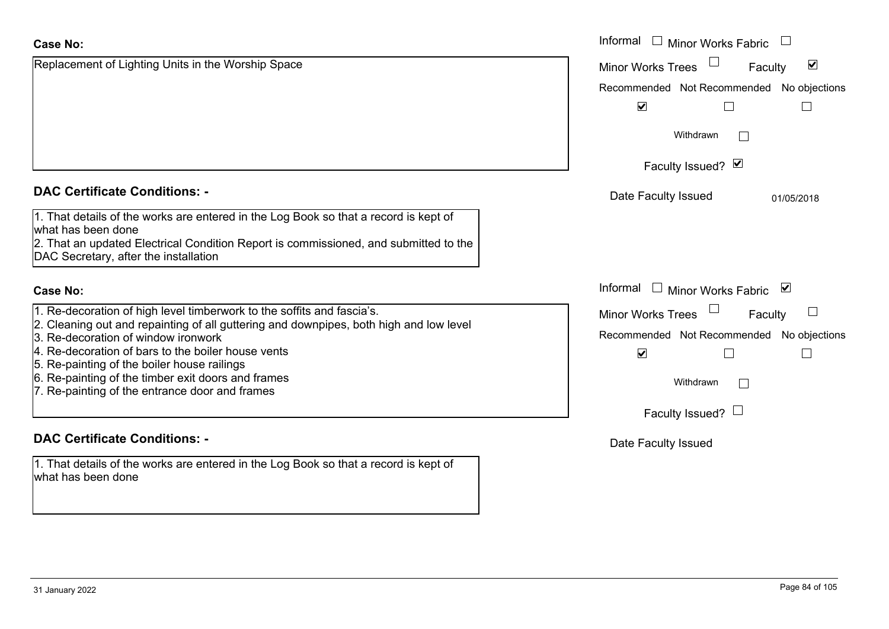**Case No:**

Replacement of Lighting Units in the Worship Space

Informal ☐ Minor Works Fabric ☐

Minor Works Trees ☐ Faculty ☑

| Recommended | Not Recommended | No objections |
|---|---|---|
| ☑ | ☐ | ☐ |

Withdrawn ☐

Faculty Issued? ☑

Date Faculty Issued 01/05/2018

**DAC Certificate Conditions: -**

1. That details of the works are entered in the Log Book so that a record is kept of what has been done
2. That an updated Electrical Condition Report is commissioned, and submitted to the DAC Secretary, after the installation

**Case No:**

1. Re-decoration of high level timberwork to the soffits and fascia's.
2. Cleaning out and repainting of all guttering and downpipes, both high and low level
3. Re-decoration of window ironwork
4. Re-decoration of bars to the boiler house vents
5. Re-painting of the boiler house railings
6. Re-painting of the timber exit doors and frames
7. Re-painting of the entrance door and frames

Informal ☐ Minor Works Fabric ☑

Minor Works Trees ☐ Faculty ☐

| Recommended | Not Recommended | No objections |
|---|---|---|
| ☑ | ☐ | ☐ |

Withdrawn ☐

Faculty Issued? ☐

Date Faculty Issued

**DAC Certificate Conditions: -**

1. That details of the works are entered in the Log Book so that a record is kept of what has been done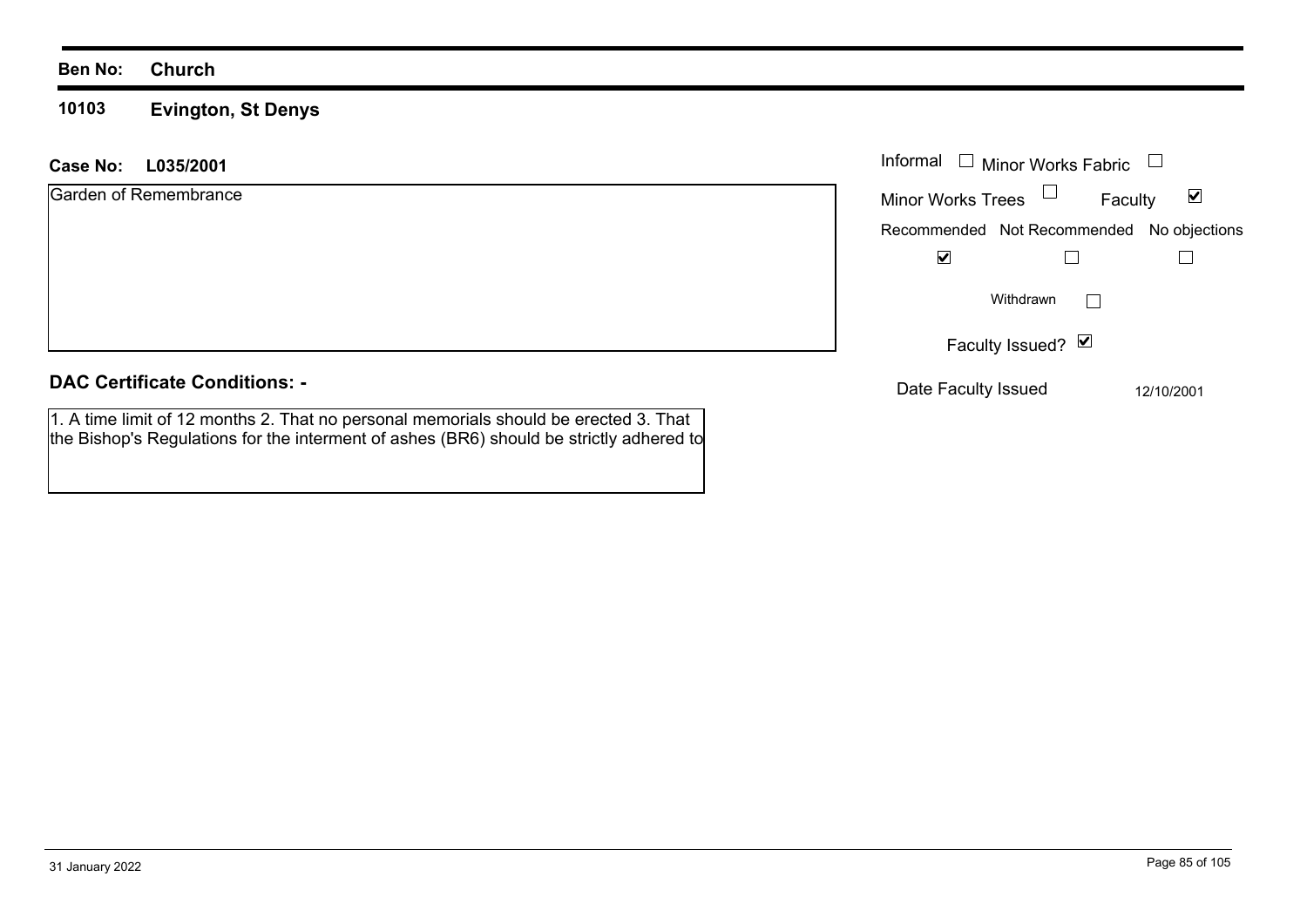**Ben No:** **Church**

## 10103 Evington, St Denys

**Case No:** **L035/2001**

Garden of Remembrance

| | | |
|---|---|---|
| Informal ☐ | Minor Works Fabric ☐ | |
| Minor Works Trees ☐ | Faculty ☑ | |
| Recommended | Not Recommended | No objections |
| ☑ | ☐ | ☐ |

Withdrawn ☐

Faculty Issued? ☑

Date Faculty Issued 12/10/2001

**DAC Certificate Conditions: -**

1. A time limit of 12 months 2. That no personal memorials should be erected 3. That the Bishop's Regulations for the interment of ashes (BR6) should be strictly adhered to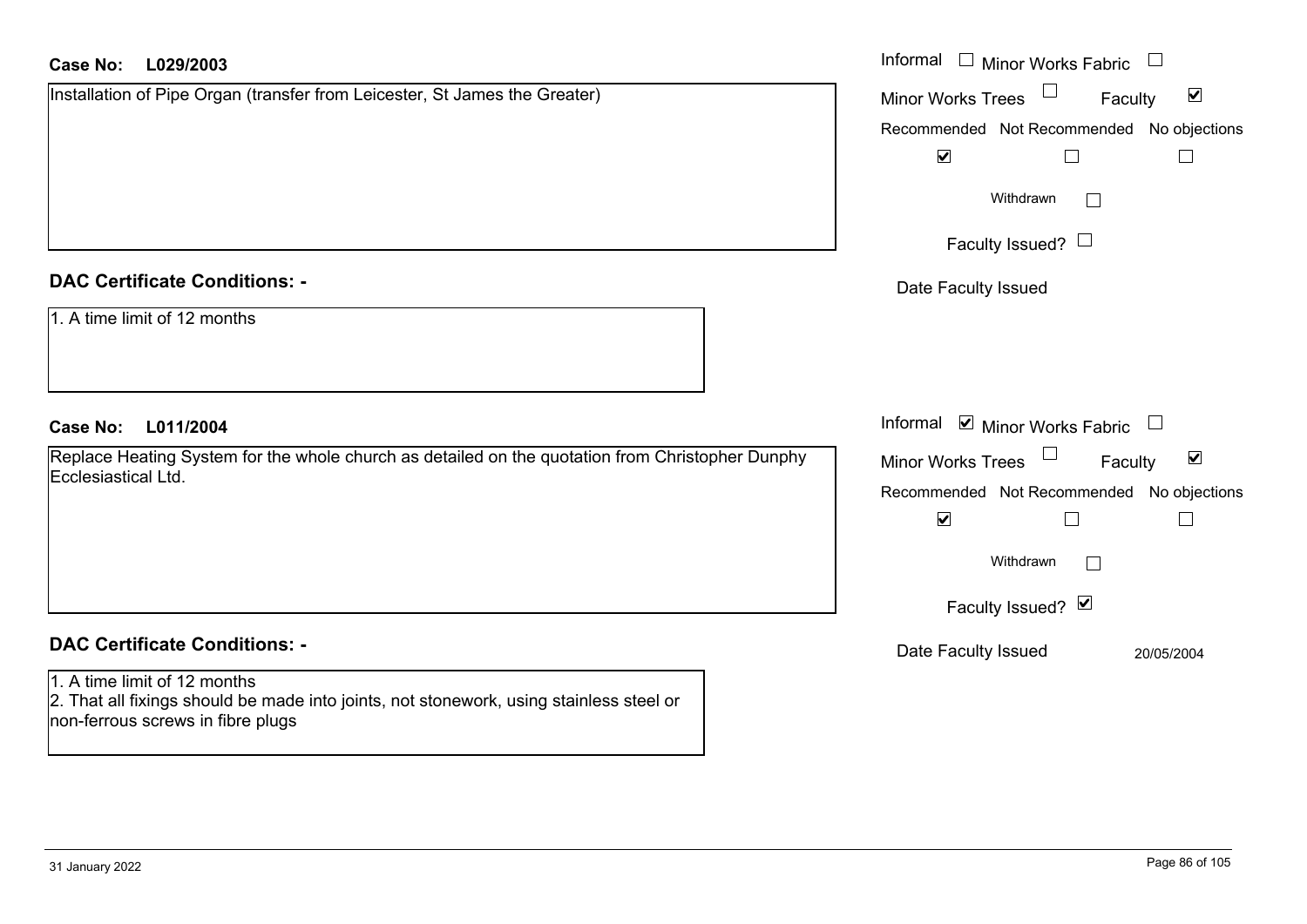**Case No: L029/2003**

Installation of Pipe Organ (transfer from Leicester, St James the Greater)

Informal ☐ Minor Works Fabric ☐
Minor Works Trees ☐ Faculty ☑

Recommended ☑ Not Recommended ☐ No objections ☐

Withdrawn ☐

Faculty Issued? ☐

Date Faculty Issued

**DAC Certificate Conditions: -**

1. A time limit of 12 months

**Case No: L011/2004**

Replace Heating System for the whole church as detailed on the quotation from Christopher Dunphy Ecclesiastical Ltd.

Informal ☑ Minor Works Fabric ☐
Minor Works Trees ☐ Faculty ☑

Recommended ☑ Not Recommended ☐ No objections ☐

Withdrawn ☐

Faculty Issued? ☑

Date Faculty Issued 20/05/2004

**DAC Certificate Conditions: -**

1. A time limit of 12 months
2. That all fixings should be made into joints, not stonework, using stainless steel or non-ferrous screws in fibre plugs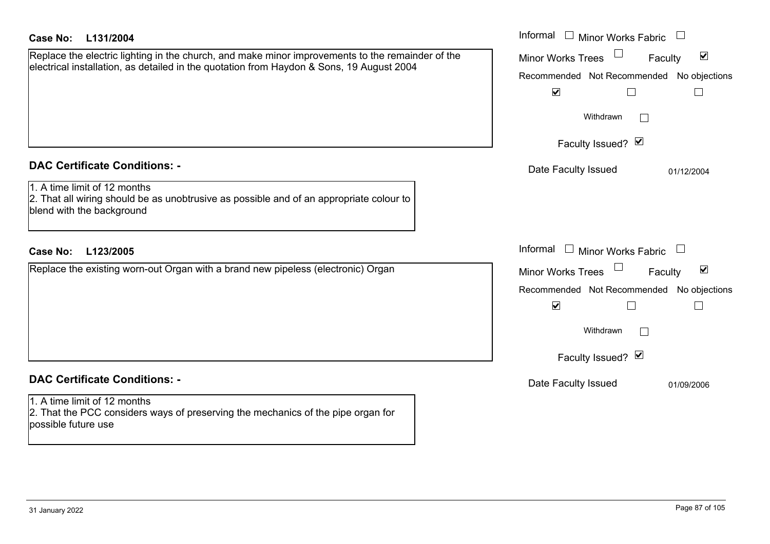**Case No: L131/2004**

Replace the electric lighting in the church, and make minor improvements to the remainder of the electrical installation, as detailed in the quotation from Haydon & Sons, 19 August 2004

Informal ☐ Minor Works Fabric ☐
Minor Works Trees ☐ Faculty ☑
Recommended ☑ Not Recommended ☐ No objections ☐
Withdrawn ☐
Faculty Issued? ☑
Date Faculty Issued 01/12/2004

**DAC Certificate Conditions: -**

1. A time limit of 12 months
2. That all wiring should be as unobtrusive as possible and of an appropriate colour to blend with the background

**Case No: L123/2005**

Replace the existing worn-out Organ with a brand new pipeless (electronic) Organ

Informal ☐ Minor Works Fabric ☐
Minor Works Trees ☐ Faculty ☑
Recommended ☑ Not Recommended ☐ No objections ☐
Withdrawn ☐
Faculty Issued? ☑
Date Faculty Issued 01/09/2006

**DAC Certificate Conditions: -**

1. A time limit of 12 months
2. That the PCC considers ways of preserving the mechanics of the pipe organ for possible future use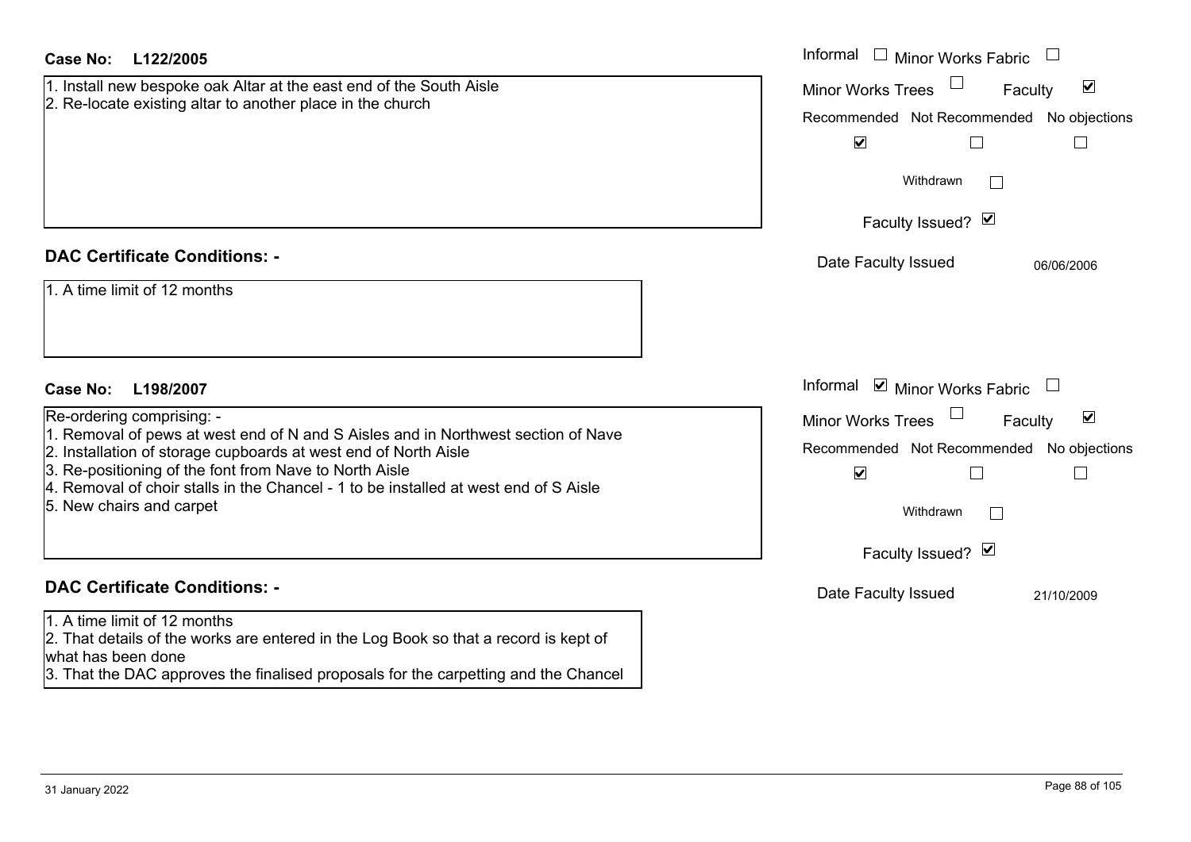**Case No: L122/2005**

1. Install new bespoke oak Altar at the east end of the South Aisle
2. Re-locate existing altar to another place in the church

Informal ☐ Minor Works Fabric ☐
Minor Works Trees ☐ Faculty ☑
Recommended ☑ Not Recommended ☐ No objections ☐
Withdrawn ☐
Faculty Issued? ☑
Date Faculty Issued 06/06/2006

**DAC Certificate Conditions: -**

1. A time limit of 12 months

**Case No: L198/2007**

Re-ordering comprising: -
1. Removal of pews at west end of N and S Aisles and in Northwest section of Nave
2. Installation of storage cupboards at west end of North Aisle
3. Re-positioning of the font from Nave to North Aisle
4. Removal of choir stalls in the Chancel - 1 to be installed at west end of S Aisle
5. New chairs and carpet

Informal ☑ Minor Works Fabric ☐
Minor Works Trees ☐ Faculty ☑
Recommended ☑ Not Recommended ☐ No objections ☐
Withdrawn ☐
Faculty Issued? ☑
Date Faculty Issued 21/10/2009

**DAC Certificate Conditions: -**

1. A time limit of 12 months
2. That details of the works are entered in the Log Book so that a record is kept of what has been done
3. That the DAC approves the finalised proposals for the carpetting and the Chancel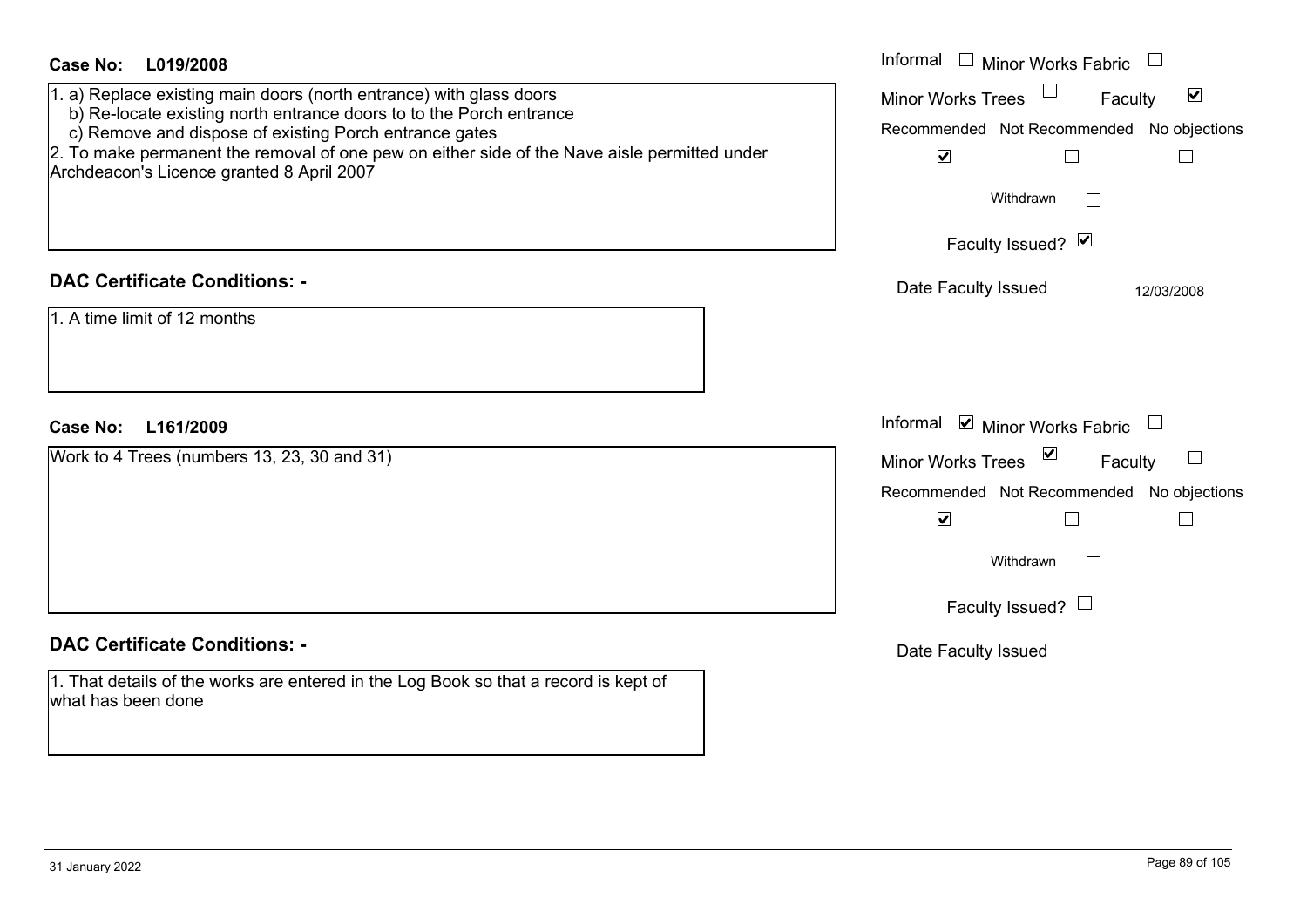**Case No: L019/2008**

1. a) Replace existing main doors (north entrance) with glass doors
   b) Re-locate existing north entrance doors to to the Porch entrance
   c) Remove and dispose of existing Porch entrance gates
2. To make permanent the removal of one pew on either side of the Nave aisle permitted under Archdeacon's Licence granted 8 April 2007

Informal ☐ Minor Works Fabric ☐
Minor Works Trees ☐ Faculty ☑
Recommended ☑ Not Recommended ☐ No objections ☐
Withdrawn ☐
Faculty Issued? ☑
Date Faculty Issued 12/03/2008

## DAC Certificate Conditions: -

1. A time limit of 12 months

**Case No: L161/2009**

Work to 4 Trees (numbers 13, 23, 30 and 31)

Informal ☑ Minor Works Fabric ☐
Minor Works Trees ☑ Faculty ☐
Recommended ☑ Not Recommended ☐ No objections ☐
Withdrawn ☐
Faculty Issued? ☐
Date Faculty Issued

## DAC Certificate Conditions: -

1. That details of the works are entered in the Log Book so that a record is kept of what has been done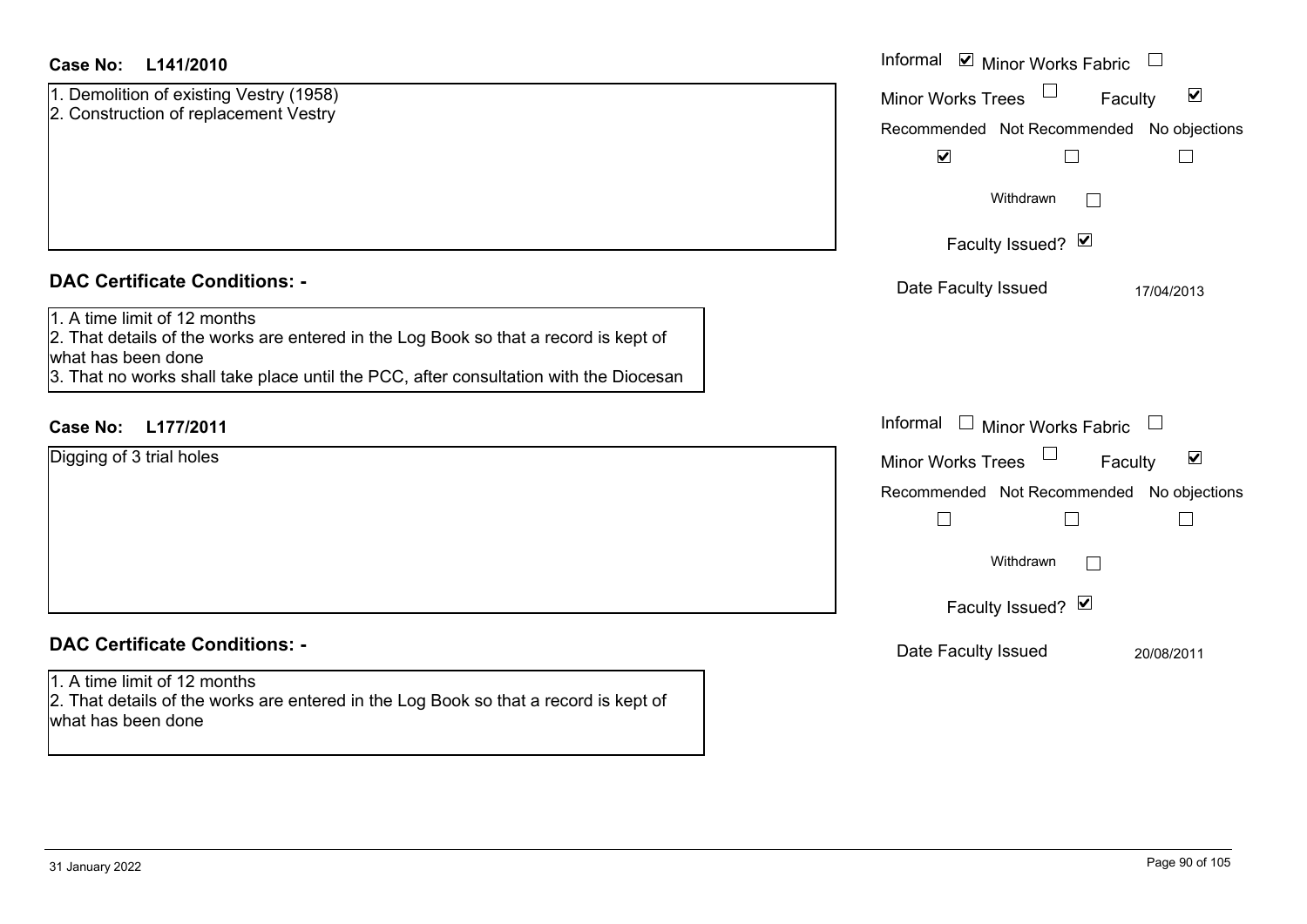**Case No: L141/2010**

1. Demolition of existing Vestry (1958)
2. Construction of replacement Vestry

Informal ☑ Minor Works Fabric ☐

Minor Works Trees ☐ Faculty ☑

Recommended ☑ Not Recommended ☐ No objections ☐

Withdrawn ☐

Faculty Issued? ☑

Date Faculty Issued 17/04/2013

## DAC Certificate Conditions: -

1. A time limit of 12 months
2. That details of the works are entered in the Log Book so that a record is kept of what has been done
3. That no works shall take place until the PCC, after consultation with the Diocesan

**Case No: L177/2011**

Digging of 3 trial holes

Informal ☐ Minor Works Fabric ☐

Minor Works Trees ☐ Faculty ☑

Recommended ☐ Not Recommended ☐ No objections ☐

Withdrawn ☐

Faculty Issued? ☑

Date Faculty Issued 20/08/2011

## DAC Certificate Conditions: -

1. A time limit of 12 months
2. That details of the works are entered in the Log Book so that a record is kept of what has been done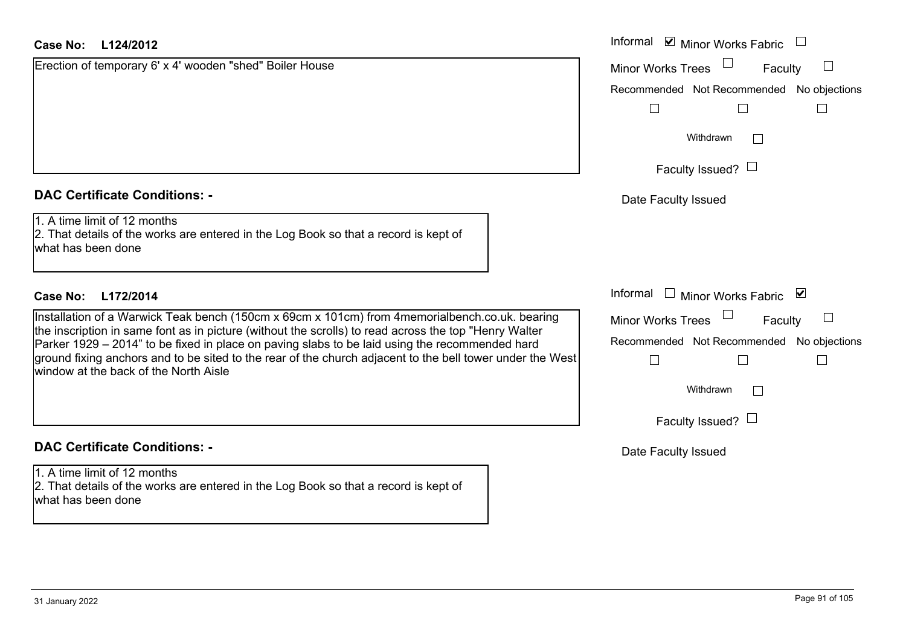**Case No: L124/2012**

Informal ☑ Minor Works Fabric ☐

Erection of temporary 6' x 4' wooden "shed" Boiler House

Minor Works Trees ☐ Faculty ☐

Recommended ☐ Not Recommended ☐ No objections ☐

Withdrawn ☐

Faculty Issued? ☐

Date Faculty Issued

**DAC Certificate Conditions: -**

1. A time limit of 12 months
2. That details of the works are entered in the Log Book so that a record is kept of what has been done

**Case No: L172/2014**

Informal ☐ Minor Works Fabric ☑

Installation of a Warwick Teak bench (150cm x 69cm x 101cm) from 4memorialbench.co.uk. bearing the inscription in same font as in picture (without the scrolls) to read across the top "Henry Walter Parker 1929 – 2014" to be fixed in place on paving slabs to be laid using the recommended hard ground fixing anchors and to be sited to the rear of the church adjacent to the bell tower under the West window at the back of the North Aisle

Minor Works Trees ☐ Faculty ☐

Recommended ☐ Not Recommended ☐ No objections ☐

Withdrawn ☐

Faculty Issued? ☐

Date Faculty Issued

**DAC Certificate Conditions: -**

1. A time limit of 12 months
2. That details of the works are entered in the Log Book so that a record is kept of what has been done

31 January 2022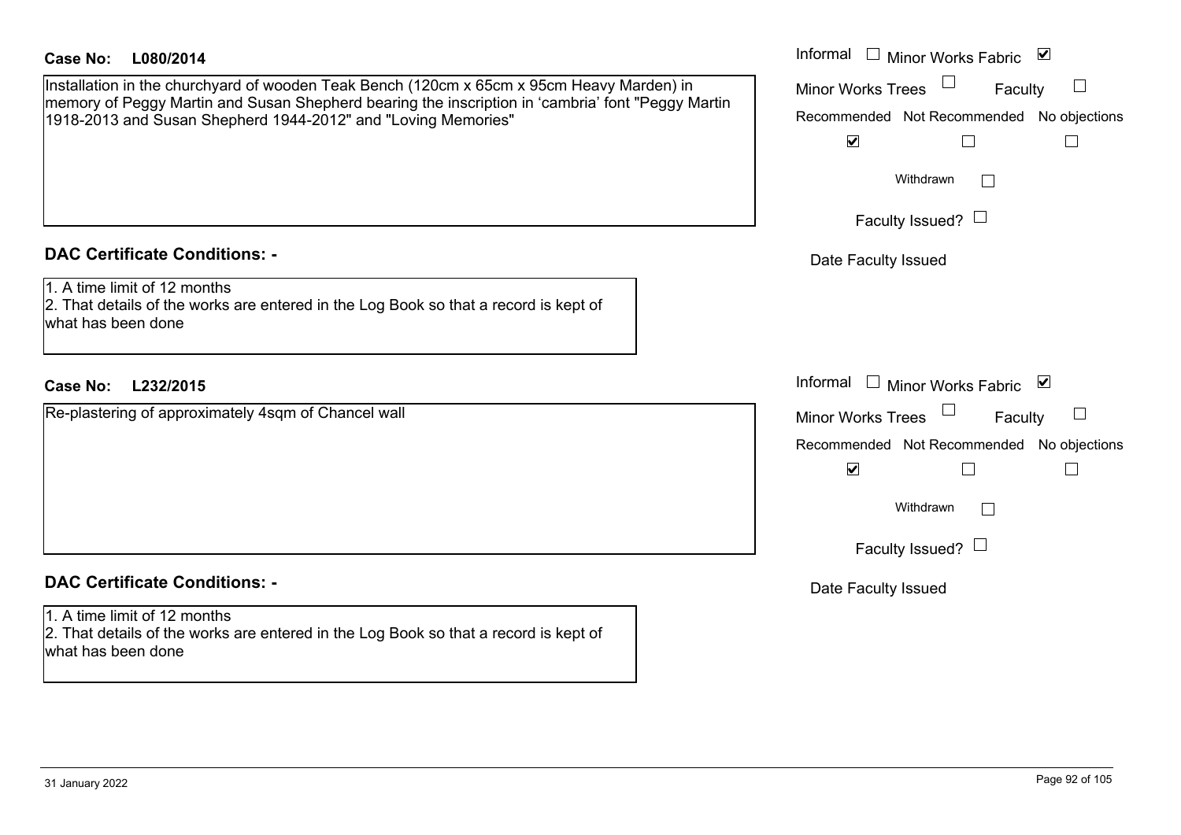**Case No: L080/2014**

Installation in the churchyard of wooden Teak Bench (120cm x 65cm x 95cm Heavy Marden) in memory of Peggy Martin and Susan Shepherd bearing the inscription in 'cambria' font "Peggy Martin 1918-2013 and Susan Shepherd 1944-2012" and "Loving Memories"

Informal ☐ Minor Works Fabric ☑

Minor Works Trees ☐ Faculty ☐

Recommended ☑ Not Recommended ☐ No objections ☐

Withdrawn ☐

Faculty Issued? ☐

Date Faculty Issued

## DAC Certificate Conditions: -

1. A time limit of 12 months
2. That details of the works are entered in the Log Book so that a record is kept of what has been done

**Case No: L232/2015**

Re-plastering of approximately 4sqm of Chancel wall

Informal ☐ Minor Works Fabric ☑

Minor Works Trees ☐ Faculty ☐

Recommended ☑ Not Recommended ☐ No objections ☐

Withdrawn ☐

Faculty Issued? ☐

Date Faculty Issued

## DAC Certificate Conditions: -

1. A time limit of 12 months
2. That details of the works are entered in the Log Book so that a record is kept of what has been done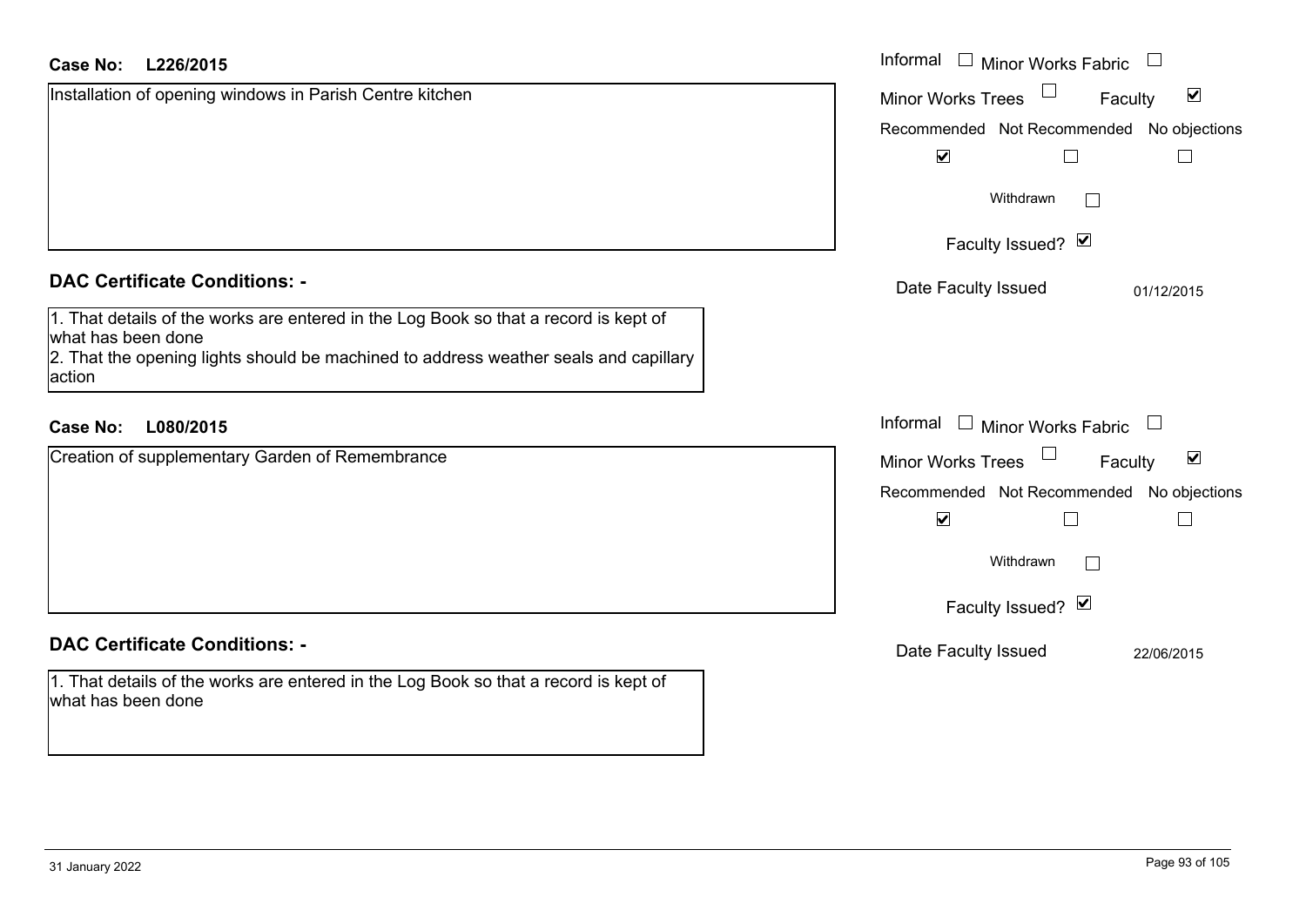**Case No: L226/2015**

Installation of opening windows in Parish Centre kitchen

Informal ☐ Minor Works Fabric ☐

Minor Works Trees ☐ Faculty ☑

Recommended ☑ Not Recommended ☐ No objections ☐

Withdrawn ☐

Faculty Issued? ☑

Date Faculty Issued 01/12/2015

## DAC Certificate Conditions: -

1. That details of the works are entered in the Log Book so that a record is kept of what has been done
2. That the opening lights should be machined to address weather seals and capillary action

**Case No: L080/2015**

Creation of supplementary Garden of Remembrance

Informal ☐ Minor Works Fabric ☐

Minor Works Trees ☐ Faculty ☑

Recommended ☑ Not Recommended ☐ No objections ☐

Withdrawn ☐

Faculty Issued? ☑

Date Faculty Issued 22/06/2015

## DAC Certificate Conditions: -

1. That details of the works are entered in the Log Book so that a record is kept of what has been done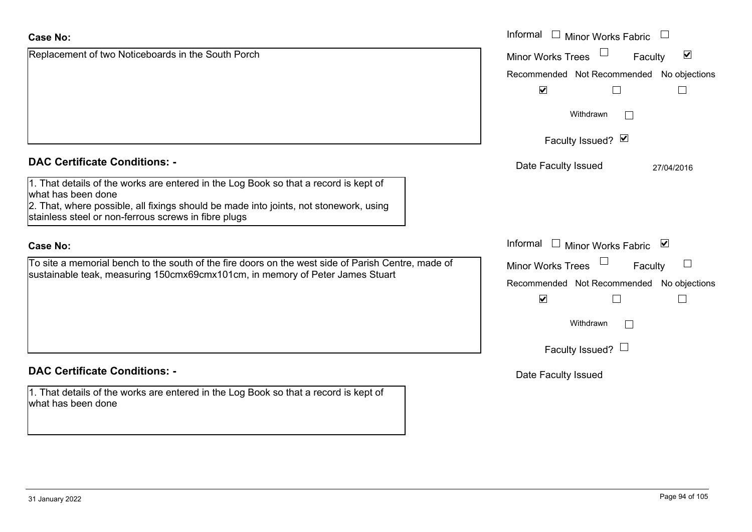**Case No:**

Replacement of two Noticeboards in the South Porch

Informal ☐ Minor Works Fabric ☐

Minor Works Trees ☐ Faculty ☑

| Recommended | Not Recommended | No objections |
|---|---|---|
| ☑ | ☐ | ☐ |

Withdrawn ☐

Faculty Issued? ☑

Date Faculty Issued 27/04/2016

**DAC Certificate Conditions: -**

1. That details of the works are entered in the Log Book so that a record is kept of what has been done
2. That, where possible, all fixings should be made into joints, not stonework, using stainless steel or non-ferrous screws in fibre plugs

**Case No:**

To site a memorial bench to the south of the fire doors on the west side of Parish Centre, made of sustainable teak, measuring 150cmx69cmx101cm, in memory of Peter James Stuart

Informal ☐ Minor Works Fabric ☑

Minor Works Trees ☐ Faculty ☐

| Recommended | Not Recommended | No objections |
|---|---|---|
| ☑ | ☐ | ☐ |

Withdrawn ☐

Faculty Issued? ☐

Date Faculty Issued

**DAC Certificate Conditions: -**

1. That details of the works are entered in the Log Book so that a record is kept of what has been done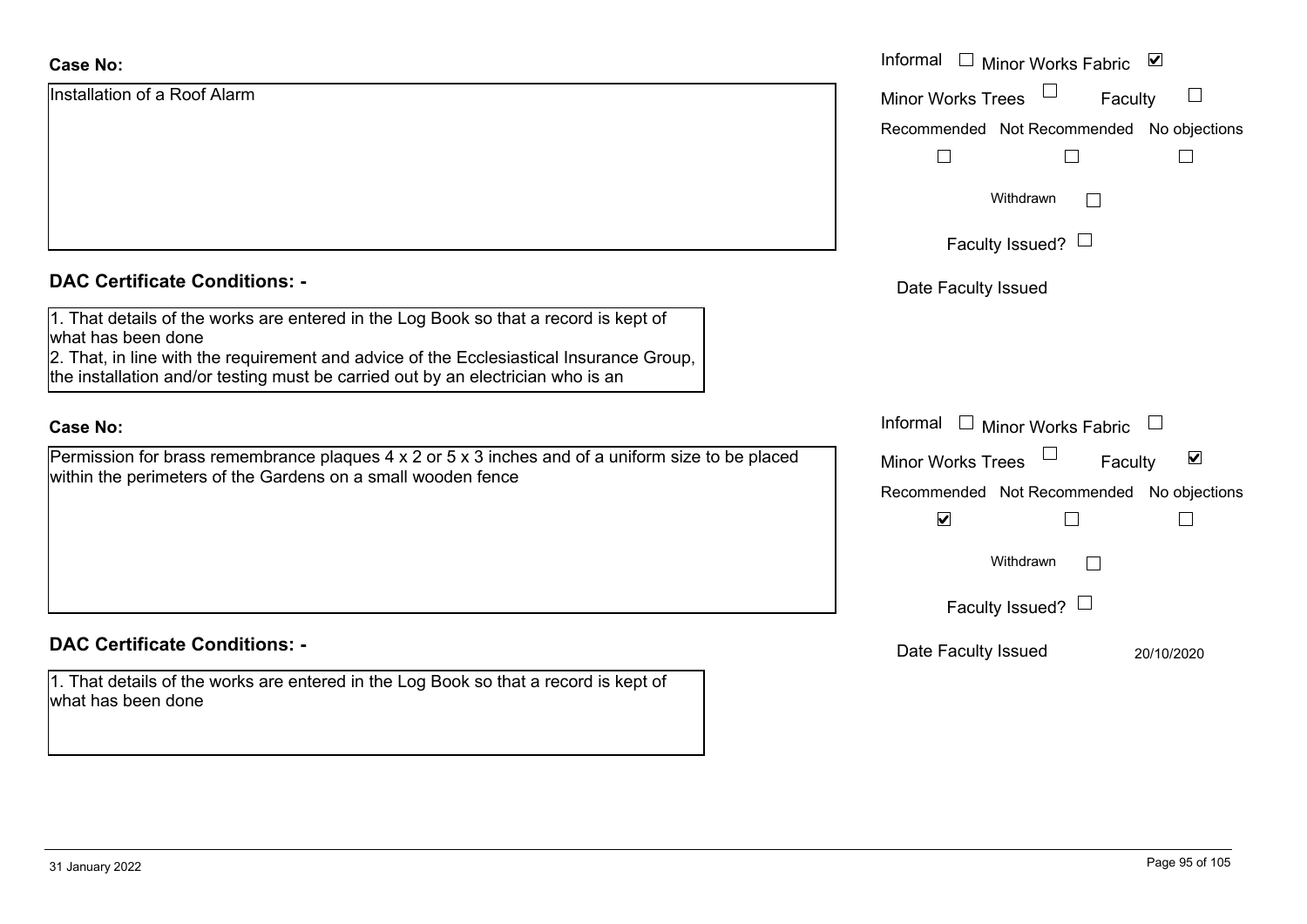**Case No:**

Installation of a Roof Alarm

Informal ☐ Minor Works Fabric ☑

Minor Works Trees ☐ Faculty ☐

Recommended ☐ Not Recommended ☐ No objections ☐

Withdrawn ☐

Faculty Issued? ☐

Date Faculty Issued

**DAC Certificate Conditions: -**

1. That details of the works are entered in the Log Book so that a record is kept of what has been done
2. That, in line with the requirement and advice of the Ecclesiastical Insurance Group, the installation and/or testing must be carried out by an electrician who is an

**Case No:**

Permission for brass remembrance plaques 4 x 2 or 5 x 3 inches and of a uniform size to be placed within the perimeters of the Gardens on a small wooden fence

Informal ☐ Minor Works Fabric ☐

Minor Works Trees ☐ Faculty ☑

Recommended ☑ Not Recommended ☐ No objections ☐

Withdrawn ☐

Faculty Issued? ☐

Date Faculty Issued 20/10/2020

**DAC Certificate Conditions: -**

1. That details of the works are entered in the Log Book so that a record is kept of what has been done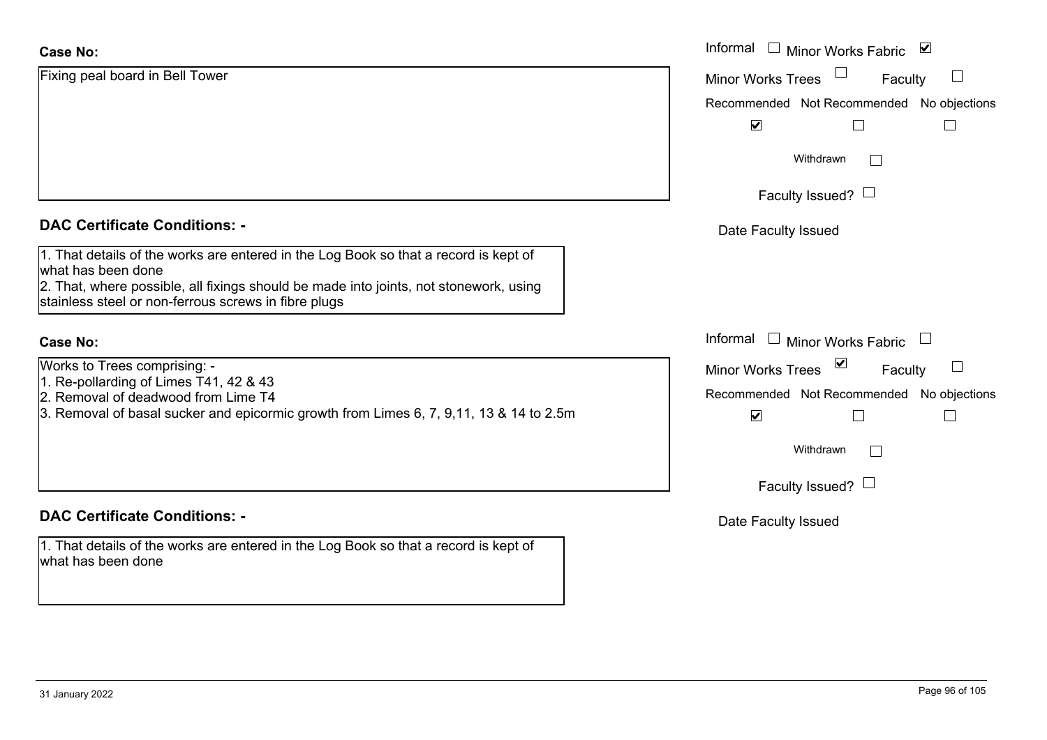**Case No:**

Fixing peal board in Bell Tower

Informal ☐ Minor Works Fabric ☑

Minor Works Trees ☐ Faculty ☐

Recommended ☑ Not Recommended ☐ No objections ☐

Withdrawn ☐

Faculty Issued? ☐

Date Faculty Issued

**DAC Certificate Conditions: -**

1. That details of the works are entered in the Log Book so that a record is kept of what has been done
2. That, where possible, all fixings should be made into joints, not stonework, using stainless steel or non-ferrous screws in fibre plugs

**Case No:**

Works to Trees comprising: -
1. Re-pollarding of Limes T41, 42 & 43
2. Removal of deadwood from Lime T4
3. Removal of basal sucker and epicormic growth from Limes 6, 7, 9,11, 13 & 14 to 2.5m

Informal ☐ Minor Works Fabric ☐

Minor Works Trees ☑ Faculty ☐

Recommended ☑ Not Recommended ☐ No objections ☐

Withdrawn ☐

Faculty Issued? ☐

Date Faculty Issued

**DAC Certificate Conditions: -**

1. That details of the works are entered in the Log Book so that a record is kept of what has been done

31 January 2022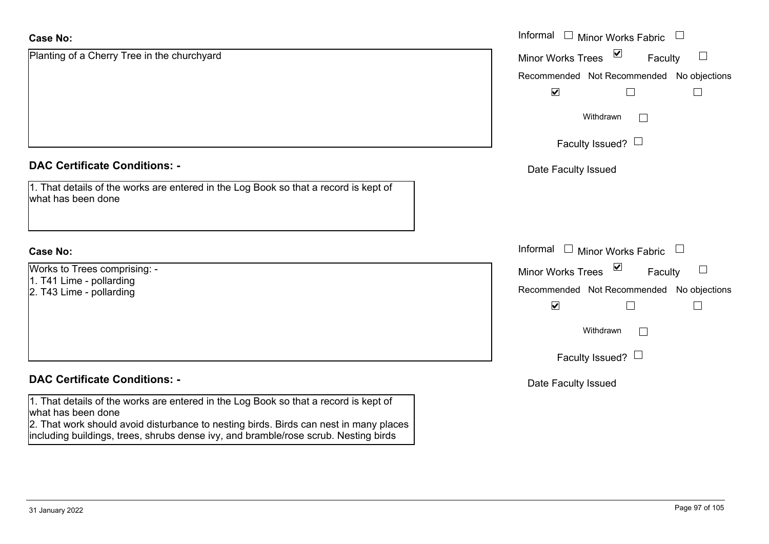**Case No:**

Planting of a Cherry Tree in the churchyard

Informal ☐ Minor Works Fabric ☐

Minor Works Trees ☑ Faculty ☐

Recommended ☑ Not Recommended ☐ No objections ☐

Withdrawn ☐

Faculty Issued? ☐

Date Faculty Issued

**DAC Certificate Conditions: -**

1. That details of the works are entered in the Log Book so that a record is kept of what has been done

**Case No:**

Works to Trees comprising: -
1. T41 Lime - pollarding
2. T43 Lime - pollarding

Informal ☐ Minor Works Fabric ☐

Minor Works Trees ☑ Faculty ☐

Recommended ☑ Not Recommended ☐ No objections ☐

Withdrawn ☐

Faculty Issued? ☐

Date Faculty Issued

**DAC Certificate Conditions: -**

1. That details of the works are entered in the Log Book so that a record is kept of what has been done
2. That work should avoid disturbance to nesting birds. Birds can nest in many places including buildings, trees, shrubs dense ivy, and bramble/rose scrub. Nesting birds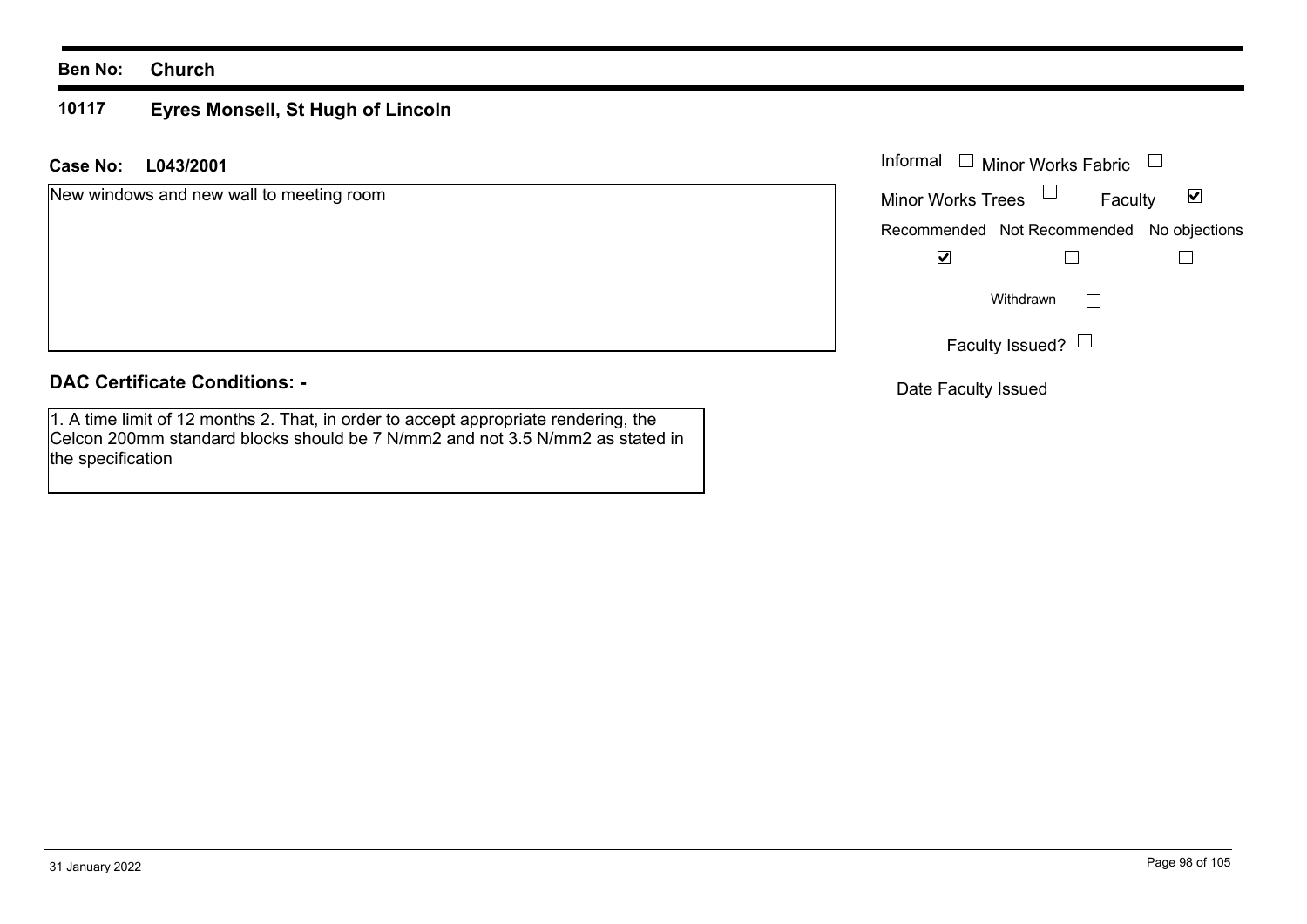**Ben No:** **Church**

**10117** **Eyres Monsell, St Hugh of Lincoln**

**Case No:** **L043/2001**

New windows and new wall to meeting room

Informal ☐ Minor Works Fabric ☐

Minor Works Trees ☐ Faculty ☑

Recommended ☑ Not Recommended ☐ No objections ☐

Withdrawn ☐

Faculty Issued? ☐

Date Faculty Issued

**DAC Certificate Conditions: -**

1. A time limit of 12 months 2. That, in order to accept appropriate rendering, the Celcon 200mm standard blocks should be 7 N/mm2 and not 3.5 N/mm2 as stated in the specification

31 January 2022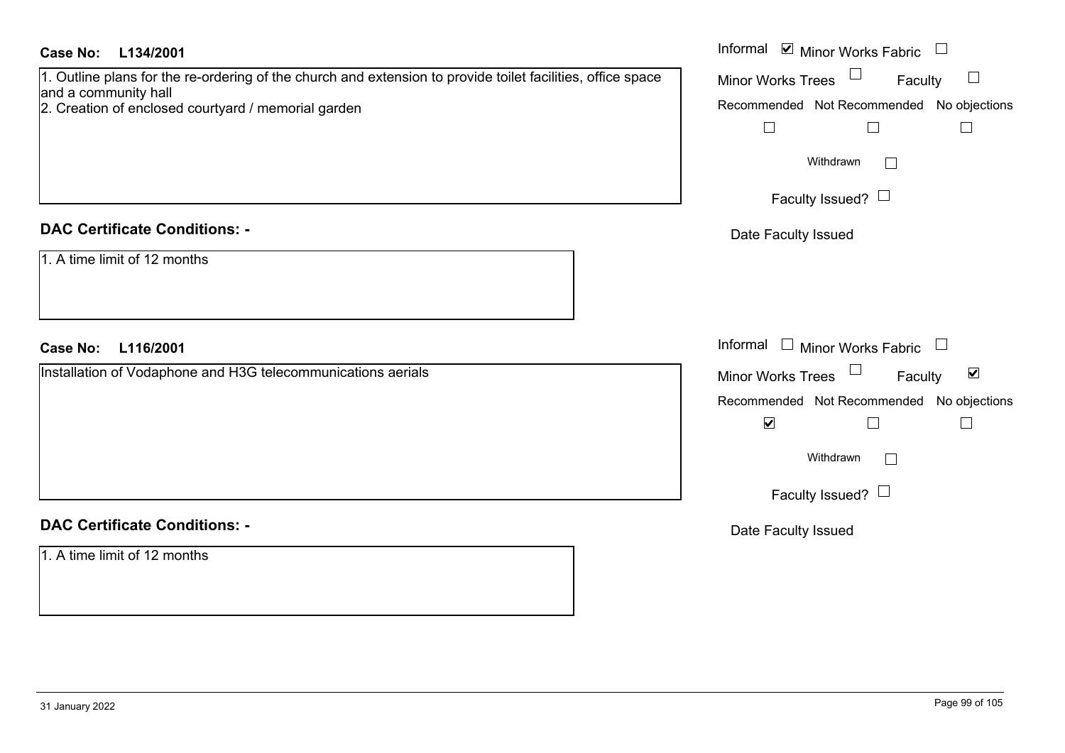**Case No: L134/2001**

Informal ☑ Minor Works Fabric ☐

Minor Works Trees ☐ Faculty ☐

Recommended ☐ Not Recommended ☐ No objections ☐

Withdrawn ☐

Faculty Issued? ☐

Date Faculty Issued

1. Outline plans for the re-ordering of the church and extension to provide toilet facilities, office space and a community hall
2. Creation of enclosed courtyard / memorial garden

## DAC Certificate Conditions: -

1. A time limit of 12 months

**Case No: L116/2001**

Informal ☐ Minor Works Fabric ☐

Minor Works Trees ☐ Faculty ☑

Recommended ☑ Not Recommended ☐ No objections ☐

Withdrawn ☐

Faculty Issued? ☐

Date Faculty Issued

Installation of Vodaphone and H3G telecommunications aerials

## DAC Certificate Conditions: -

1. A time limit of 12 months

31 January 2022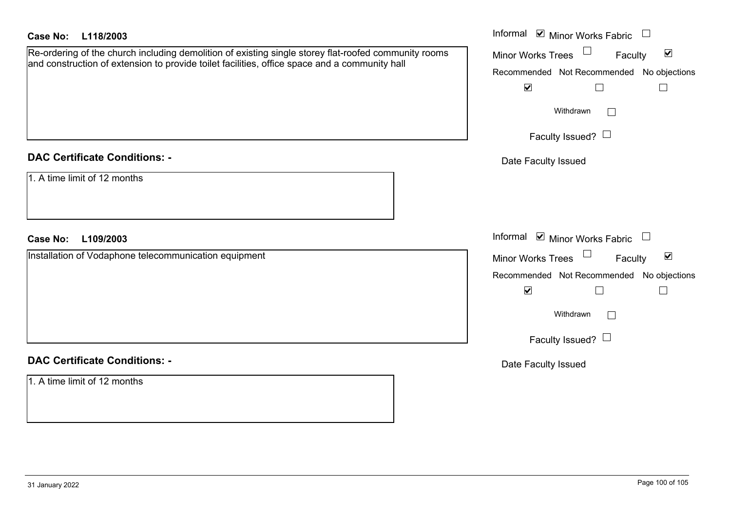**Case No:** **L118/2003**

Re-ordering of the church including demolition of existing single storey flat-roofed community rooms and construction of extension to provide toilet facilities, office space and a community hall

Informal ☑ Minor Works Fabric ☐
Minor Works Trees ☐ Faculty ☑

| Recommended | Not Recommended | No objections |
| --- | --- | --- |
| ☑ | ☐ | ☐ |

Withdrawn ☐

Faculty Issued? ☐

Date Faculty Issued

**DAC Certificate Conditions: -**

1. A time limit of 12 months

**Case No:** **L109/2003**

Installation of Vodaphone telecommunication equipment

Informal ☑ Minor Works Fabric ☐
Minor Works Trees ☐ Faculty ☑

| Recommended | Not Recommended | No objections |
| --- | --- | --- |
| ☑ | ☐ | ☐ |

Withdrawn ☐

Faculty Issued? ☐

Date Faculty Issued

**DAC Certificate Conditions: -**

1. A time limit of 12 months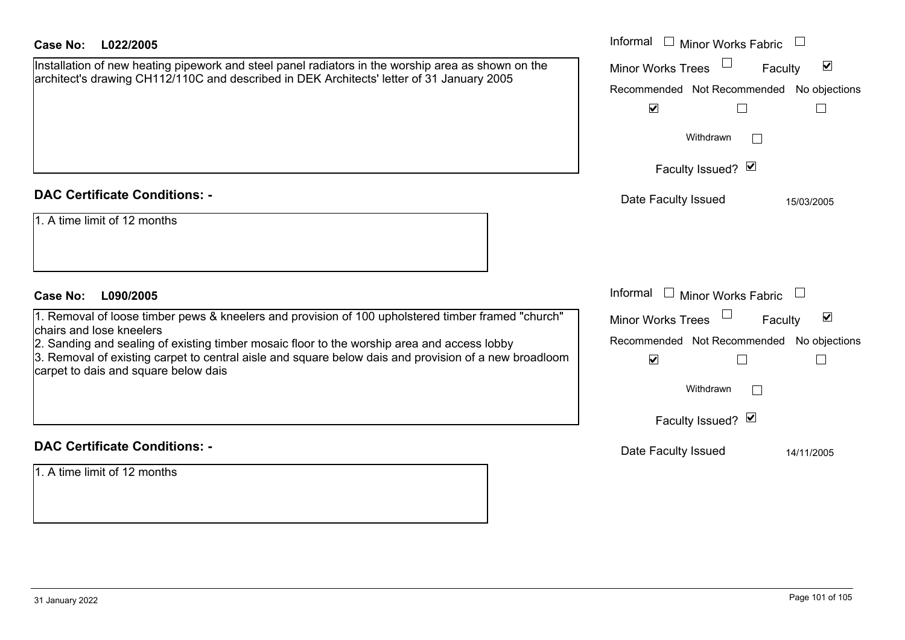**Case No: L022/2005**

Installation of new heating pipework and steel panel radiators in the worship area as shown on the architect's drawing CH112/110C and described in DEK Architects' letter of 31 January 2005

Informal ☐ Minor Works Fabric ☐
Minor Works Trees ☐ Faculty ☑
Recommended ☑ Not Recommended ☐ No objections ☐
Withdrawn ☐
Faculty Issued? ☑
Date Faculty Issued 15/03/2005

## DAC Certificate Conditions: -

1. A time limit of 12 months

**Case No: L090/2005**

1. Removal of loose timber pews & kneelers and provision of 100 upholstered timber framed "church" chairs and lose kneelers
2. Sanding and sealing of existing timber mosaic floor to the worship area and access lobby
3. Removal of existing carpet to central aisle and square below dais and provision of a new broadloom carpet to dais and square below dais

Informal ☐ Minor Works Fabric ☐
Minor Works Trees ☐ Faculty ☑
Recommended ☑ Not Recommended ☐ No objections ☐
Withdrawn ☐
Faculty Issued? ☑
Date Faculty Issued 14/11/2005

## DAC Certificate Conditions: -

1. A time limit of 12 months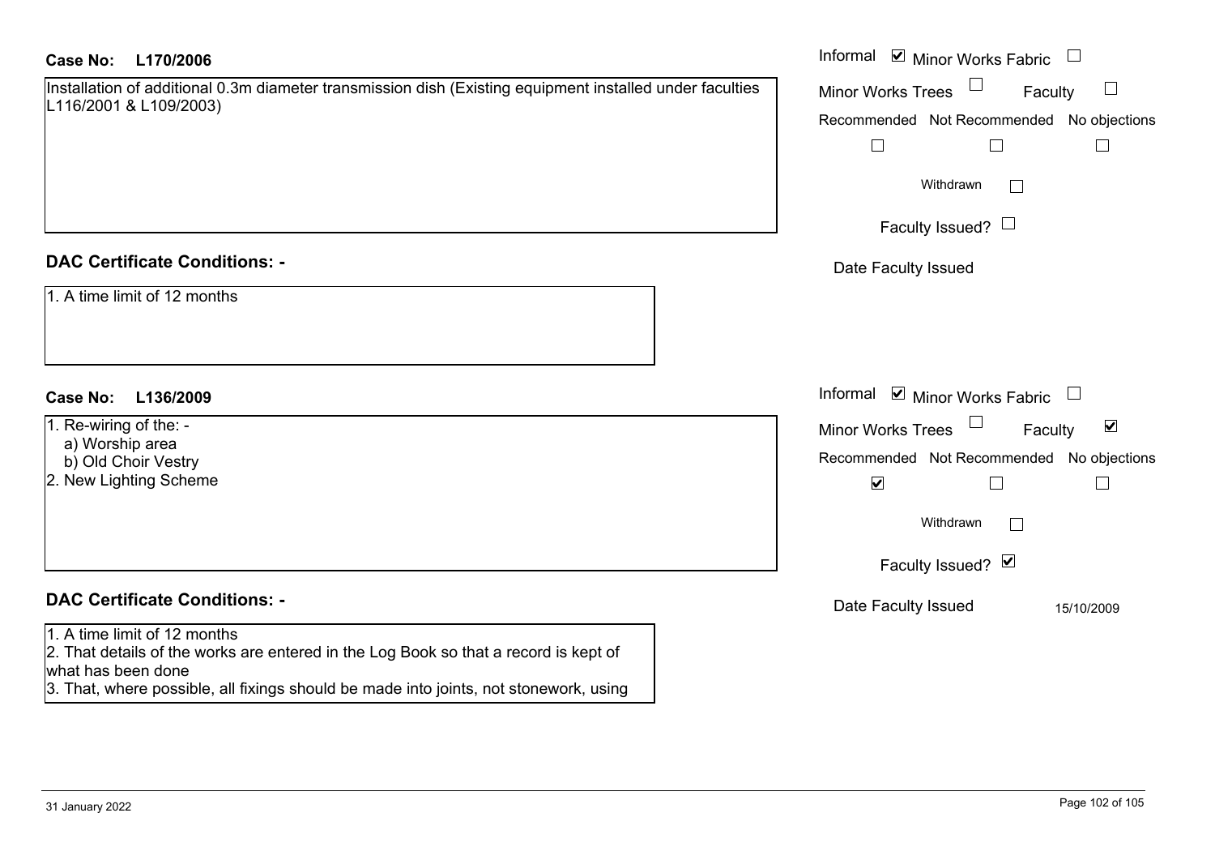**Case No: L170/2006**

Installation of additional 0.3m diameter transmission dish (Existing equipment installed under faculties L116/2001 & L109/2003)

Informal ☑ Minor Works Fabric ☐
Minor Works Trees ☐ Faculty ☐
Recommended ☐ Not Recommended ☐ No objections ☐
Withdrawn ☐
Faculty Issued? ☐
Date Faculty Issued

**DAC Certificate Conditions: -**

1. A time limit of 12 months

**Case No: L136/2009**

1. Re-wiring of the: -
   a) Worship area
   b) Old Choir Vestry
2. New Lighting Scheme

Informal ☑ Minor Works Fabric ☐
Minor Works Trees ☐ Faculty ☑
Recommended ☑ Not Recommended ☐ No objections ☐
Withdrawn ☐
Faculty Issued? ☑
Date Faculty Issued 15/10/2009

**DAC Certificate Conditions: -**

1. A time limit of 12 months
2. That details of the works are entered in the Log Book so that a record is kept of what has been done
3. That, where possible, all fixings should be made into joints, not stonework, using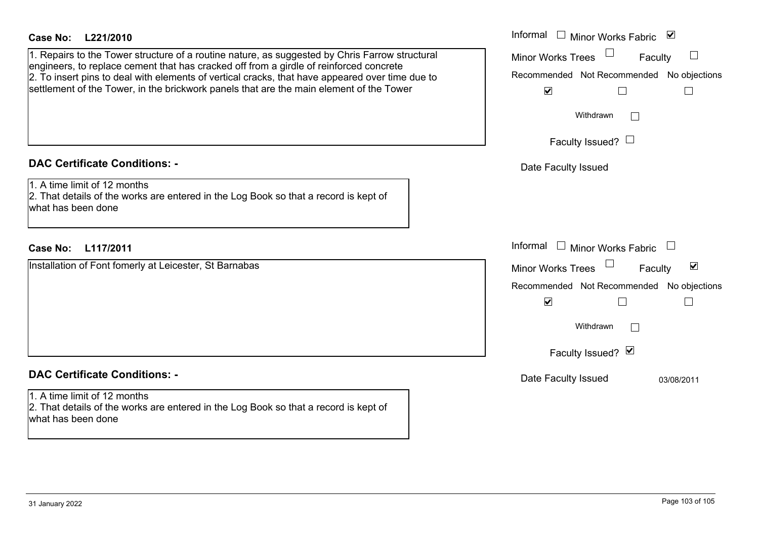**Case No: L221/2010**

Informal ☐ Minor Works Fabric ☑

Minor Works Trees ☐ Faculty ☐

Recommended ☑ Not Recommended ☐ No objections ☐

Withdrawn ☐

Faculty Issued? ☐

Date Faculty Issued

1. Repairs to the Tower structure of a routine nature, as suggested by Chris Farrow structural engineers, to replace cement that has cracked off from a girdle of reinforced concrete
2. To insert pins to deal with elements of vertical cracks, that have appeared over time due to settlement of the Tower, in the brickwork panels that are the main element of the Tower

**DAC Certificate Conditions: -**

1. A time limit of 12 months
2. That details of the works are entered in the Log Book so that a record is kept of what has been done

**Case No: L117/2011**

Informal ☐ Minor Works Fabric ☐

Minor Works Trees ☐ Faculty ☑

Recommended ☑ Not Recommended ☐ No objections ☐

Withdrawn ☐

Faculty Issued? ☑

Date Faculty Issued 03/08/2011

Installation of Font fomerly at Leicester, St Barnabas

**DAC Certificate Conditions: -**

1. A time limit of 12 months
2. That details of the works are entered in the Log Book so that a record is kept of what has been done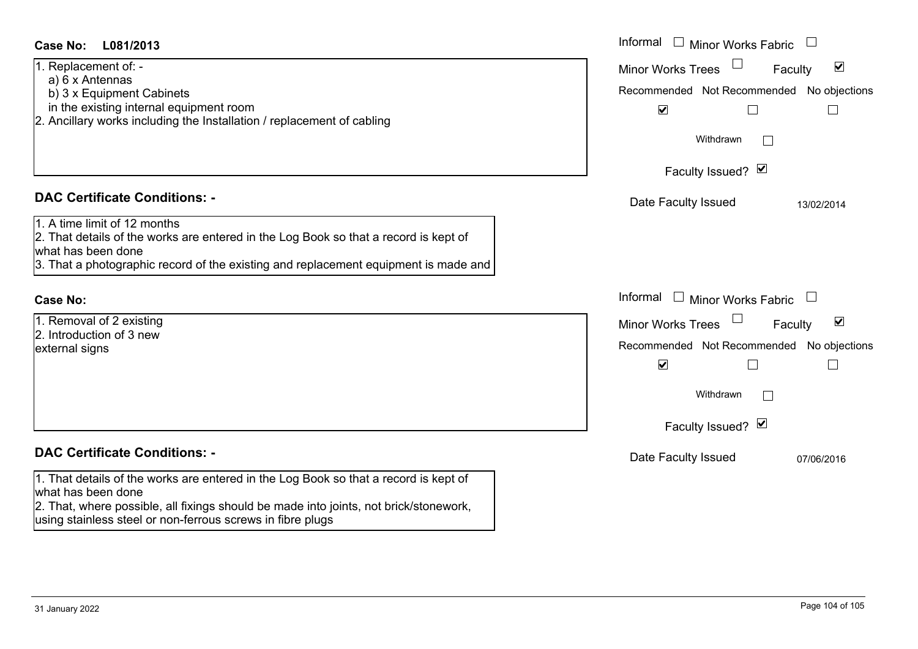**Case No: L081/2013**

1. Replacement of: -
   a) 6 x Antennas
   b) 3 x Equipment Cabinets
   in the existing internal equipment room
2. Ancillary works including the Installation / replacement of cabling

Informal ☐ Minor Works Fabric ☐
Minor Works Trees ☐ Faculty ☑
Recommended ☑ Not Recommended ☐ No objections ☐
Withdrawn ☐
Faculty Issued? ☑
Date Faculty Issued 13/02/2014

## DAC Certificate Conditions: -

1. A time limit of 12 months
2. That details of the works are entered in the Log Book so that a record is kept of what has been done
3. That a photographic record of the existing and replacement equipment is made and

**Case No:**

1. Removal of 2 existing
2. Introduction of 3 new
external signs

Informal ☐ Minor Works Fabric ☐
Minor Works Trees ☐ Faculty ☑
Recommended ☑ Not Recommended ☐ No objections ☐
Withdrawn ☐
Faculty Issued? ☑
Date Faculty Issued 07/06/2016

## DAC Certificate Conditions: -

1. That details of the works are entered in the Log Book so that a record is kept of what has been done
2. That, where possible, all fixings should be made into joints, not brick/stonework, using stainless steel or non-ferrous screws in fibre plugs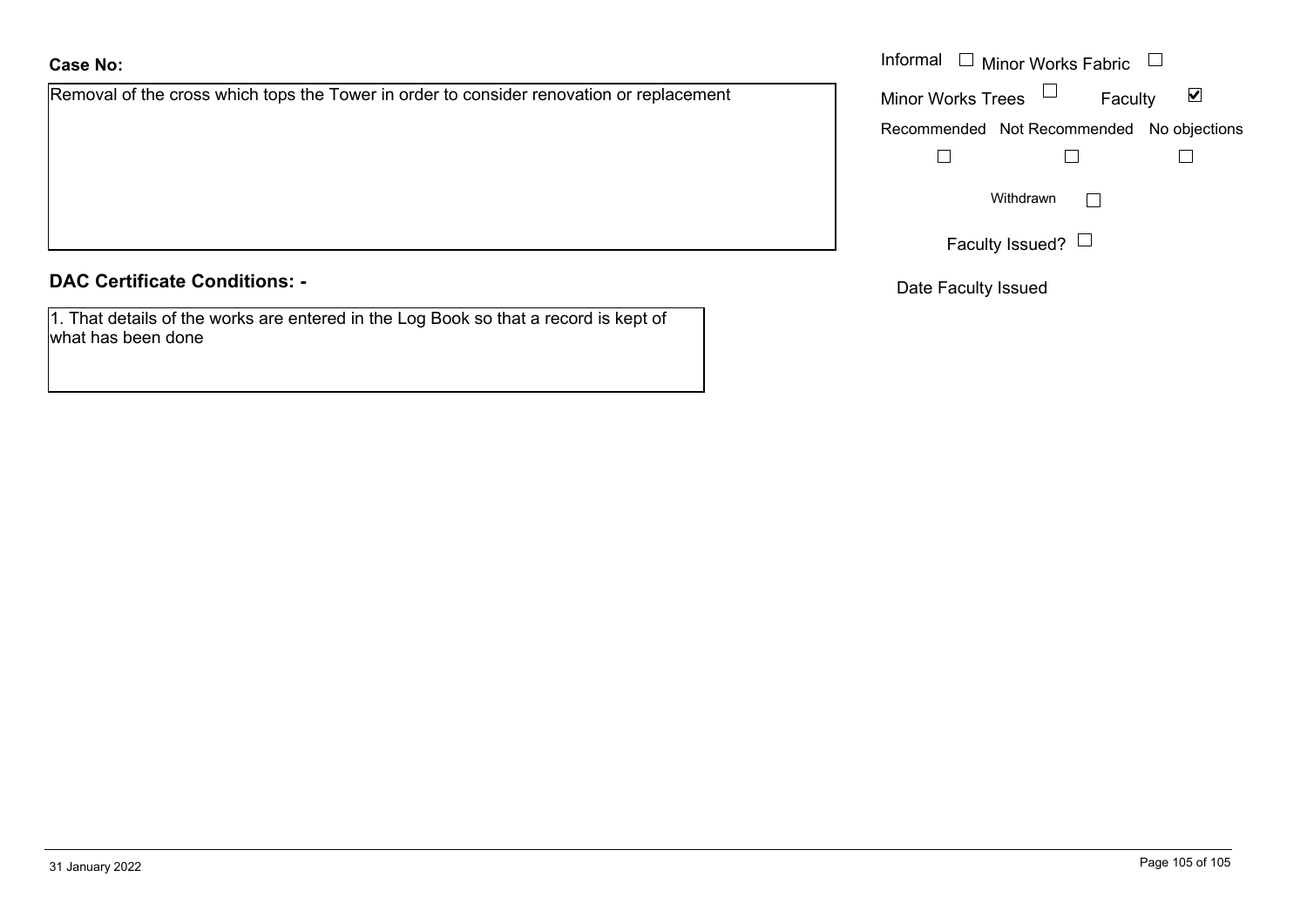**Case No:**

Removal of the cross which tops the Tower in order to consider renovation or replacement

Informal ☐ Minor Works Fabric ☐

Minor Works Trees ☐ Faculty ☑

Recommended ☐ Not Recommended ☐ No objections ☐

Withdrawn ☐

Faculty Issued? ☐

Date Faculty Issued

**DAC Certificate Conditions: -**

1. That details of the works are entered in the Log Book so that a record is kept of what has been done

31 January 2022